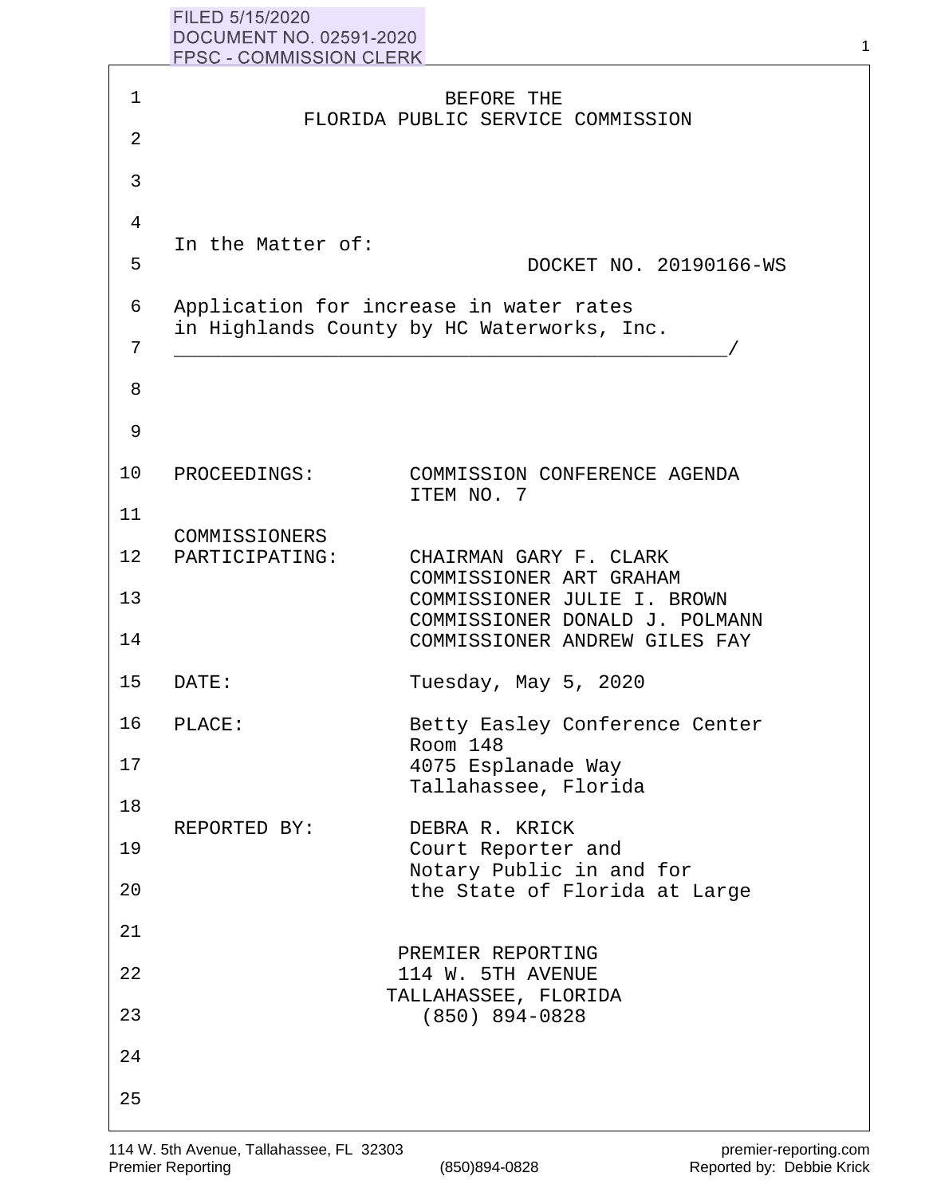FILED 5/15/2020
DOCUMENT NO. 02591-2020
FPSC - COMMISSION CLERK

BEFORE THE
FLORIDA PUBLIC SERVICE COMMISSION

In the Matter of:

DOCKET NO. 20190166-WS

Application for increase in water rates in Highlands County by HC Waterworks, Inc.
_______________________________________________/

PROCEEDINGS: COMMISSION CONFERENCE AGENDA ITEM NO. 7

COMMISSIONERS PARTICIPATING: CHAIRMAN GARY F. CLARK
COMMISSIONER ART GRAHAM
COMMISSIONER JULIE I. BROWN
COMMISSIONER DONALD J. POLMANN
COMMISSIONER ANDREW GILES FAY

DATE: Tuesday, May 5, 2020

PLACE: Betty Easley Conference Center
Room 148
4075 Esplanade Way
Tallahassee, Florida

REPORTED BY: DEBRA R. KRICK
Court Reporter and
Notary Public in and for
the State of Florida at Large

PREMIER REPORTING
114 W. 5TH AVENUE
TALLAHASSEE, FLORIDA
(850) 894-0828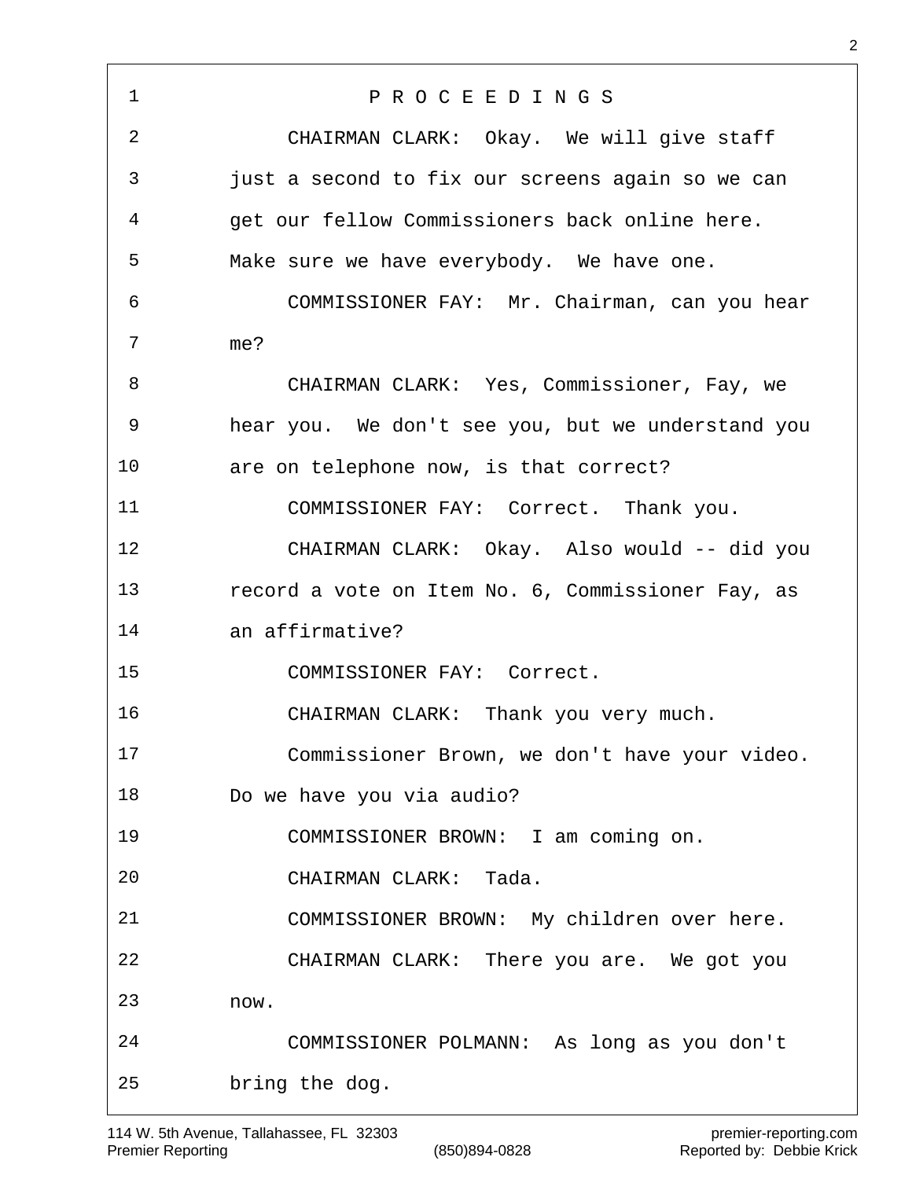# P R O C E E D I N G S

CHAIRMAN CLARK: Okay. We will give staff just a second to fix our screens again so we can get our fellow Commissioners back online here. Make sure we have everybody. We have one.

COMMISSIONER FAY: Mr. Chairman, can you hear me?

CHAIRMAN CLARK: Yes, Commissioner, Fay, we hear you. We don't see you, but we understand you are on telephone now, is that correct?

COMMISSIONER FAY: Correct. Thank you.

CHAIRMAN CLARK: Okay. Also would -- did you record a vote on Item No. 6, Commissioner Fay, as an affirmative?

COMMISSIONER FAY: Correct.

CHAIRMAN CLARK: Thank you very much.

Commissioner Brown, we don't have your video. Do we have you via audio?

COMMISSIONER BROWN: I am coming on.

CHAIRMAN CLARK: Tada.

COMMISSIONER BROWN: My children over here.

CHAIRMAN CLARK: There you are. We got you now.

COMMISSIONER POLMANN: As long as you don't bring the dog.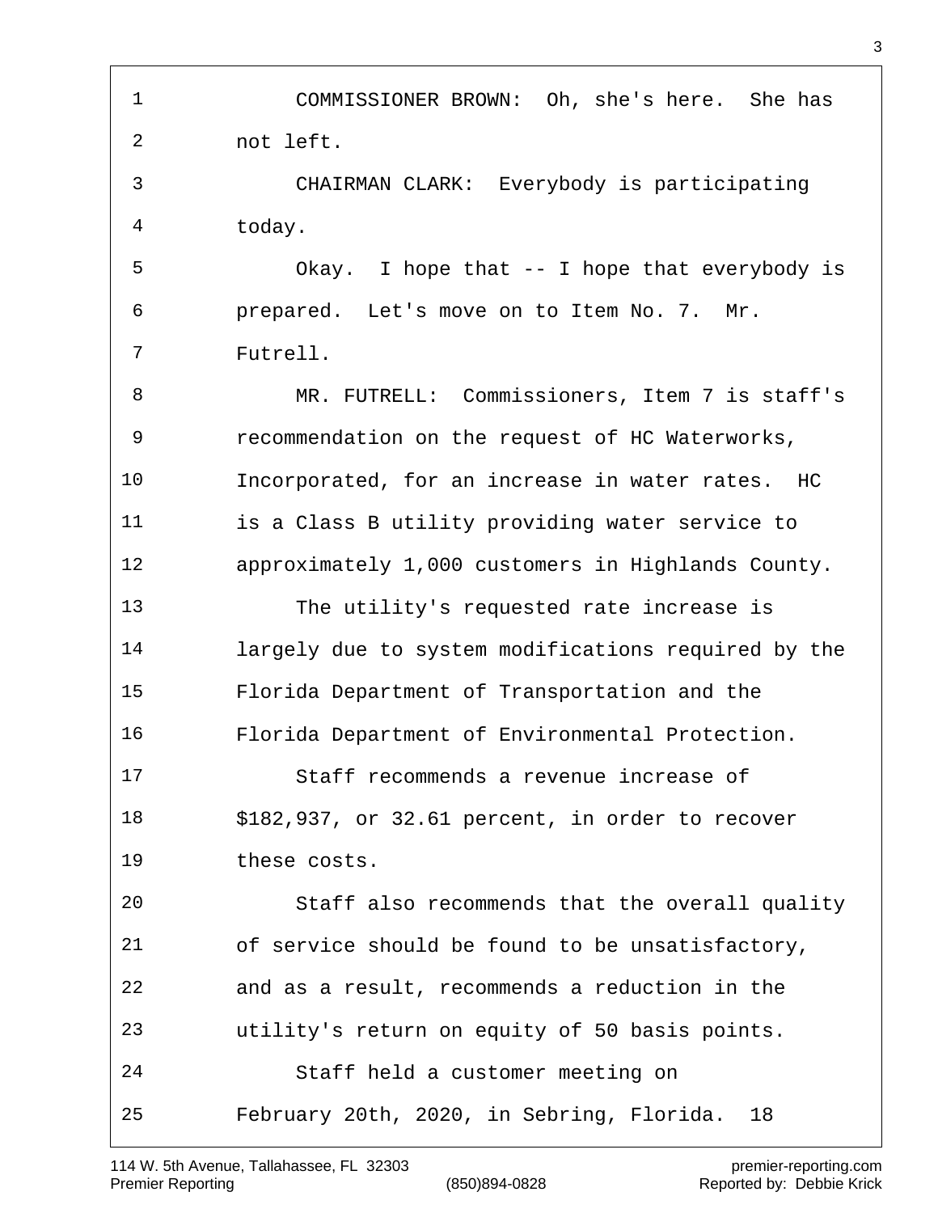COMMISSIONER BROWN: Oh, she's here. She has not left.

CHAIRMAN CLARK: Everybody is participating today.

Okay. I hope that -- I hope that everybody is prepared. Let's move on to Item No. 7. Mr. Futrell.

MR. FUTRELL: Commissioners, Item 7 is staff's recommendation on the request of HC Waterworks, Incorporated, for an increase in water rates. HC is a Class B utility providing water service to approximately 1,000 customers in Highlands County.

The utility's requested rate increase is largely due to system modifications required by the Florida Department of Transportation and the Florida Department of Environmental Protection.

Staff recommends a revenue increase of $182,937, or 32.61 percent, in order to recover these costs.

Staff also recommends that the overall quality of service should be found to be unsatisfactory, and as a result, recommends a reduction in the utility's return on equity of 50 basis points.

Staff held a customer meeting on February 20th, 2020, in Sebring, Florida. 18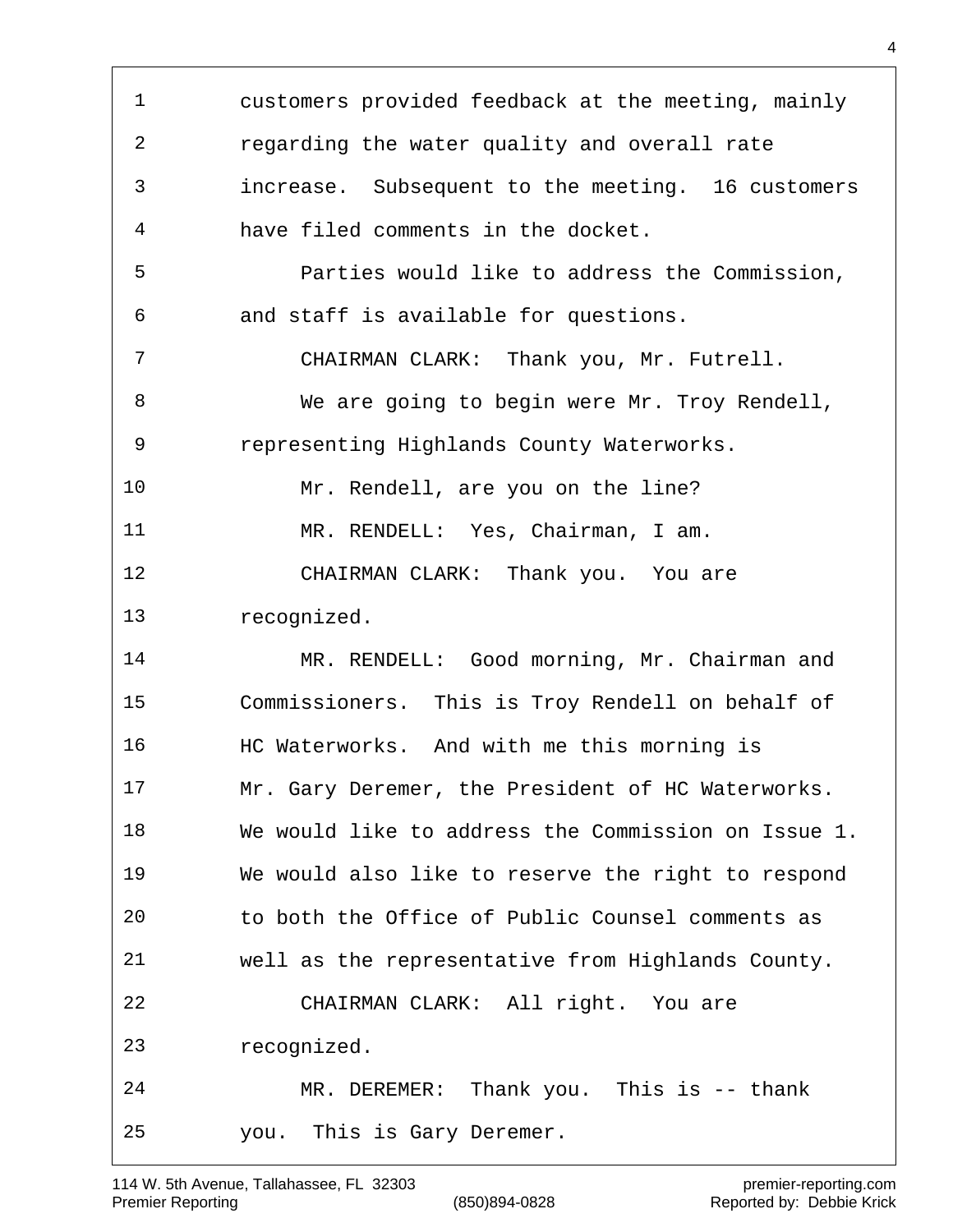customers provided feedback at the meeting, mainly regarding the water quality and overall rate increase. Subsequent to the meeting. 16 customers have filed comments in the docket.

Parties would like to address the Commission, and staff is available for questions.

CHAIRMAN CLARK: Thank you, Mr. Futrell.

We are going to begin were Mr. Troy Rendell, representing Highlands County Waterworks.

Mr. Rendell, are you on the line?

MR. RENDELL: Yes, Chairman, I am.

CHAIRMAN CLARK: Thank you. You are recognized.

MR. RENDELL: Good morning, Mr. Chairman and Commissioners. This is Troy Rendell on behalf of HC Waterworks. And with me this morning is Mr. Gary Deremer, the President of HC Waterworks. We would like to address the Commission on Issue 1. We would also like to reserve the right to respond to both the Office of Public Counsel comments as well as the representative from Highlands County.

CHAIRMAN CLARK: All right. You are recognized.

MR. DEREMER: Thank you. This is -- thank you. This is Gary Deremer.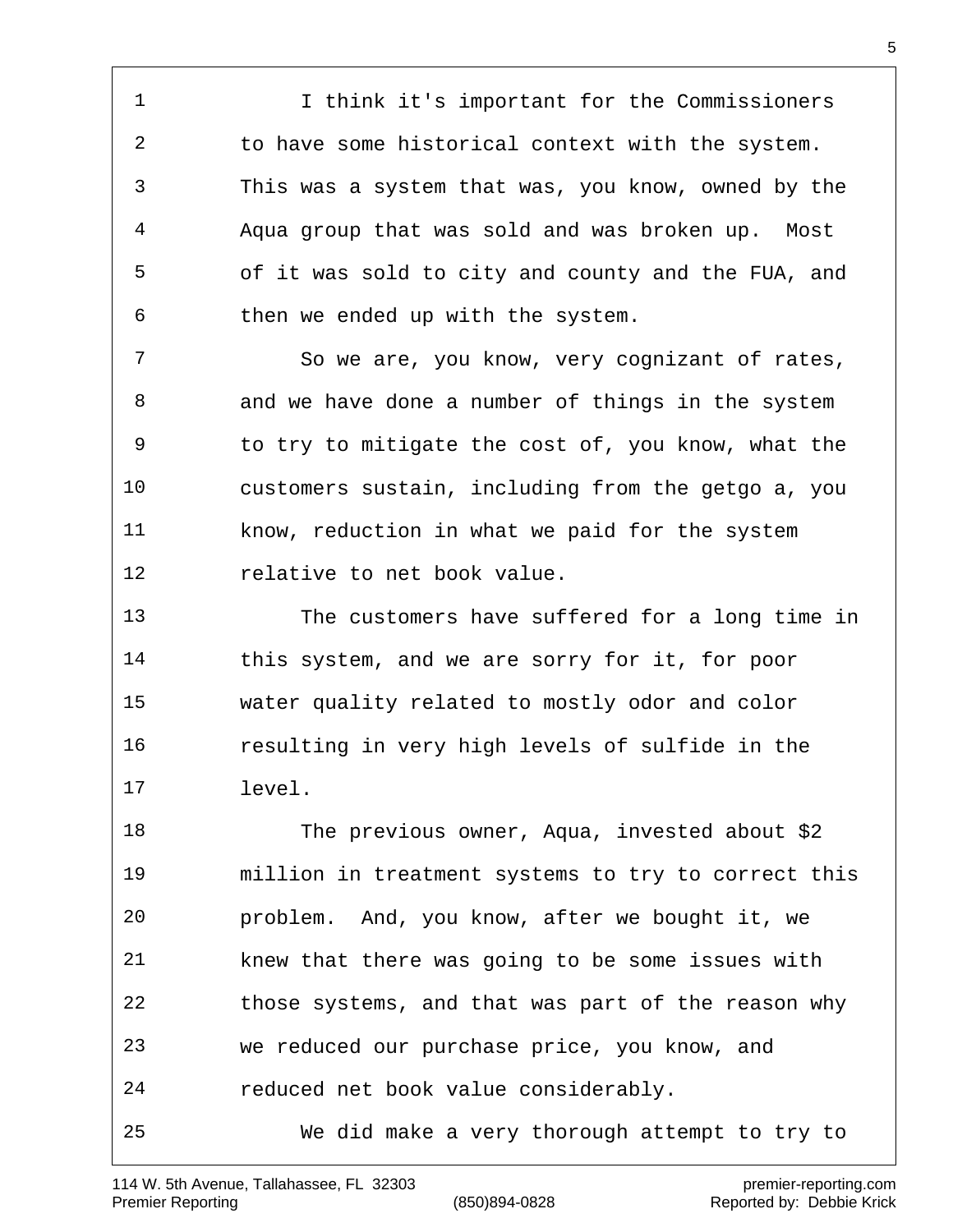I think it's important for the Commissioners to have some historical context with the system. This was a system that was, you know, owned by the Aqua group that was sold and was broken up. Most of it was sold to city and county and the FUA, and then we ended up with the system.

So we are, you know, very cognizant of rates, and we have done a number of things in the system to try to mitigate the cost of, you know, what the customers sustain, including from the getgo a, you know, reduction in what we paid for the system relative to net book value.

The customers have suffered for a long time in this system, and we are sorry for it, for poor water quality related to mostly odor and color resulting in very high levels of sulfide in the level.

The previous owner, Aqua, invested about $2 million in treatment systems to try to correct this problem. And, you know, after we bought it, we knew that there was going to be some issues with those systems, and that was part of the reason why we reduced our purchase price, you know, and reduced net book value considerably.

We did make a very thorough attempt to try to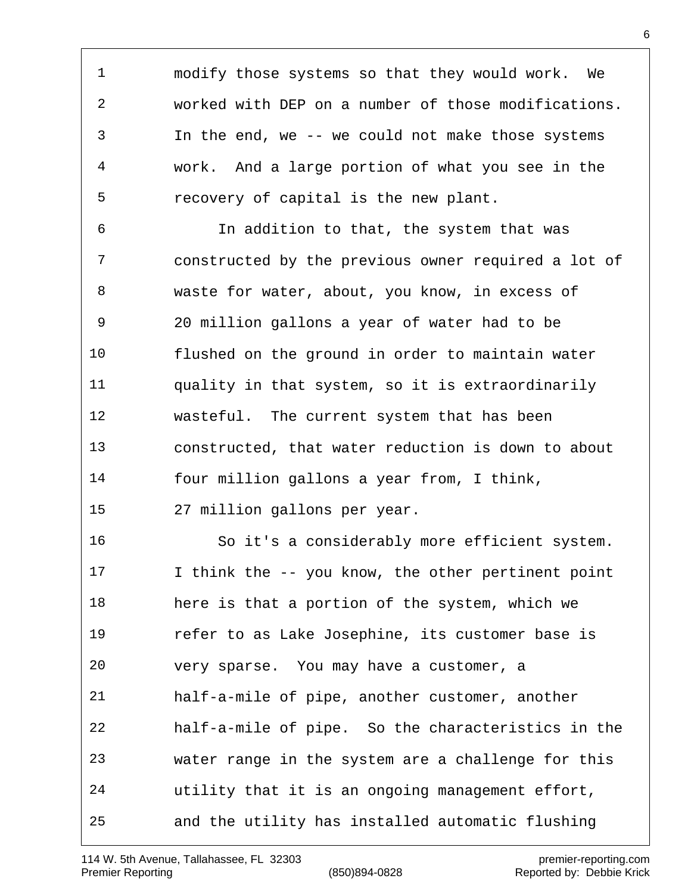modify those systems so that they would work. We worked with DEP on a number of those modifications. In the end, we -- we could not make those systems work. And a large portion of what you see in the recovery of capital is the new plant.

In addition to that, the system that was constructed by the previous owner required a lot of waste for water, about, you know, in excess of 20 million gallons a year of water had to be flushed on the ground in order to maintain water quality in that system, so it is extraordinarily wasteful. The current system that has been constructed, that water reduction is down to about four million gallons a year from, I think, 27 million gallons per year.

So it's a considerably more efficient system. I think the -- you know, the other pertinent point here is that a portion of the system, which we refer to as Lake Josephine, its customer base is very sparse. You may have a customer, a half-a-mile of pipe, another customer, another half-a-mile of pipe. So the characteristics in the water range in the system are a challenge for this utility that it is an ongoing management effort, and the utility has installed automatic flushing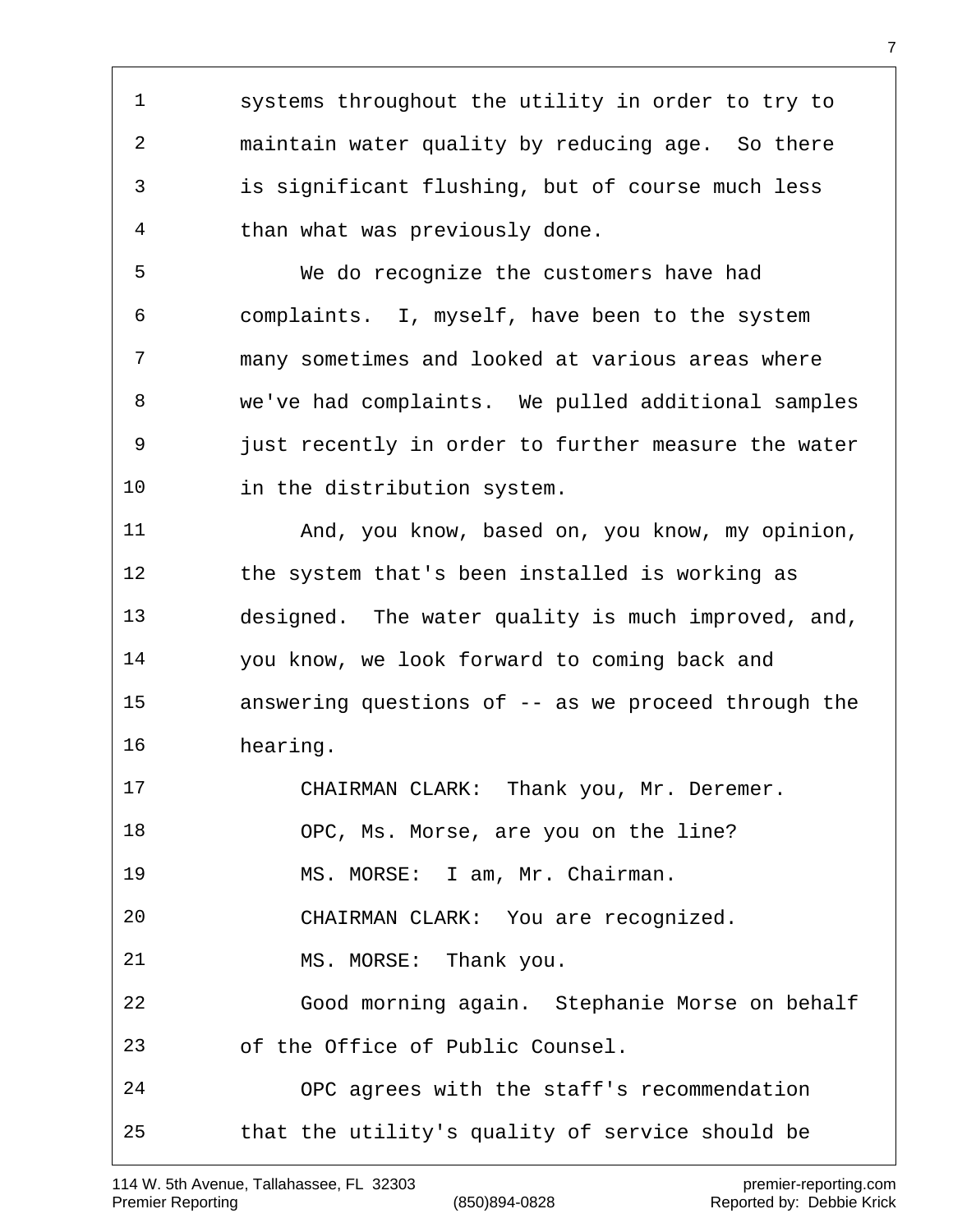systems throughout the utility in order to try to maintain water quality by reducing age. So there is significant flushing, but of course much less than what was previously done.

We do recognize the customers have had complaints. I, myself, have been to the system many sometimes and looked at various areas where we've had complaints. We pulled additional samples just recently in order to further measure the water in the distribution system.

And, you know, based on, you know, my opinion, the system that's been installed is working as designed. The water quality is much improved, and, you know, we look forward to coming back and answering questions of -- as we proceed through the hearing.

CHAIRMAN CLARK: Thank you, Mr. Deremer.

OPC, Ms. Morse, are you on the line?

MS. MORSE: I am, Mr. Chairman.

CHAIRMAN CLARK: You are recognized.

MS. MORSE: Thank you.

Good morning again. Stephanie Morse on behalf of the Office of Public Counsel.

OPC agrees with the staff's recommendation that the utility's quality of service should be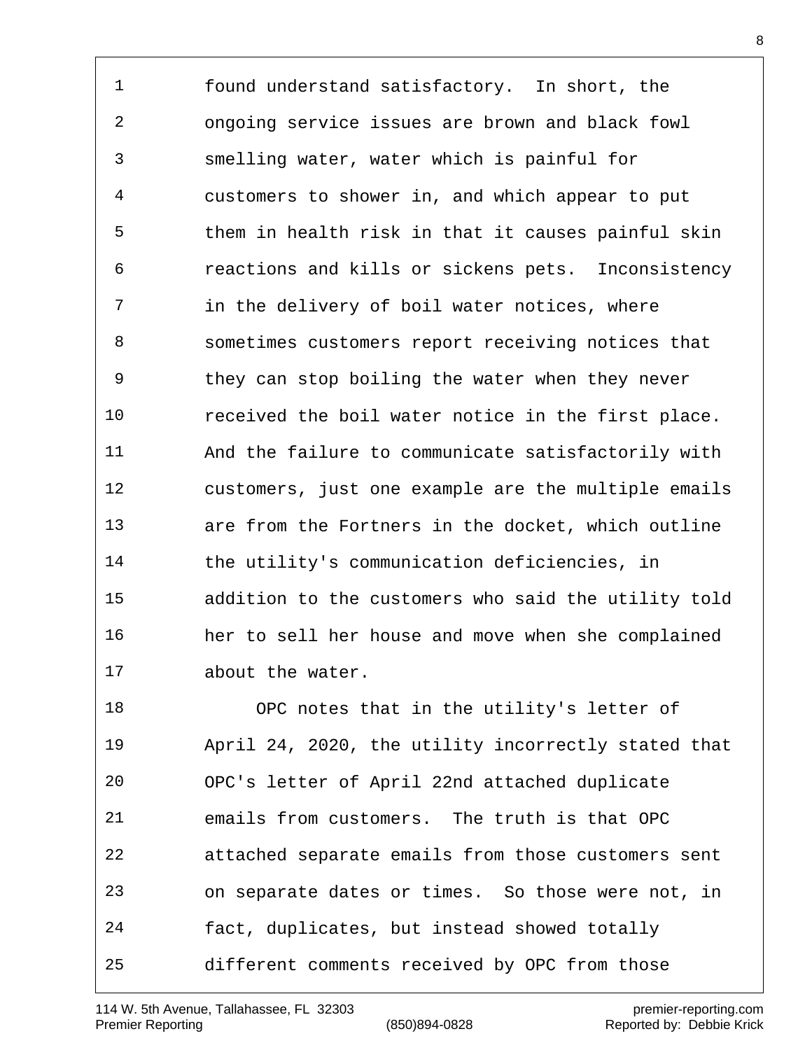found understand satisfactory. In short, the ongoing service issues are brown and black fowl smelling water, water which is painful for customers to shower in, and which appear to put them in health risk in that it causes painful skin reactions and kills or sickens pets. Inconsistency in the delivery of boil water notices, where sometimes customers report receiving notices that they can stop boiling the water when they never received the boil water notice in the first place. And the failure to communicate satisfactorily with customers, just one example are the multiple emails are from the Fortners in the docket, which outline the utility's communication deficiencies, in addition to the customers who said the utility told her to sell her house and move when she complained about the water.

OPC notes that in the utility's letter of April 24, 2020, the utility incorrectly stated that OPC's letter of April 22nd attached duplicate emails from customers. The truth is that OPC attached separate emails from those customers sent on separate dates or times. So those were not, in fact, duplicates, but instead showed totally different comments received by OPC from those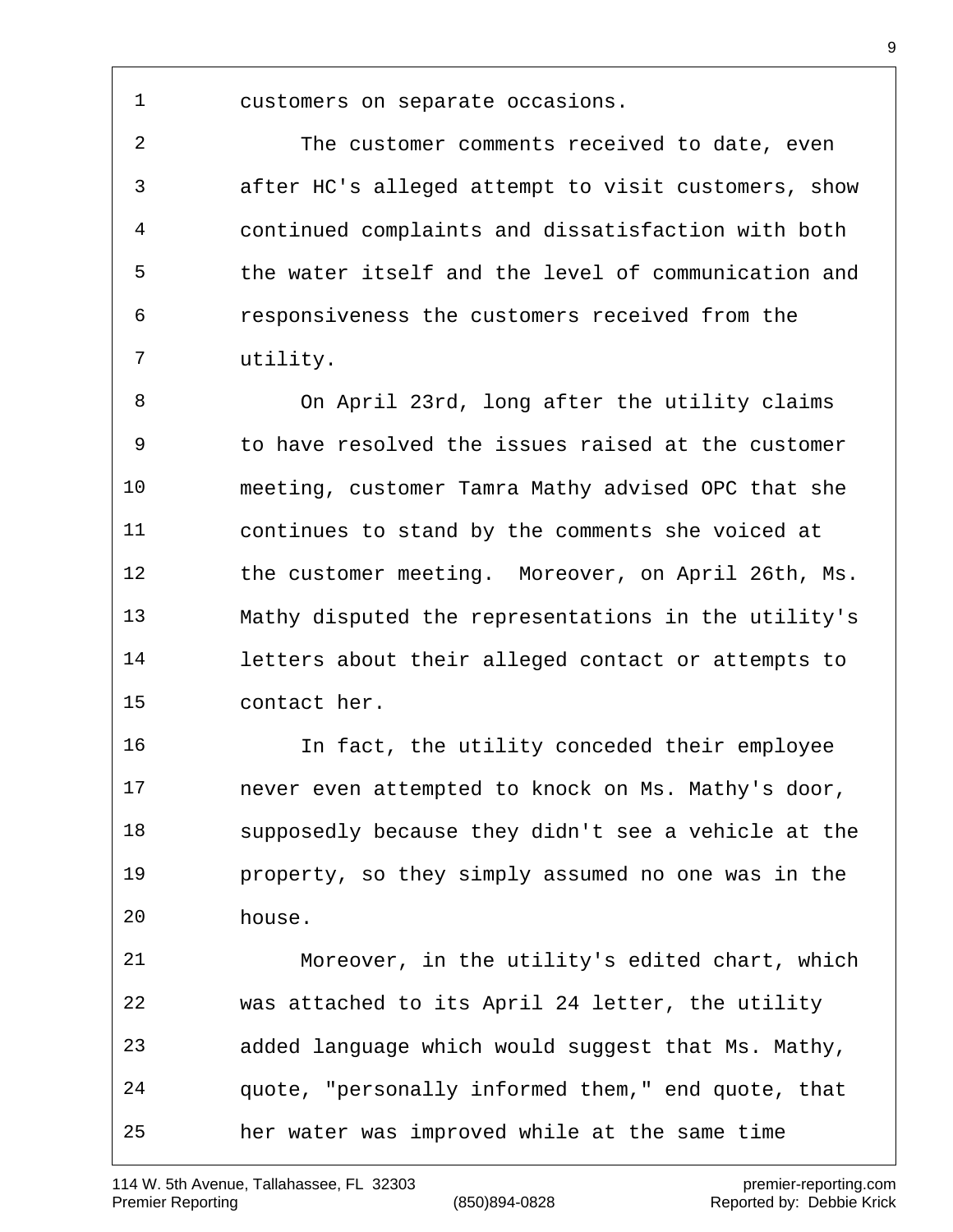customers on separate occasions.

The customer comments received to date, even after HC's alleged attempt to visit customers, show continued complaints and dissatisfaction with both the water itself and the level of communication and responsiveness the customers received from the utility.

On April 23rd, long after the utility claims to have resolved the issues raised at the customer meeting, customer Tamra Mathy advised OPC that she continues to stand by the comments she voiced at the customer meeting.  Moreover, on April 26th, Ms. Mathy disputed the representations in the utility's letters about their alleged contact or attempts to contact her.

In fact, the utility conceded their employee never even attempted to knock on Ms. Mathy's door, supposedly because they didn't see a vehicle at the property, so they simply assumed no one was in the house.

Moreover, in the utility's edited chart, which was attached to its April 24 letter, the utility added language which would suggest that Ms. Mathy, quote, "personally informed them," end quote, that her water was improved while at the same time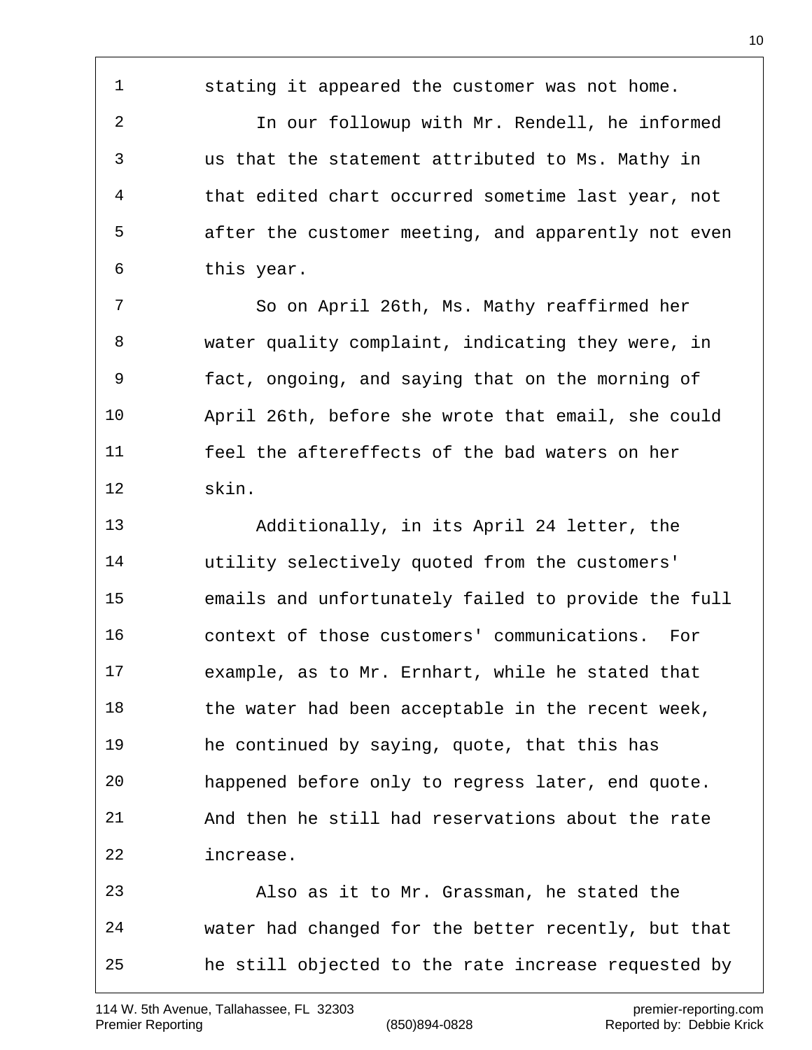1 stating it appeared the customer was not home.

2 In our followup with Mr. Rendell, he informed
3 us that the statement attributed to Ms. Mathy in
4 that edited chart occurred sometime last year, not
5 after the customer meeting, and apparently not even
6 this year.

7 So on April 26th, Ms. Mathy reaffirmed her
8 water quality complaint, indicating they were, in
9 fact, ongoing, and saying that on the morning of
10 April 26th, before she wrote that email, she could
11 feel the aftereffects of the bad waters on her
12 skin.

13 Additionally, in its April 24 letter, the
14 utility selectively quoted from the customers'
15 emails and unfortunately failed to provide the full
16 context of those customers' communications. For
17 example, as to Mr. Ernhart, while he stated that
18 the water had been acceptable in the recent week,
19 he continued by saying, quote, that this has
20 happened before only to regress later, end quote.
21 And then he still had reservations about the rate
22 increase.

23 Also as it to Mr. Grassman, he stated the
24 water had changed for the better recently, but that
25 he still objected to the rate increase requested by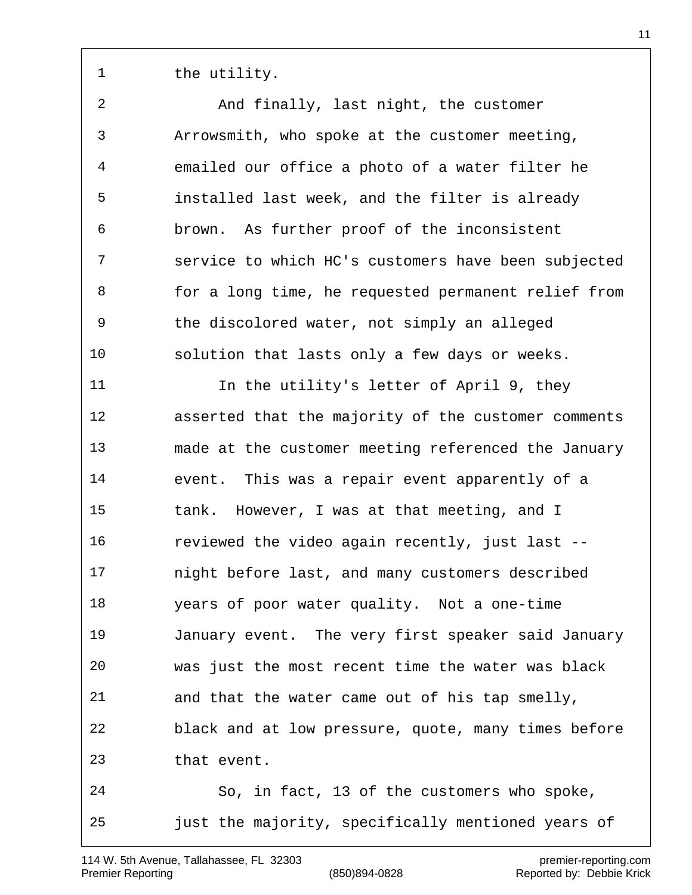the utility.

And finally, last night, the customer Arrowsmith, who spoke at the customer meeting, emailed our office a photo of a water filter he installed last week, and the filter is already brown. As further proof of the inconsistent service to which HC's customers have been subjected for a long time, he requested permanent relief from the discolored water, not simply an alleged solution that lasts only a few days or weeks.

In the utility's letter of April 9, they asserted that the majority of the customer comments made at the customer meeting referenced the January event. This was a repair event apparently of a tank. However, I was at that meeting, and I reviewed the video again recently, just last -- night before last, and many customers described years of poor water quality. Not a one-time January event. The very first speaker said January was just the most recent time the water was black and that the water came out of his tap smelly, black and at low pressure, quote, many times before that event.

So, in fact, 13 of the customers who spoke, just the majority, specifically mentioned years of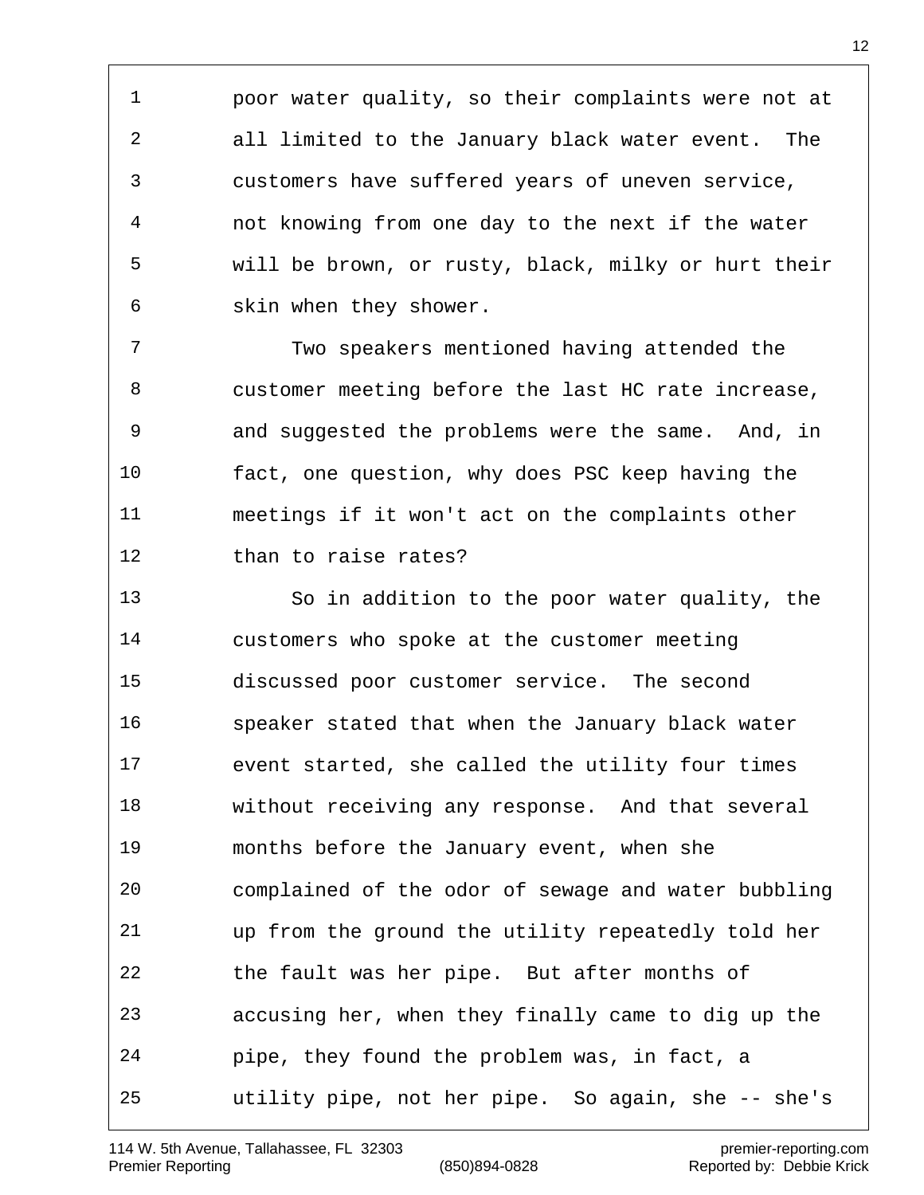poor water quality, so their complaints were not at all limited to the January black water event. The customers have suffered years of uneven service, not knowing from one day to the next if the water will be brown, or rusty, black, milky or hurt their skin when they shower.

Two speakers mentioned having attended the customer meeting before the last HC rate increase, and suggested the problems were the same. And, in fact, one question, why does PSC keep having the meetings if it won't act on the complaints other than to raise rates?

So in addition to the poor water quality, the customers who spoke at the customer meeting discussed poor customer service. The second speaker stated that when the January black water event started, she called the utility four times without receiving any response. And that several months before the January event, when she complained of the odor of sewage and water bubbling up from the ground the utility repeatedly told her the fault was her pipe. But after months of accusing her, when they finally came to dig up the pipe, they found the problem was, in fact, a utility pipe, not her pipe. So again, she -- she's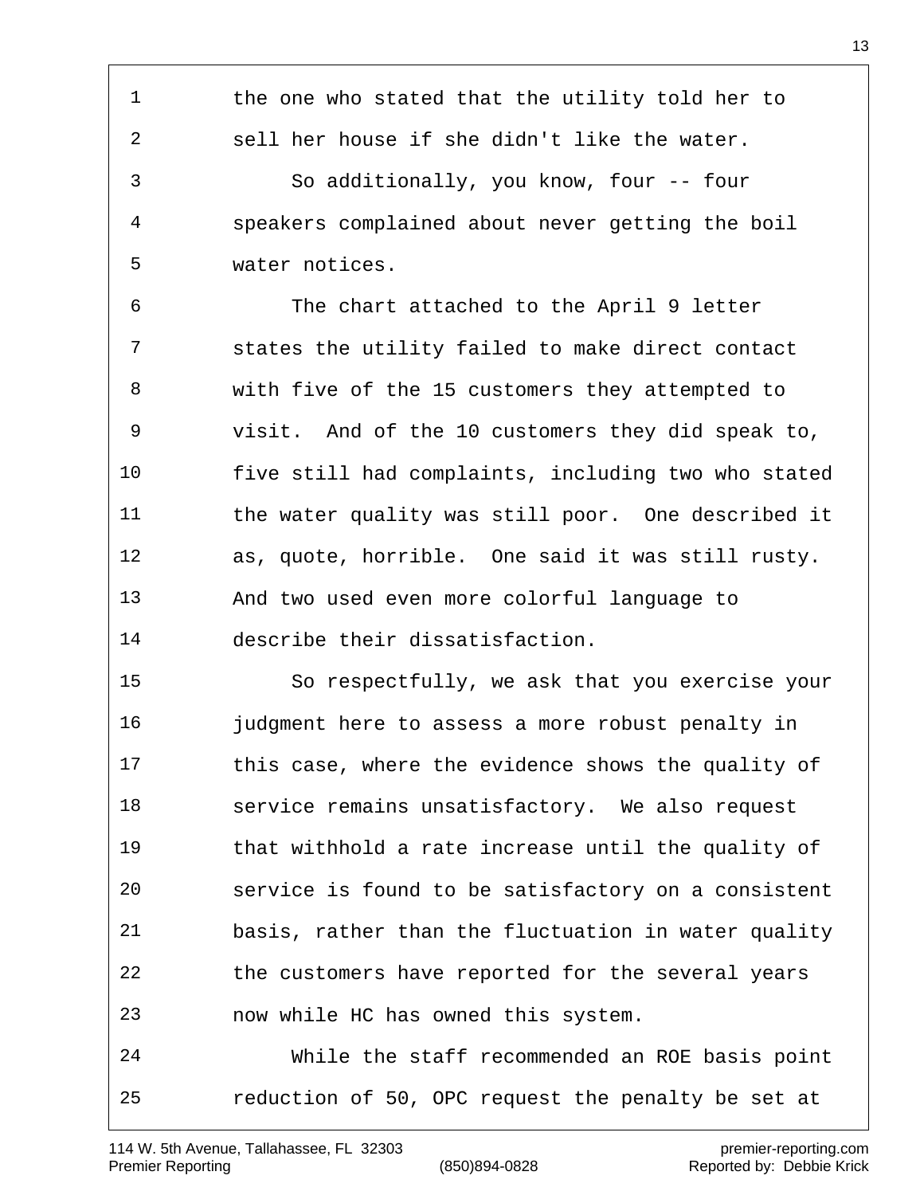the one who stated that the utility told her to sell her house if she didn't like the water.

So additionally, you know, four -- four speakers complained about never getting the boil water notices.

The chart attached to the April 9 letter states the utility failed to make direct contact with five of the 15 customers they attempted to visit. And of the 10 customers they did speak to, five still had complaints, including two who stated the water quality was still poor. One described it as, quote, horrible. One said it was still rusty. And two used even more colorful language to describe their dissatisfaction.

So respectfully, we ask that you exercise your judgment here to assess a more robust penalty in this case, where the evidence shows the quality of service remains unsatisfactory. We also request that withhold a rate increase until the quality of service is found to be satisfactory on a consistent basis, rather than the fluctuation in water quality the customers have reported for the several years now while HC has owned this system.

While the staff recommended an ROE basis point reduction of 50, OPC request the penalty be set at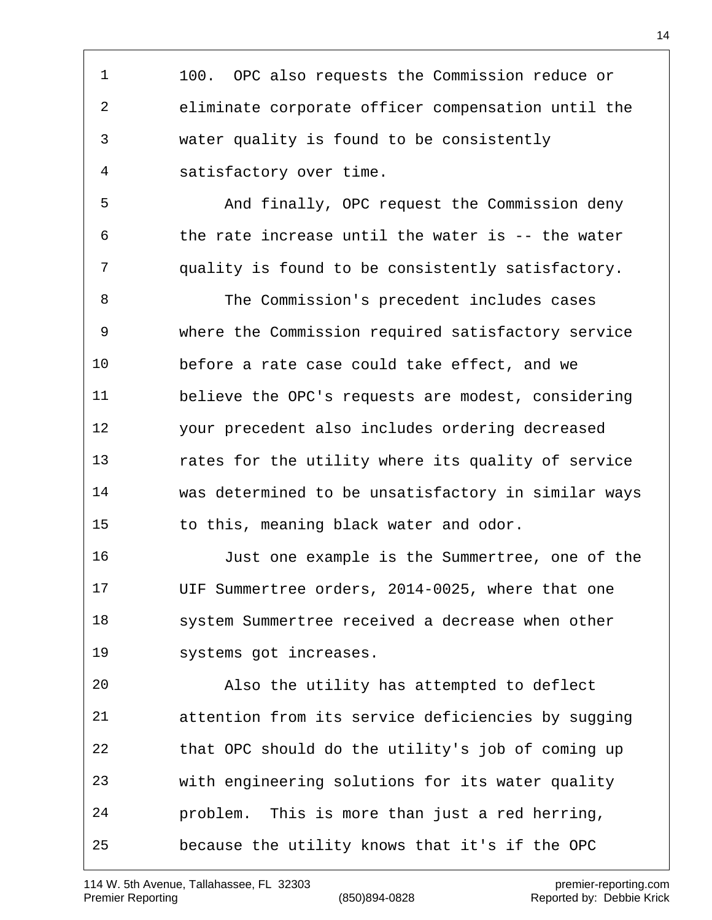100. OPC also requests the Commission reduce or eliminate corporate officer compensation until the water quality is found to be consistently satisfactory over time.

And finally, OPC request the Commission deny the rate increase until the water is -- the water quality is found to be consistently satisfactory.

The Commission's precedent includes cases where the Commission required satisfactory service before a rate case could take effect, and we believe the OPC's requests are modest, considering your precedent also includes ordering decreased rates for the utility where its quality of service was determined to be unsatisfactory in similar ways to this, meaning black water and odor.

Just one example is the Summertree, one of the UIF Summertree orders, 2014-0025, where that one system Summertree received a decrease when other systems got increases.

Also the utility has attempted to deflect attention from its service deficiencies by sugging that OPC should do the utility's job of coming up with engineering solutions for its water quality problem. This is more than just a red herring, because the utility knows that it's if the OPC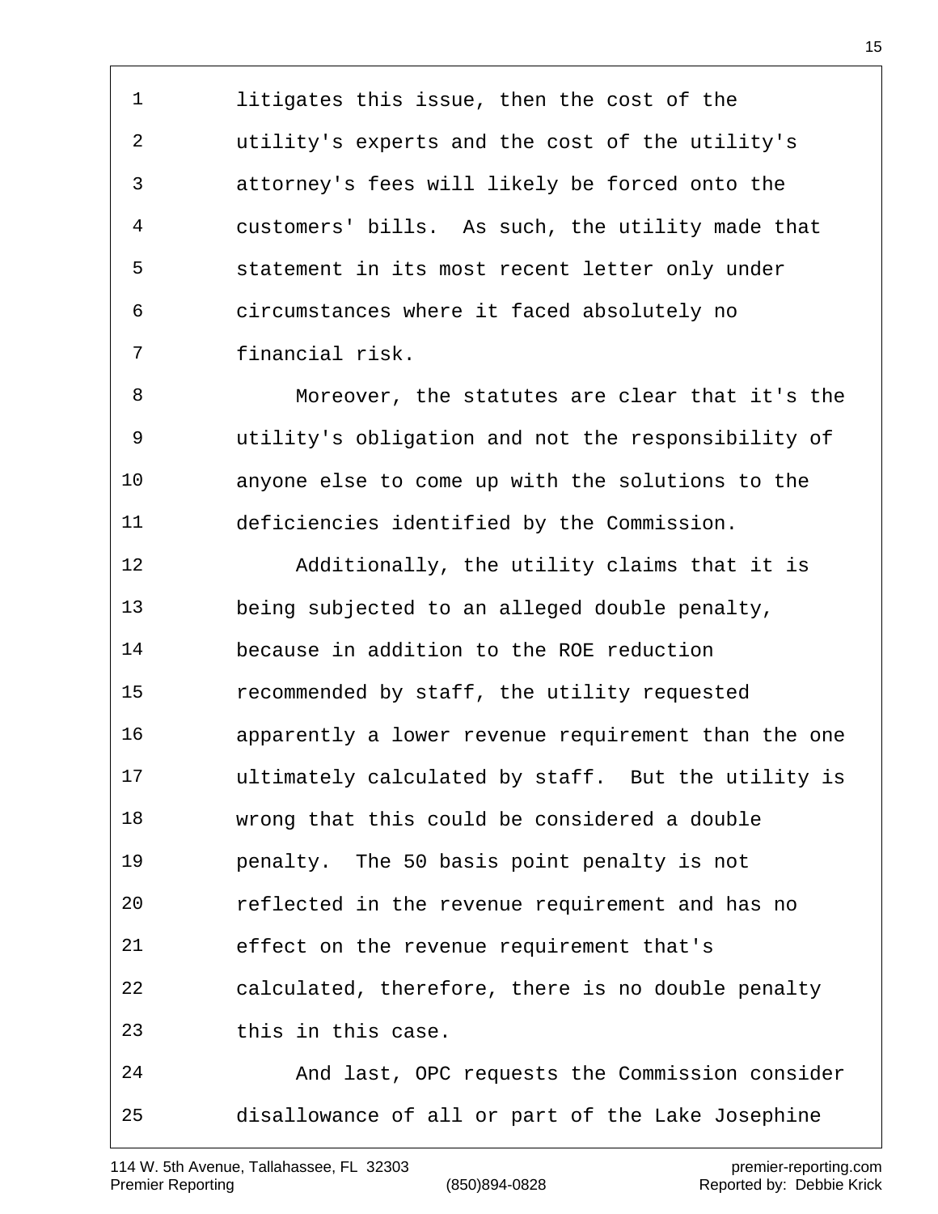litigates this issue, then the cost of the utility's experts and the cost of the utility's attorney's fees will likely be forced onto the customers' bills. As such, the utility made that statement in its most recent letter only under circumstances where it faced absolutely no financial risk.

Moreover, the statutes are clear that it's the utility's obligation and not the responsibility of anyone else to come up with the solutions to the deficiencies identified by the Commission.

Additionally, the utility claims that it is being subjected to an alleged double penalty, because in addition to the ROE reduction recommended by staff, the utility requested apparently a lower revenue requirement than the one ultimately calculated by staff. But the utility is wrong that this could be considered a double penalty. The 50 basis point penalty is not reflected in the revenue requirement and has no effect on the revenue requirement that's calculated, therefore, there is no double penalty this in this case.

And last, OPC requests the Commission consider disallowance of all or part of the Lake Josephine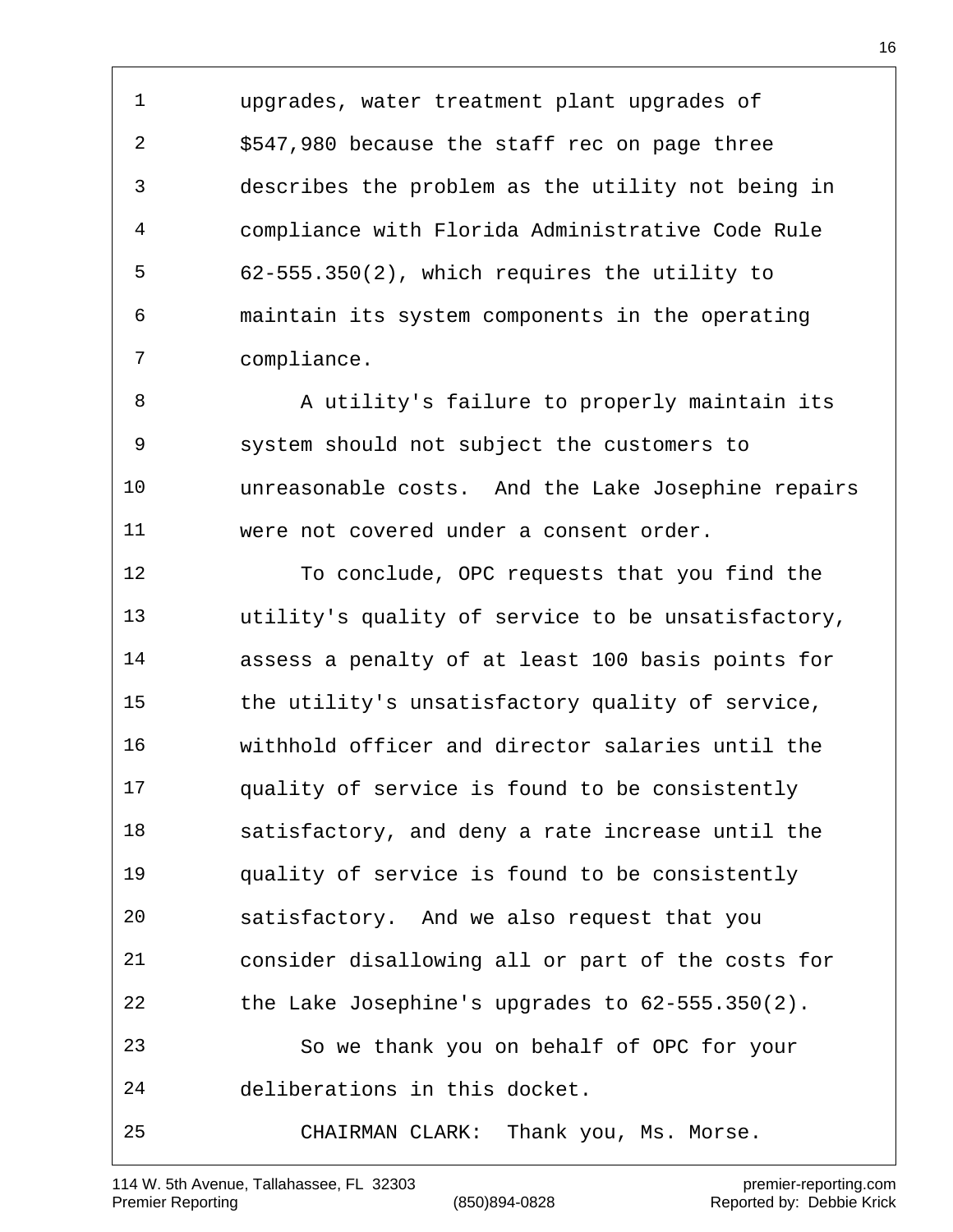upgrades, water treatment plant upgrades of $547,980 because the staff rec on page three describes the problem as the utility not being in compliance with Florida Administrative Code Rule 62-555.350(2), which requires the utility to maintain its system components in the operating compliance.

A utility's failure to properly maintain its system should not subject the customers to unreasonable costs. And the Lake Josephine repairs were not covered under a consent order.

To conclude, OPC requests that you find the utility's quality of service to be unsatisfactory, assess a penalty of at least 100 basis points for the utility's unsatisfactory quality of service, withhold officer and director salaries until the quality of service is found to be consistently satisfactory, and deny a rate increase until the quality of service is found to be consistently satisfactory. And we also request that you consider disallowing all or part of the costs for the Lake Josephine's upgrades to 62-555.350(2).

So we thank you on behalf of OPC for your deliberations in this docket.

CHAIRMAN CLARK: Thank you, Ms. Morse.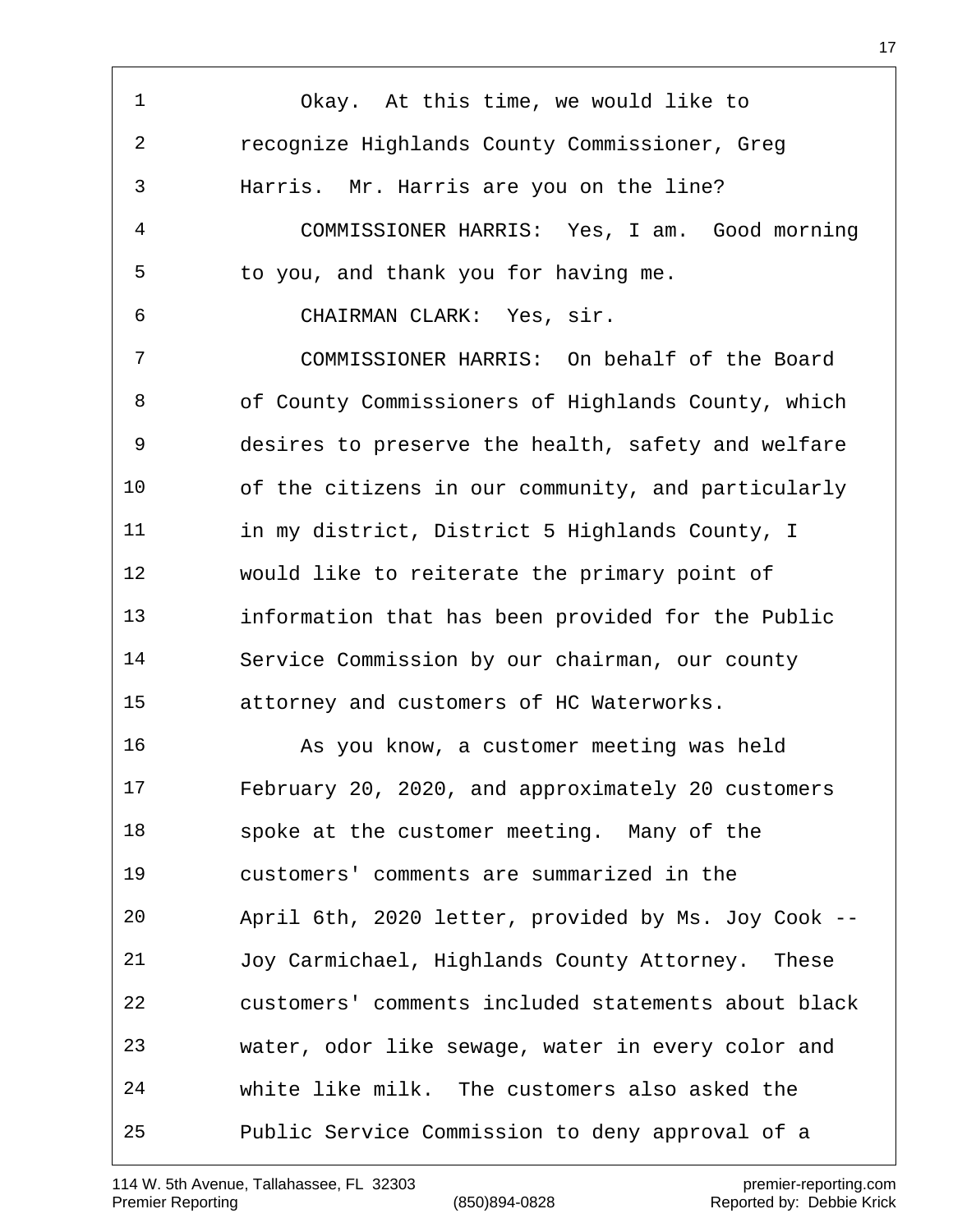Okay. At this time, we would like to recognize Highlands County Commissioner, Greg Harris. Mr. Harris are you on the line?

COMMISSIONER HARRIS: Yes, I am. Good morning to you, and thank you for having me.

CHAIRMAN CLARK: Yes, sir.

COMMISSIONER HARRIS: On behalf of the Board of County Commissioners of Highlands County, which desires to preserve the health, safety and welfare of the citizens in our community, and particularly in my district, District 5 Highlands County, I would like to reiterate the primary point of information that has been provided for the Public Service Commission by our chairman, our county attorney and customers of HC Waterworks.

As you know, a customer meeting was held February 20, 2020, and approximately 20 customers spoke at the customer meeting. Many of the customers' comments are summarized in the April 6th, 2020 letter, provided by Ms. Joy Cook -- Joy Carmichael, Highlands County Attorney. These customers' comments included statements about black water, odor like sewage, water in every color and white like milk. The customers also asked the Public Service Commission to deny approval of a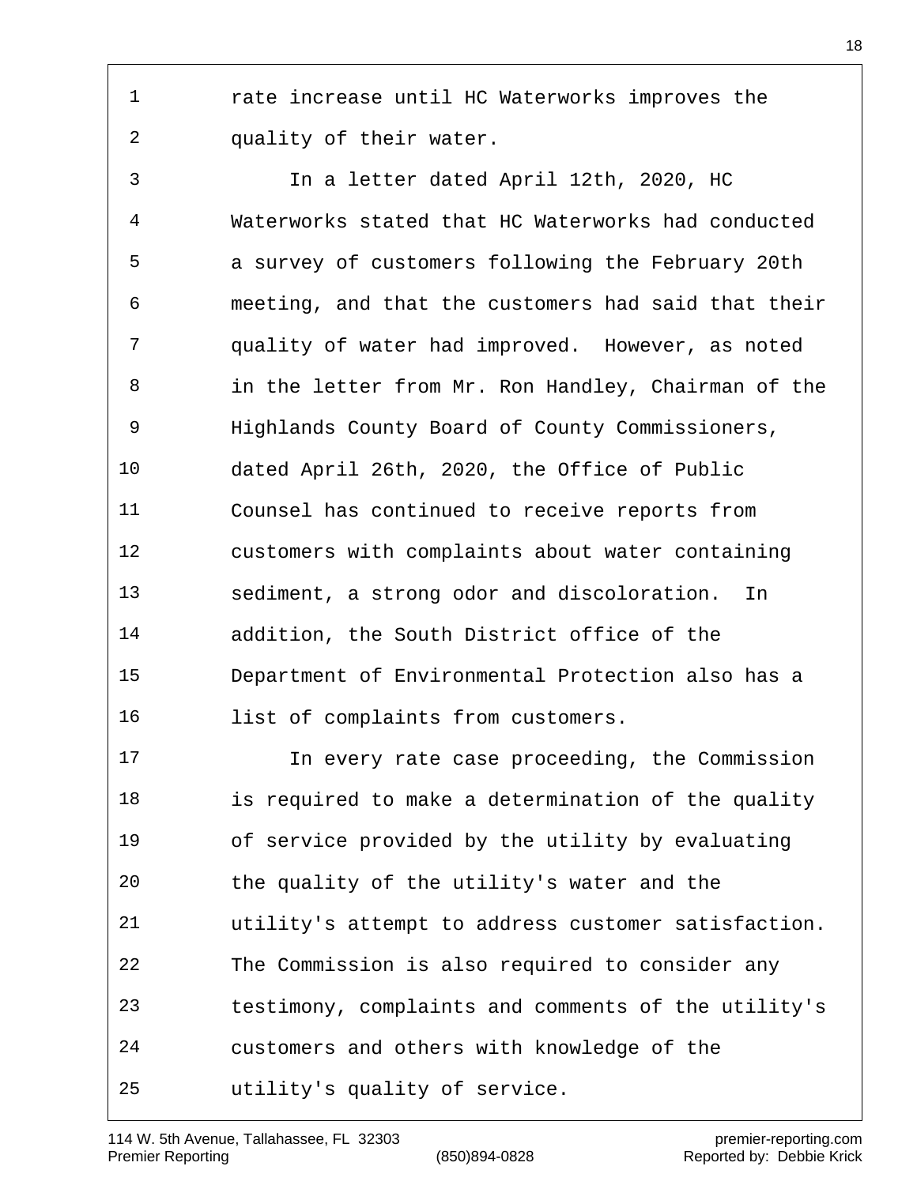rate increase until HC Waterworks improves the quality of their water.

In a letter dated April 12th, 2020, HC Waterworks stated that HC Waterworks had conducted a survey of customers following the February 20th meeting, and that the customers had said that their quality of water had improved. However, as noted in the letter from Mr. Ron Handley, Chairman of the Highlands County Board of County Commissioners, dated April 26th, 2020, the Office of Public Counsel has continued to receive reports from customers with complaints about water containing sediment, a strong odor and discoloration. In addition, the South District office of the Department of Environmental Protection also has a list of complaints from customers.

In every rate case proceeding, the Commission is required to make a determination of the quality of service provided by the utility by evaluating the quality of the utility's water and the utility's attempt to address customer satisfaction. The Commission is also required to consider any testimony, complaints and comments of the utility's customers and others with knowledge of the utility's quality of service.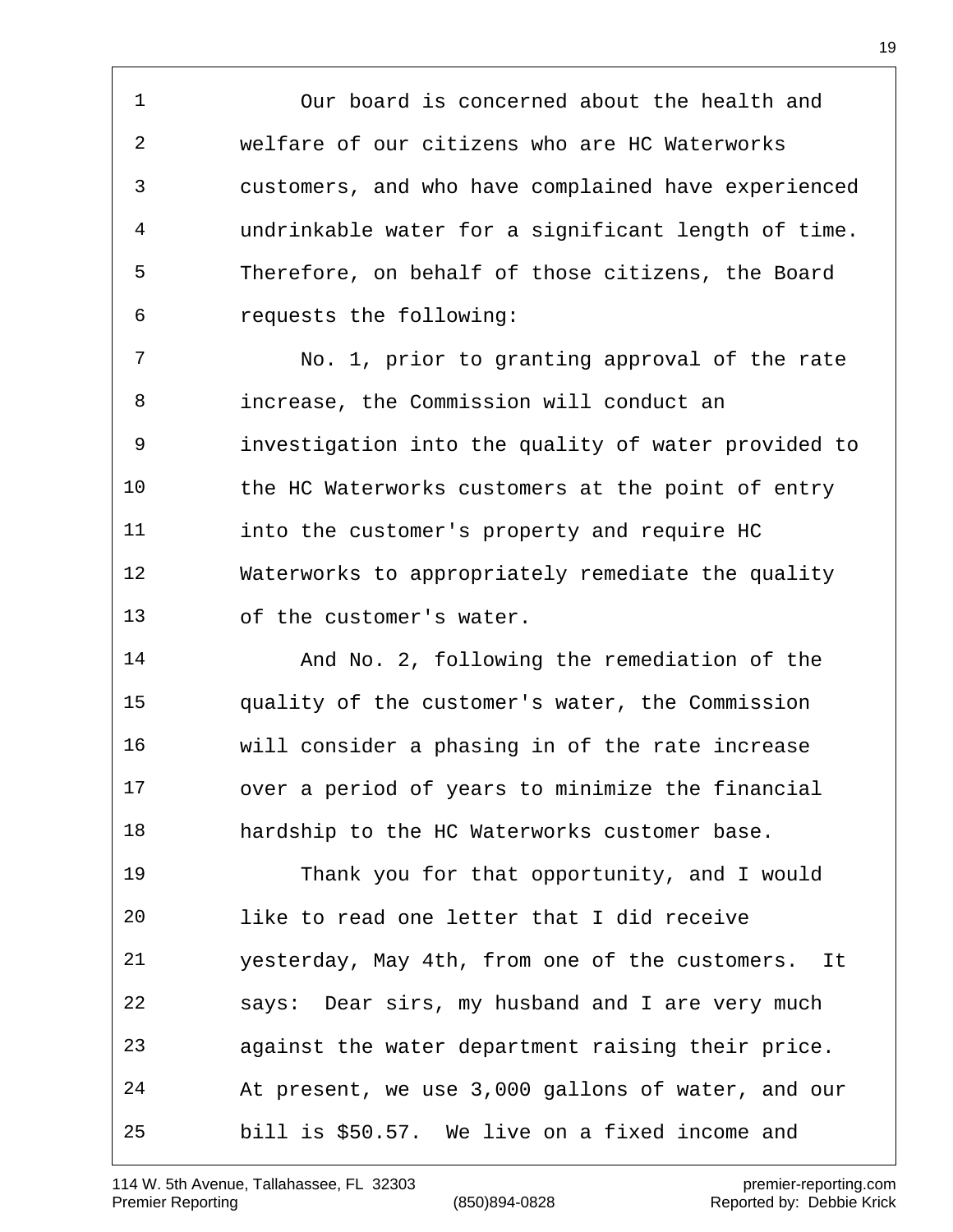Our board is concerned about the health and welfare of our citizens who are HC Waterworks customers, and who have complained have experienced undrinkable water for a significant length of time. Therefore, on behalf of those citizens, the Board requests the following:

No. 1, prior to granting approval of the rate increase, the Commission will conduct an investigation into the quality of water provided to the HC Waterworks customers at the point of entry into the customer's property and require HC Waterworks to appropriately remediate the quality of the customer's water.

And No. 2, following the remediation of the quality of the customer's water, the Commission will consider a phasing in of the rate increase over a period of years to minimize the financial hardship to the HC Waterworks customer base.

Thank you for that opportunity, and I would like to read one letter that I did receive yesterday, May 4th, from one of the customers. It says: Dear sirs, my husband and I are very much against the water department raising their price. At present, we use 3,000 gallons of water, and our bill is $50.57. We live on a fixed income and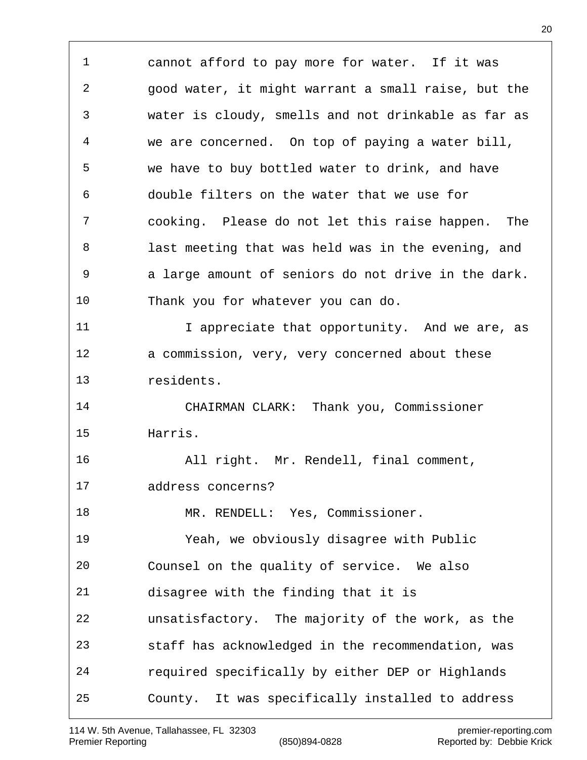cannot afford to pay more for water. If it was good water, it might warrant a small raise, but the water is cloudy, smells and not drinkable as far as we are concerned. On top of paying a water bill, we have to buy bottled water to drink, and have double filters on the water that we use for cooking. Please do not let this raise happen. The last meeting that was held was in the evening, and a large amount of seniors do not drive in the dark. Thank you for whatever you can do.

I appreciate that opportunity. And we are, as a commission, very, very concerned about these residents.

CHAIRMAN CLARK: Thank you, Commissioner Harris.

All right. Mr. Rendell, final comment, address concerns?

MR. RENDELL: Yes, Commissioner.

Yeah, we obviously disagree with Public Counsel on the quality of service. We also disagree with the finding that it is unsatisfactory. The majority of the work, as the staff has acknowledged in the recommendation, was required specifically by either DEP or Highlands County. It was specifically installed to address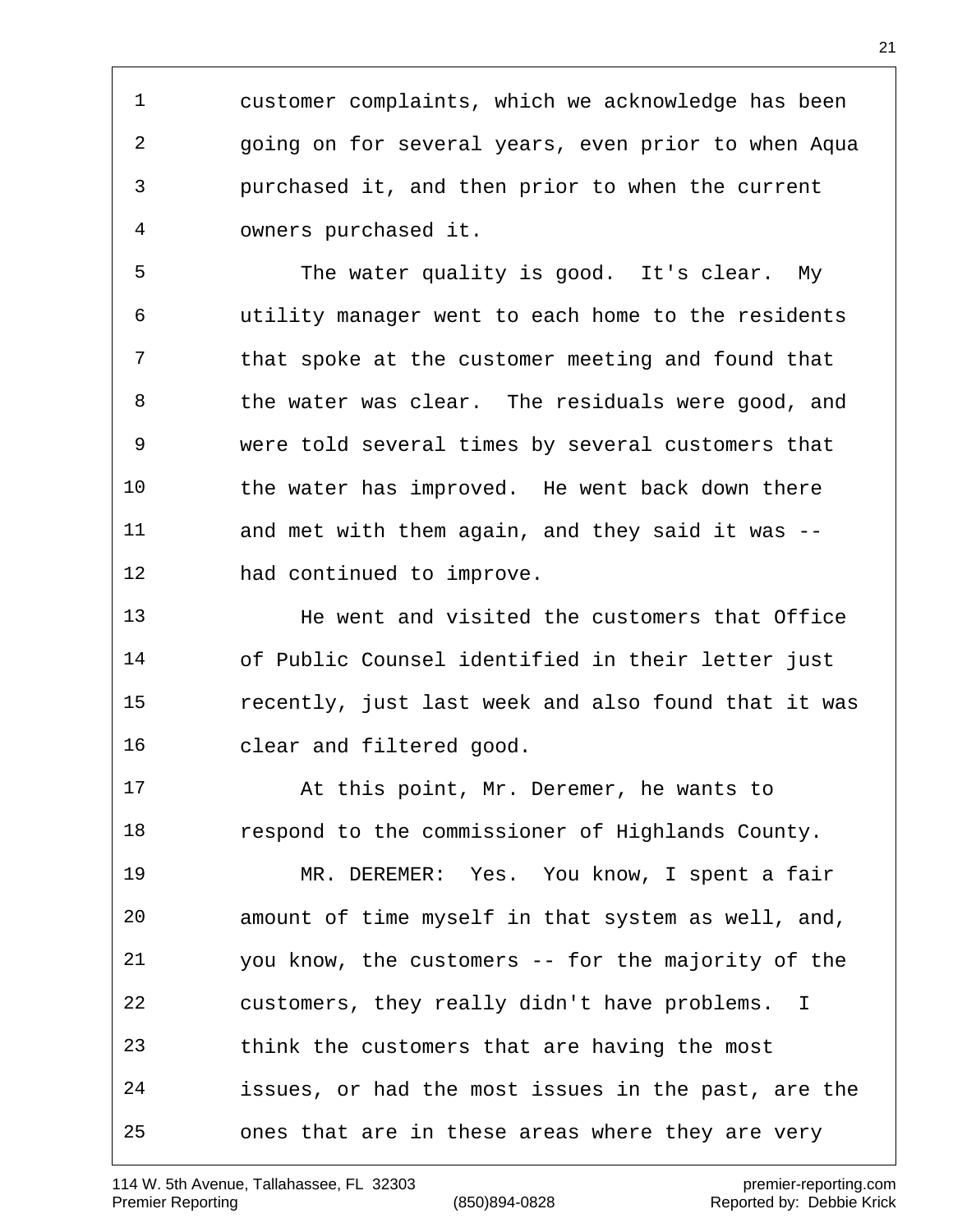1 customer complaints, which we acknowledge has been
2 going on for several years, even prior to when Aqua
3 purchased it, and then prior to when the current
4 owners purchased it.

5 The water quality is good. It's clear. My
6 utility manager went to each home to the residents
7 that spoke at the customer meeting and found that
8 the water was clear. The residuals were good, and
9 were told several times by several customers that
10 the water has improved. He went back down there
11 and met with them again, and they said it was --
12 had continued to improve.

13 He went and visited the customers that Office
14 of Public Counsel identified in their letter just
15 recently, just last week and also found that it was
16 clear and filtered good.

17 At this point, Mr. Deremer, he wants to
18 respond to the commissioner of Highlands County.

19 MR. DEREMER: Yes. You know, I spent a fair
20 amount of time myself in that system as well, and,
21 you know, the customers -- for the majority of the
22 customers, they really didn't have problems. I
23 think the customers that are having the most
24 issues, or had the most issues in the past, are the
25 ones that are in these areas where they are very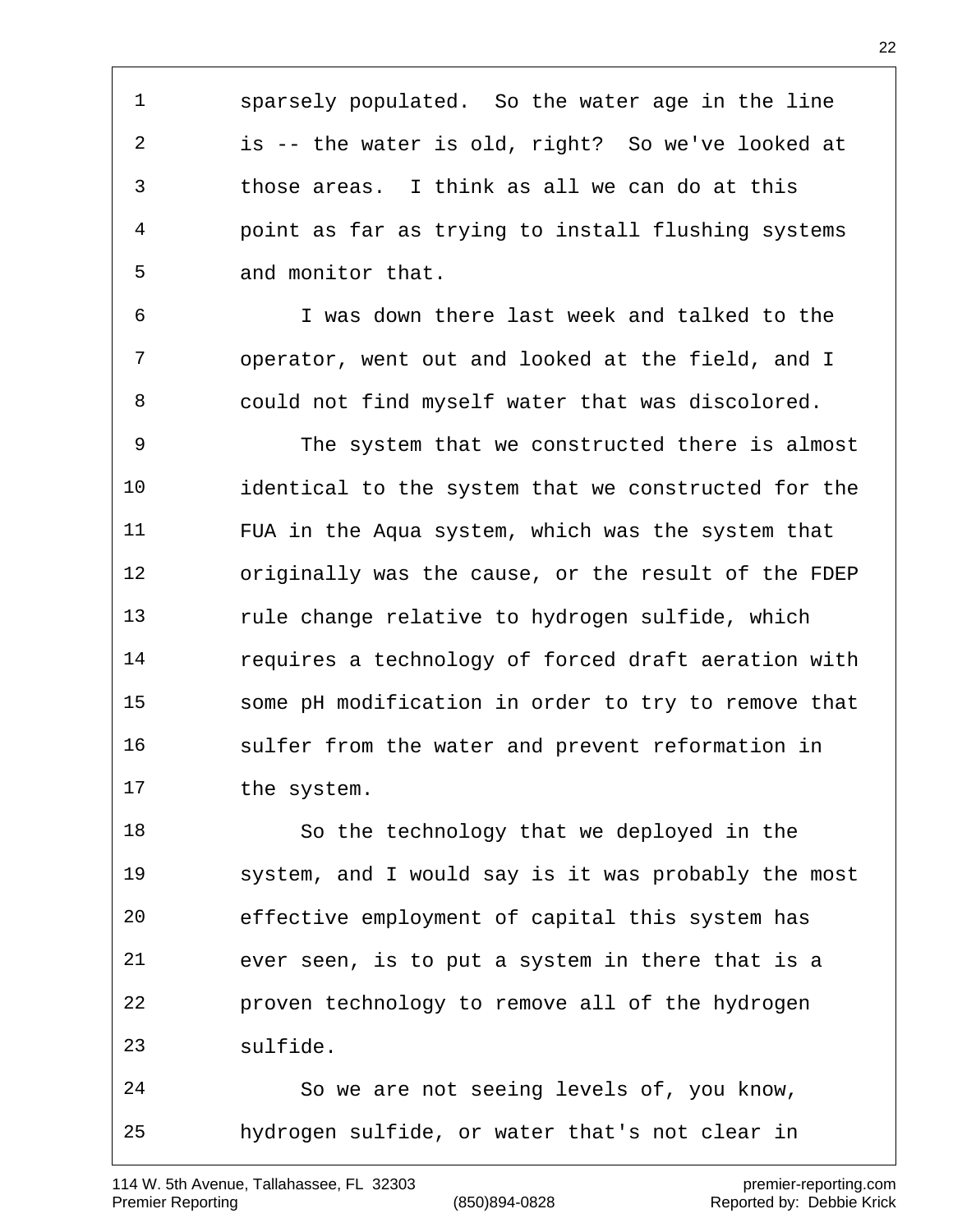sparsely populated. So the water age in the line is -- the water is old, right? So we've looked at those areas. I think as all we can do at this point as far as trying to install flushing systems and monitor that.

I was down there last week and talked to the operator, went out and looked at the field, and I could not find myself water that was discolored.

The system that we constructed there is almost identical to the system that we constructed for the FUA in the Aqua system, which was the system that originally was the cause, or the result of the FDEP rule change relative to hydrogen sulfide, which requires a technology of forced draft aeration with some pH modification in order to try to remove that sulfer from the water and prevent reformation in the system.

So the technology that we deployed in the system, and I would say is it was probably the most effective employment of capital this system has ever seen, is to put a system in there that is a proven technology to remove all of the hydrogen sulfide.

So we are not seeing levels of, you know, hydrogen sulfide, or water that's not clear in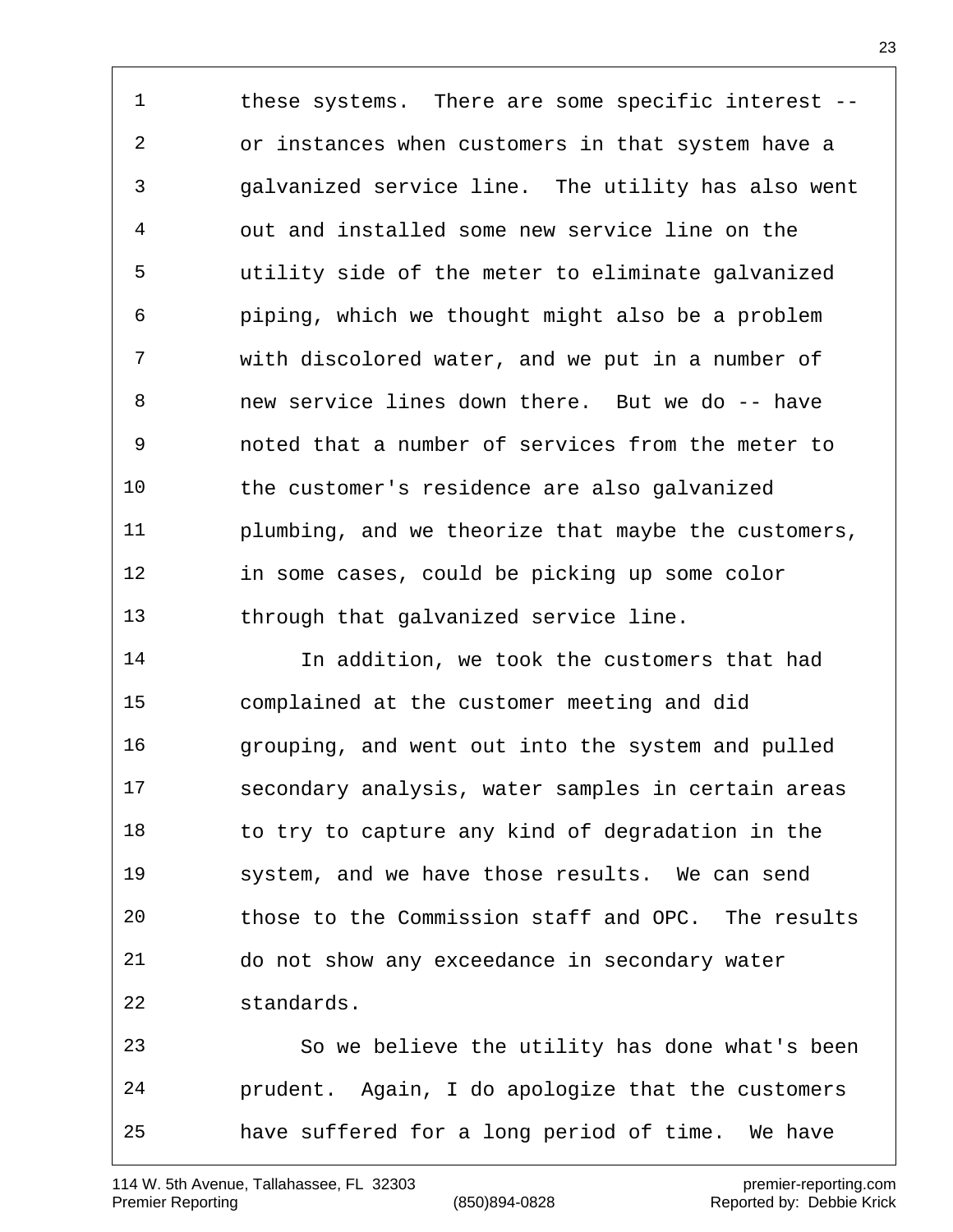these systems. There are some specific interest -- or instances when customers in that system have a galvanized service line. The utility has also went out and installed some new service line on the utility side of the meter to eliminate galvanized piping, which we thought might also be a problem with discolored water, and we put in a number of new service lines down there. But we do -- have noted that a number of services from the meter to the customer's residence are also galvanized plumbing, and we theorize that maybe the customers, in some cases, could be picking up some color through that galvanized service line.

In addition, we took the customers that had complained at the customer meeting and did grouping, and went out into the system and pulled secondary analysis, water samples in certain areas to try to capture any kind of degradation in the system, and we have those results. We can send those to the Commission staff and OPC. The results do not show any exceedance in secondary water standards.

So we believe the utility has done what's been prudent. Again, I do apologize that the customers have suffered for a long period of time. We have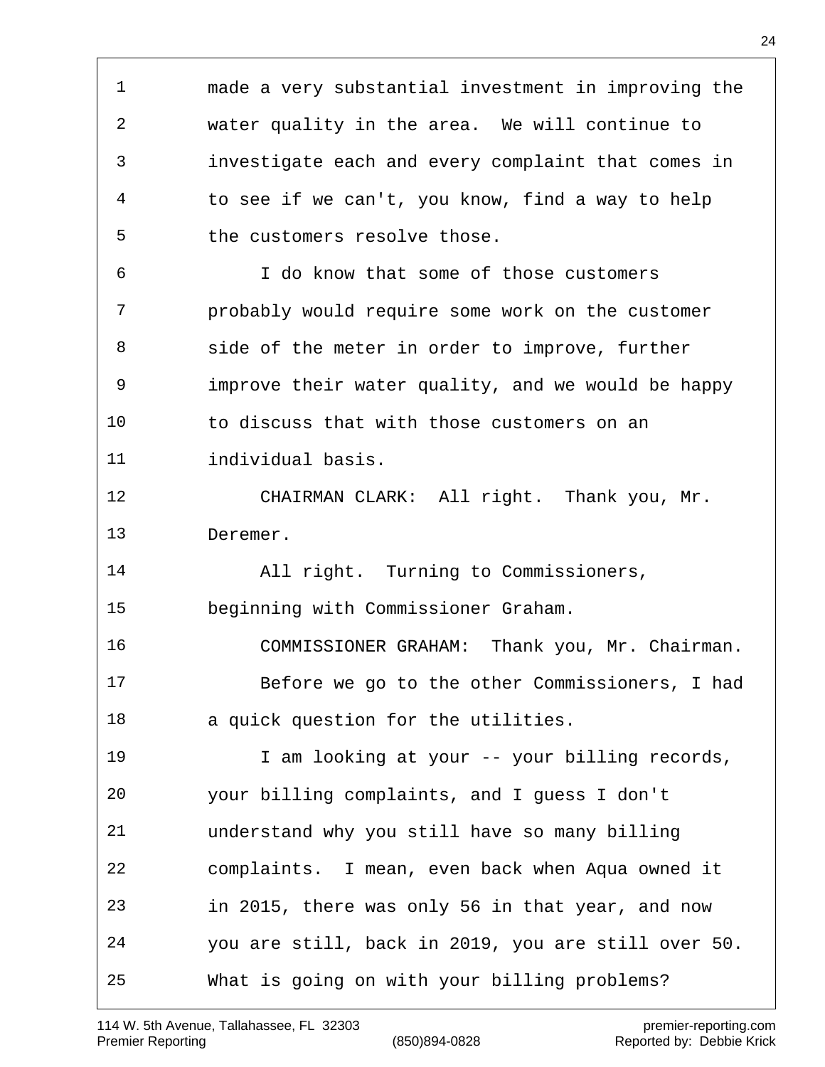made a very substantial investment in improving the water quality in the area. We will continue to investigate each and every complaint that comes in to see if we can't, you know, find a way to help the customers resolve those.

I do know that some of those customers probably would require some work on the customer side of the meter in order to improve, further improve their water quality, and we would be happy to discuss that with those customers on an individual basis.

CHAIRMAN CLARK: All right. Thank you, Mr. Deremer.

All right. Turning to Commissioners, beginning with Commissioner Graham.

COMMISSIONER GRAHAM: Thank you, Mr. Chairman.

Before we go to the other Commissioners, I had a quick question for the utilities.

I am looking at your -- your billing records, your billing complaints, and I guess I don't understand why you still have so many billing complaints. I mean, even back when Aqua owned it in 2015, there was only 56 in that year, and now you are still, back in 2019, you are still over 50. What is going on with your billing problems?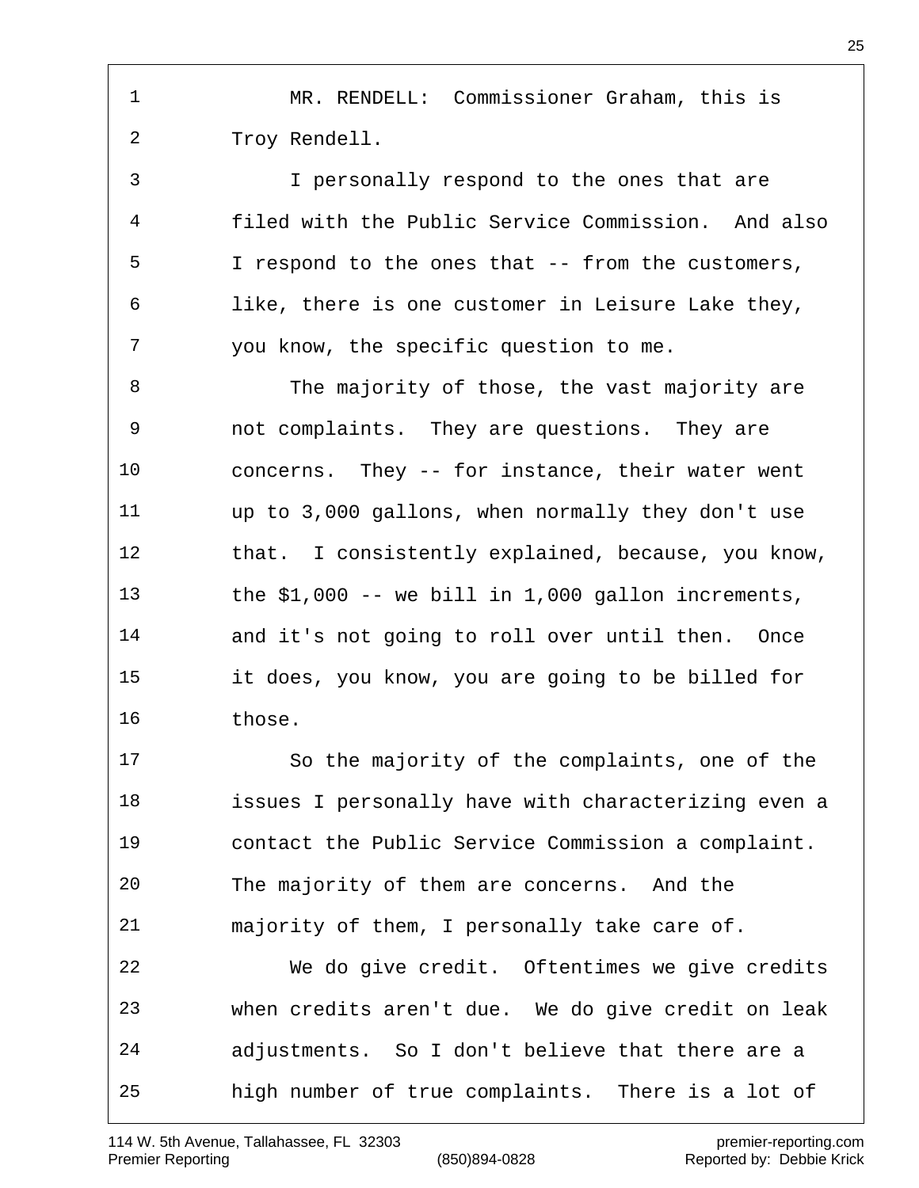MR. RENDELL: Commissioner Graham, this is Troy Rendell.

I personally respond to the ones that are filed with the Public Service Commission. And also I respond to the ones that -- from the customers, like, there is one customer in Leisure Lake they, you know, the specific question to me.

The majority of those, the vast majority are not complaints. They are questions. They are concerns. They -- for instance, their water went up to 3,000 gallons, when normally they don't use that. I consistently explained, because, you know, the $1,000 -- we bill in 1,000 gallon increments, and it's not going to roll over until then. Once it does, you know, you are going to be billed for those.

So the majority of the complaints, one of the issues I personally have with characterizing even a contact the Public Service Commission a complaint. The majority of them are concerns. And the majority of them, I personally take care of.

We do give credit. Oftentimes we give credits when credits aren't due. We do give credit on leak adjustments. So I don't believe that there are a high number of true complaints. There is a lot of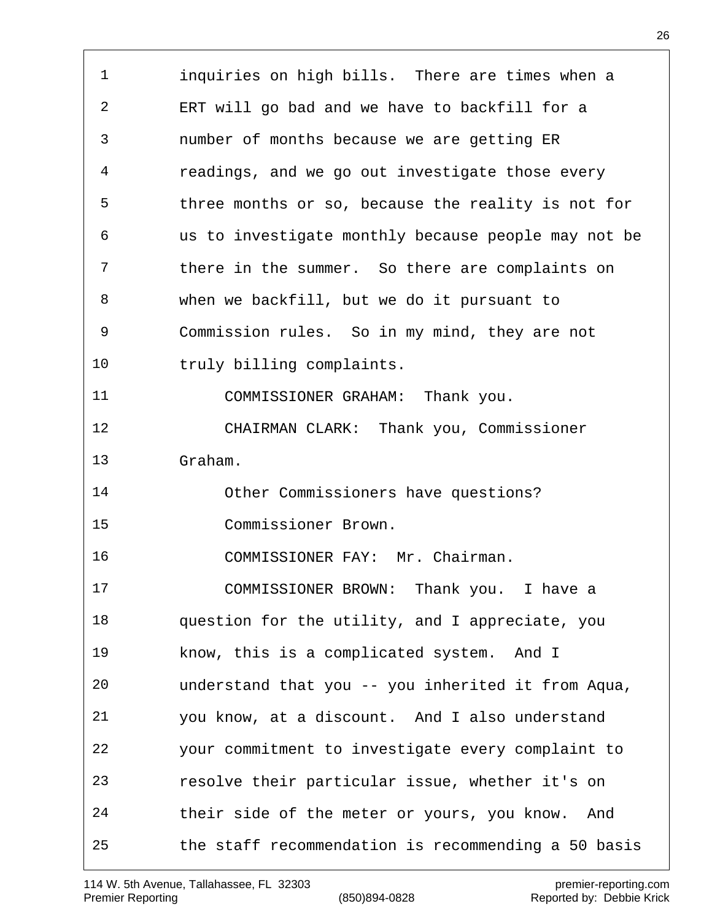inquiries on high bills. There are times when a ERT will go bad and we have to backfill for a number of months because we are getting ER readings, and we go out investigate those every three months or so, because the reality is not for us to investigate monthly because people may not be there in the summer. So there are complaints on when we backfill, but we do it pursuant to Commission rules. So in my mind, they are not truly billing complaints.

COMMISSIONER GRAHAM: Thank you.

CHAIRMAN CLARK: Thank you, Commissioner Graham.

Other Commissioners have questions?

Commissioner Brown.

COMMISSIONER FAY: Mr. Chairman.

COMMISSIONER BROWN: Thank you. I have a question for the utility, and I appreciate, you know, this is a complicated system. And I understand that you -- you inherited it from Aqua, you know, at a discount. And I also understand your commitment to investigate every complaint to resolve their particular issue, whether it's on their side of the meter or yours, you know. And the staff recommendation is recommending a 50 basis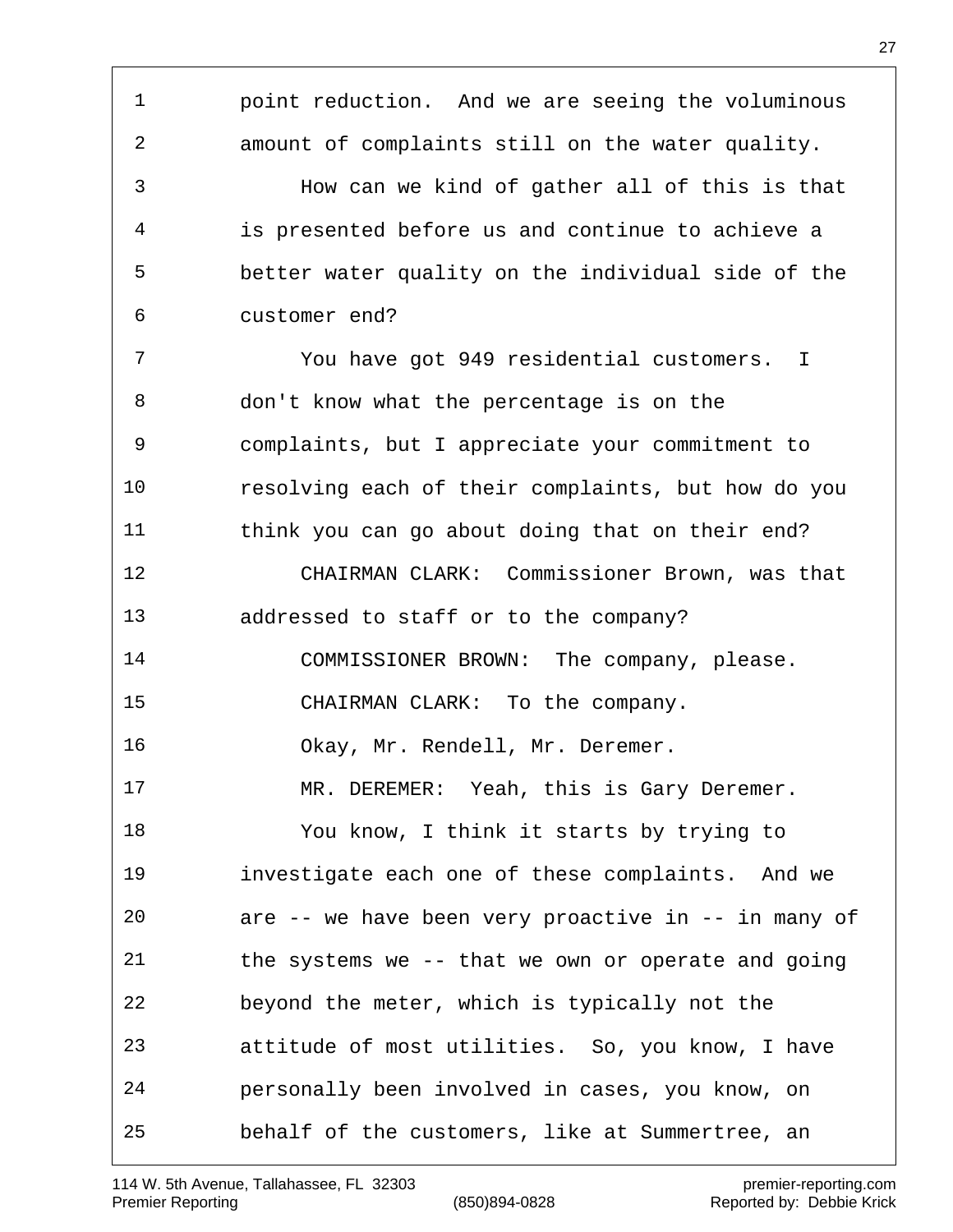point reduction. And we are seeing the voluminous amount of complaints still on the water quality.

How can we kind of gather all of this is that is presented before us and continue to achieve a better water quality on the individual side of the customer end?

You have got 949 residential customers. I don't know what the percentage is on the complaints, but I appreciate your commitment to resolving each of their complaints, but how do you think you can go about doing that on their end?

CHAIRMAN CLARK: Commissioner Brown, was that addressed to staff or to the company?

COMMISSIONER BROWN: The company, please.

CHAIRMAN CLARK: To the company.

Okay, Mr. Rendell, Mr. Deremer.

MR. DEREMER: Yeah, this is Gary Deremer.

You know, I think it starts by trying to investigate each one of these complaints. And we are -- we have been very proactive in -- in many of the systems we -- that we own or operate and going beyond the meter, which is typically not the attitude of most utilities. So, you know, I have personally been involved in cases, you know, on behalf of the customers, like at Summertree, an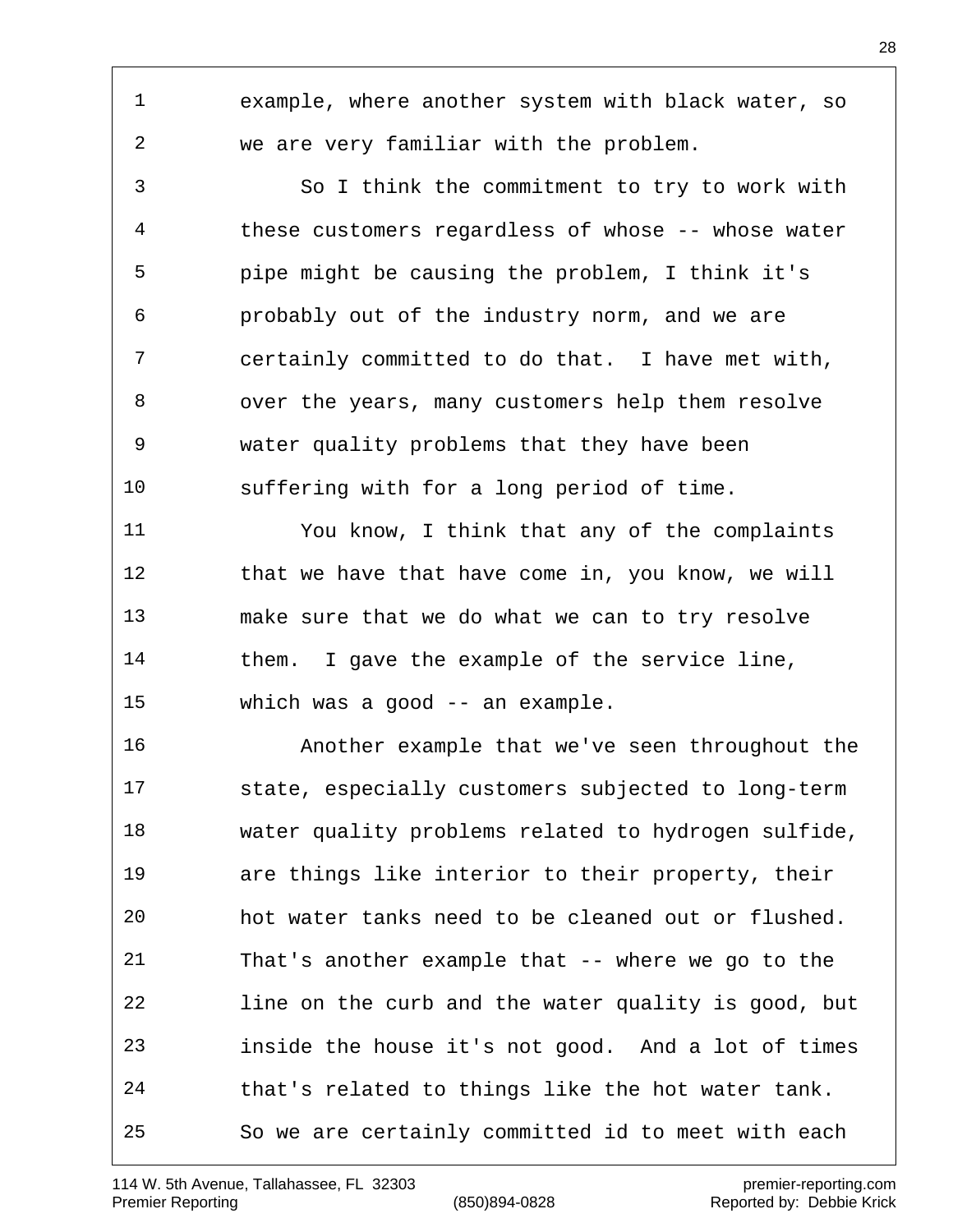example, where another system with black water, so we are very familiar with the problem.

So I think the commitment to try to work with these customers regardless of whose -- whose water pipe might be causing the problem, I think it's probably out of the industry norm, and we are certainly committed to do that. I have met with, over the years, many customers help them resolve water quality problems that they have been suffering with for a long period of time.

You know, I think that any of the complaints that we have that have come in, you know, we will make sure that we do what we can to try resolve them. I gave the example of the service line, which was a good -- an example.

Another example that we've seen throughout the state, especially customers subjected to long-term water quality problems related to hydrogen sulfide, are things like interior to their property, their hot water tanks need to be cleaned out or flushed. That's another example that -- where we go to the line on the curb and the water quality is good, but inside the house it's not good. And a lot of times that's related to things like the hot water tank. So we are certainly committed id to meet with each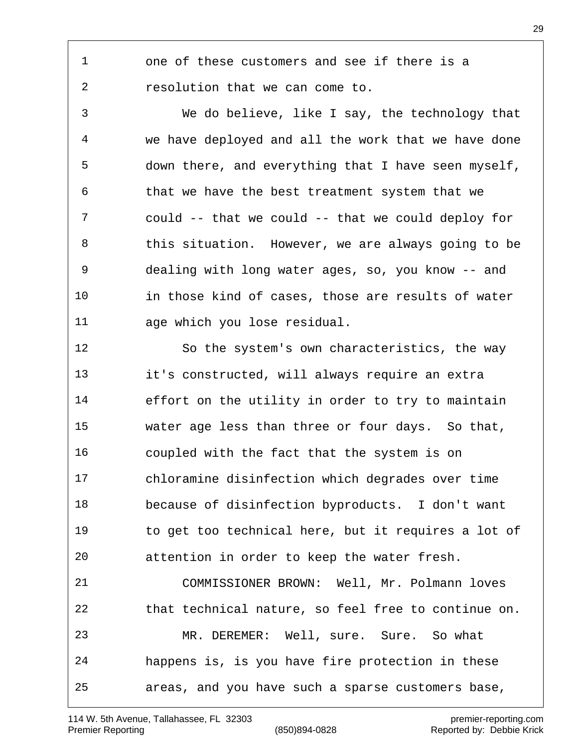one of these customers and see if there is a resolution that we can come to.

We do believe, like I say, the technology that we have deployed and all the work that we have done down there, and everything that I have seen myself, that we have the best treatment system that we could -- that we could -- that we could deploy for this situation. However, we are always going to be dealing with long water ages, so, you know -- and in those kind of cases, those are results of water age which you lose residual.

So the system's own characteristics, the way it's constructed, will always require an extra effort on the utility in order to try to maintain water age less than three or four days. So that, coupled with the fact that the system is on chloramine disinfection which degrades over time because of disinfection byproducts. I don't want to get too technical here, but it requires a lot of attention in order to keep the water fresh.

COMMISSIONER BROWN: Well, Mr. Polmann loves that technical nature, so feel free to continue on.

MR. DEREMER: Well, sure. Sure. So what happens is, is you have fire protection in these areas, and you have such a sparse customers base,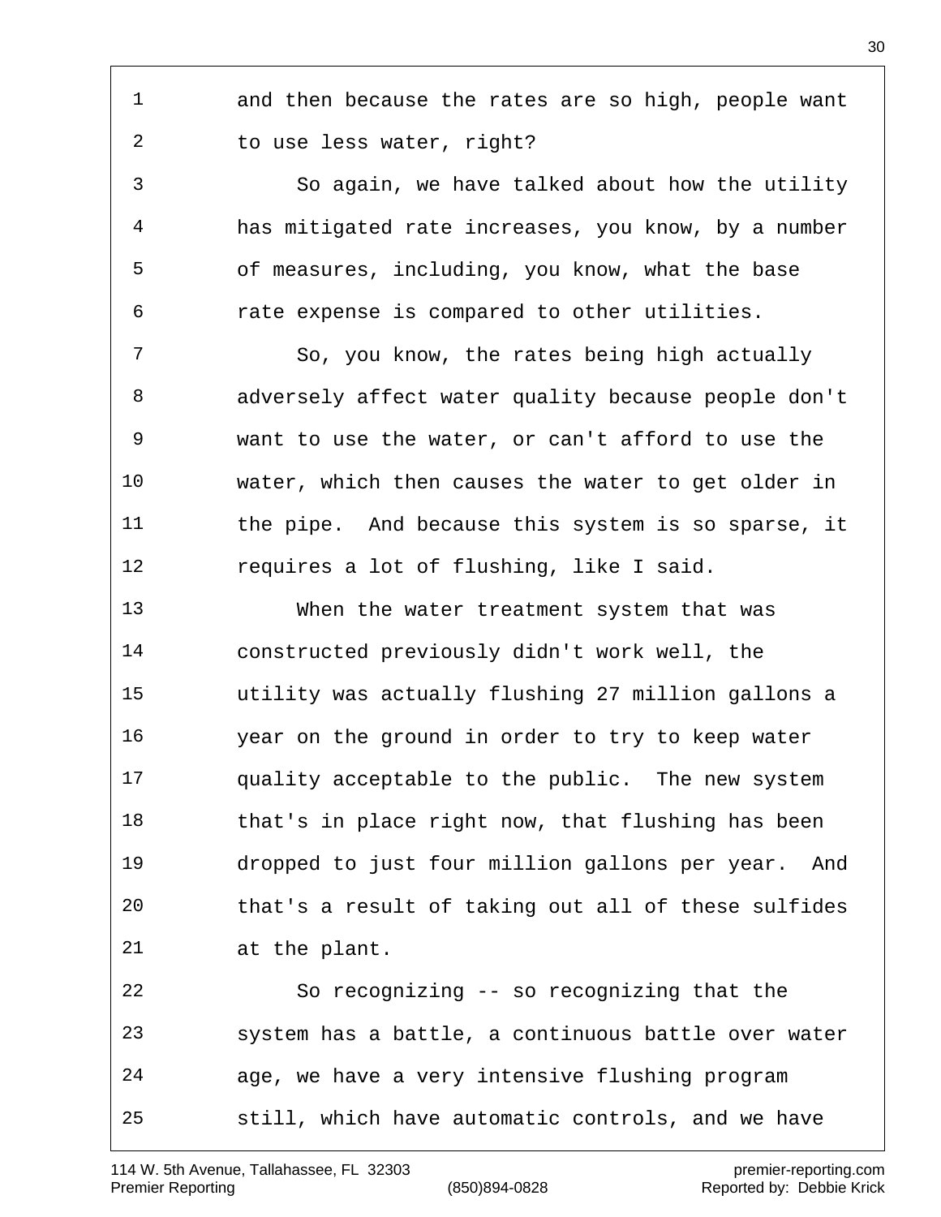and then because the rates are so high, people want to use less water, right?

So again, we have talked about how the utility has mitigated rate increases, you know, by a number of measures, including, you know, what the base rate expense is compared to other utilities.

So, you know, the rates being high actually adversely affect water quality because people don't want to use the water, or can't afford to use the water, which then causes the water to get older in the pipe. And because this system is so sparse, it requires a lot of flushing, like I said.

When the water treatment system that was constructed previously didn't work well, the utility was actually flushing 27 million gallons a year on the ground in order to try to keep water quality acceptable to the public. The new system that's in place right now, that flushing has been dropped to just four million gallons per year. And that's a result of taking out all of these sulfides at the plant.

So recognizing -- so recognizing that the system has a battle, a continuous battle over water age, we have a very intensive flushing program still, which have automatic controls, and we have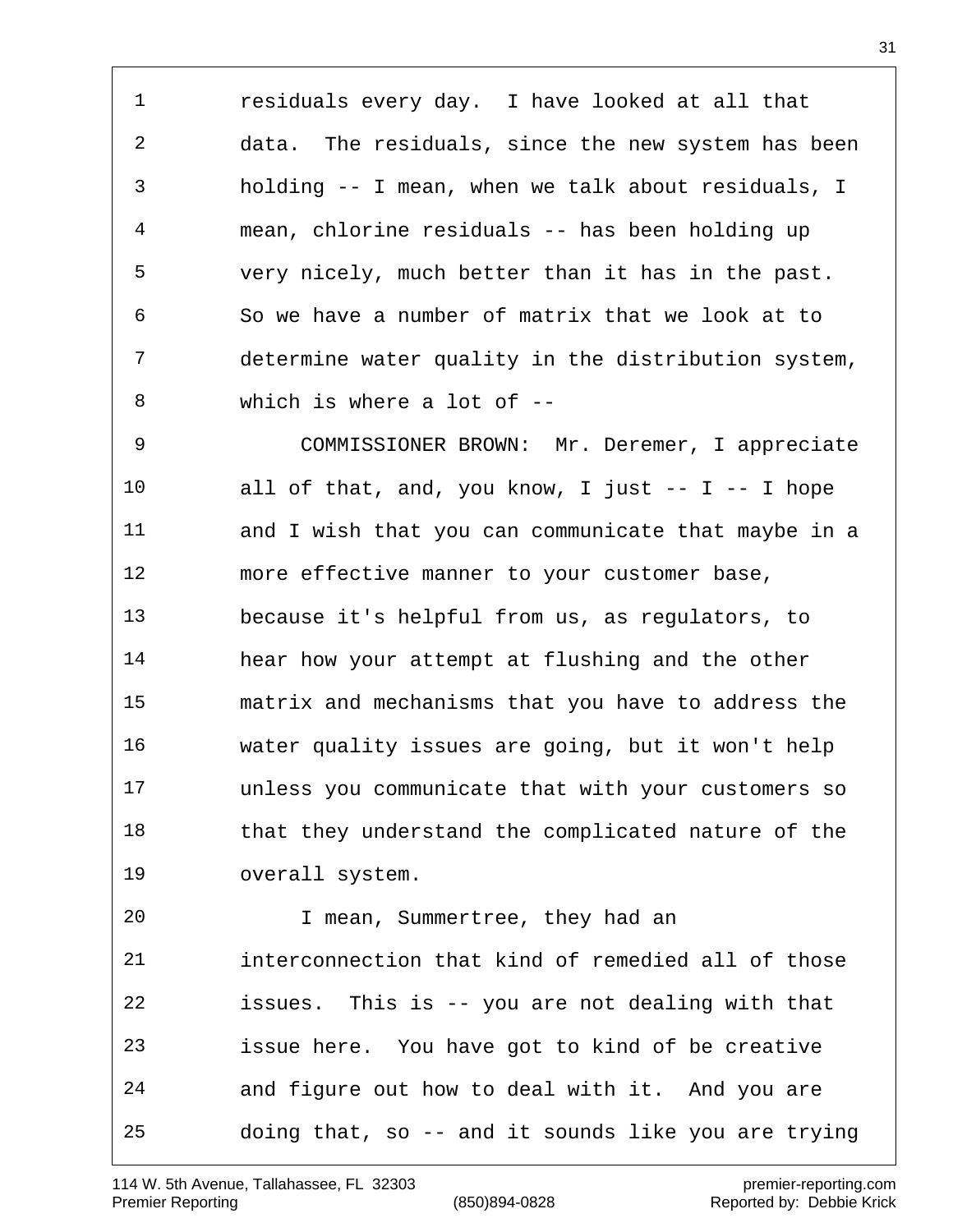residuals every day. I have looked at all that data. The residuals, since the new system has been holding -- I mean, when we talk about residuals, I mean, chlorine residuals -- has been holding up very nicely, much better than it has in the past. So we have a number of matrix that we look at to determine water quality in the distribution system, which is where a lot of --

COMMISSIONER BROWN: Mr. Deremer, I appreciate all of that, and, you know, I just -- I -- I hope and I wish that you can communicate that maybe in a more effective manner to your customer base, because it's helpful from us, as regulators, to hear how your attempt at flushing and the other matrix and mechanisms that you have to address the water quality issues are going, but it won't help unless you communicate that with your customers so that they understand the complicated nature of the overall system.

I mean, Summertree, they had an interconnection that kind of remedied all of those issues. This is -- you are not dealing with that issue here. You have got to kind of be creative and figure out how to deal with it. And you are doing that, so -- and it sounds like you are trying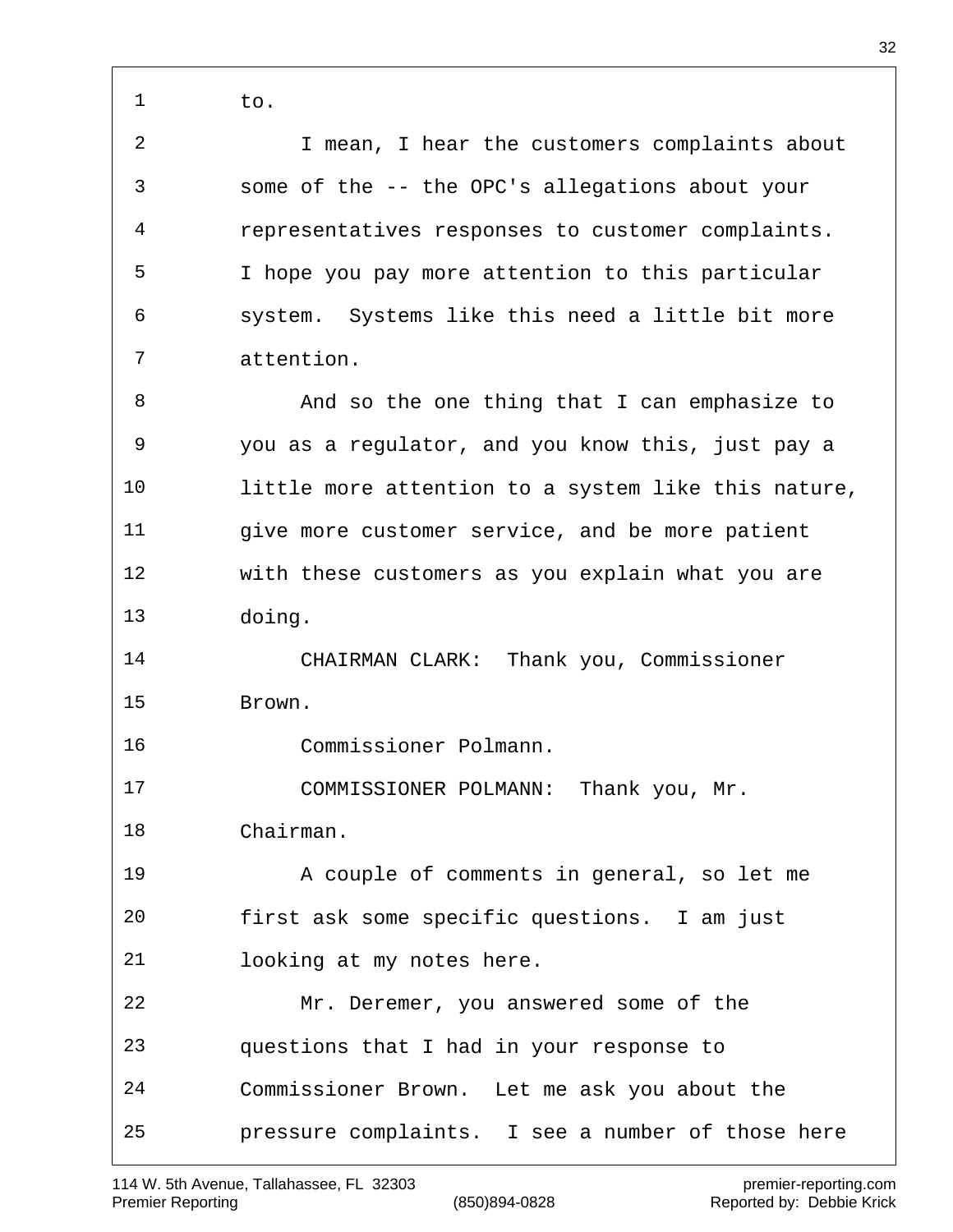to.

I mean, I hear the customers complaints about some of the -- the OPC's allegations about your representatives responses to customer complaints. I hope you pay more attention to this particular system. Systems like this need a little bit more attention.

And so the one thing that I can emphasize to you as a regulator, and you know this, just pay a little more attention to a system like this nature, give more customer service, and be more patient with these customers as you explain what you are doing.

CHAIRMAN CLARK: Thank you, Commissioner Brown.

Commissioner Polmann.

COMMISSIONER POLMANN: Thank you, Mr. Chairman.

A couple of comments in general, so let me first ask some specific questions. I am just looking at my notes here.

Mr. Deremer, you answered some of the questions that I had in your response to Commissioner Brown. Let me ask you about the pressure complaints. I see a number of those here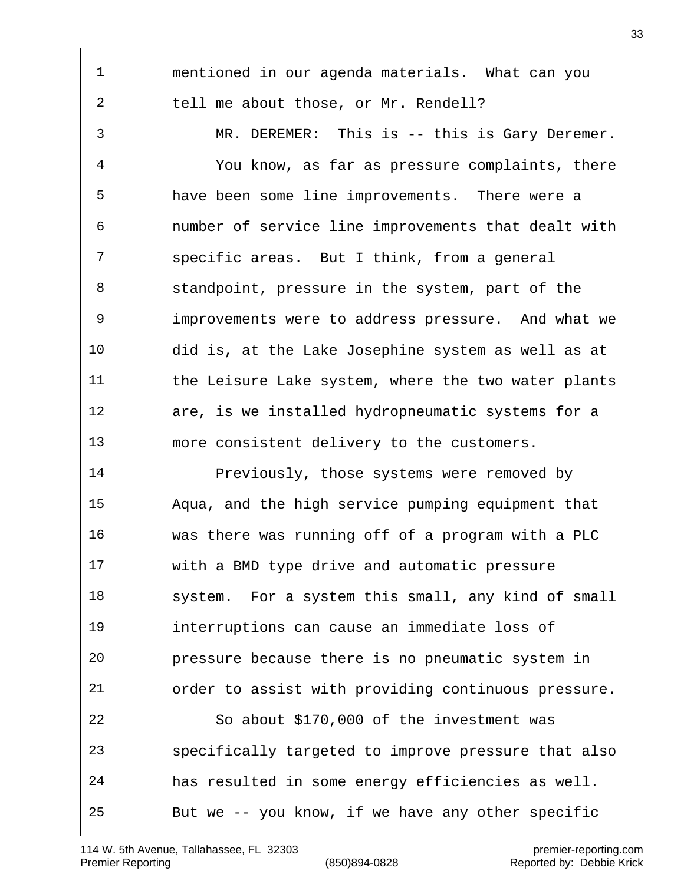mentioned in our agenda materials. What can you tell me about those, or Mr. Rendell?

MR. DEREMER: This is -- this is Gary Deremer.

You know, as far as pressure complaints, there have been some line improvements. There were a number of service line improvements that dealt with specific areas. But I think, from a general standpoint, pressure in the system, part of the improvements were to address pressure. And what we did is, at the Lake Josephine system as well as at the Leisure Lake system, where the two water plants are, is we installed hydropneumatic systems for a more consistent delivery to the customers.

Previously, those systems were removed by Aqua, and the high service pumping equipment that was there was running off of a program with a PLC with a BMD type drive and automatic pressure system. For a system this small, any kind of small interruptions can cause an immediate loss of pressure because there is no pneumatic system in order to assist with providing continuous pressure.

So about $170,000 of the investment was specifically targeted to improve pressure that also has resulted in some energy efficiencies as well. But we -- you know, if we have any other specific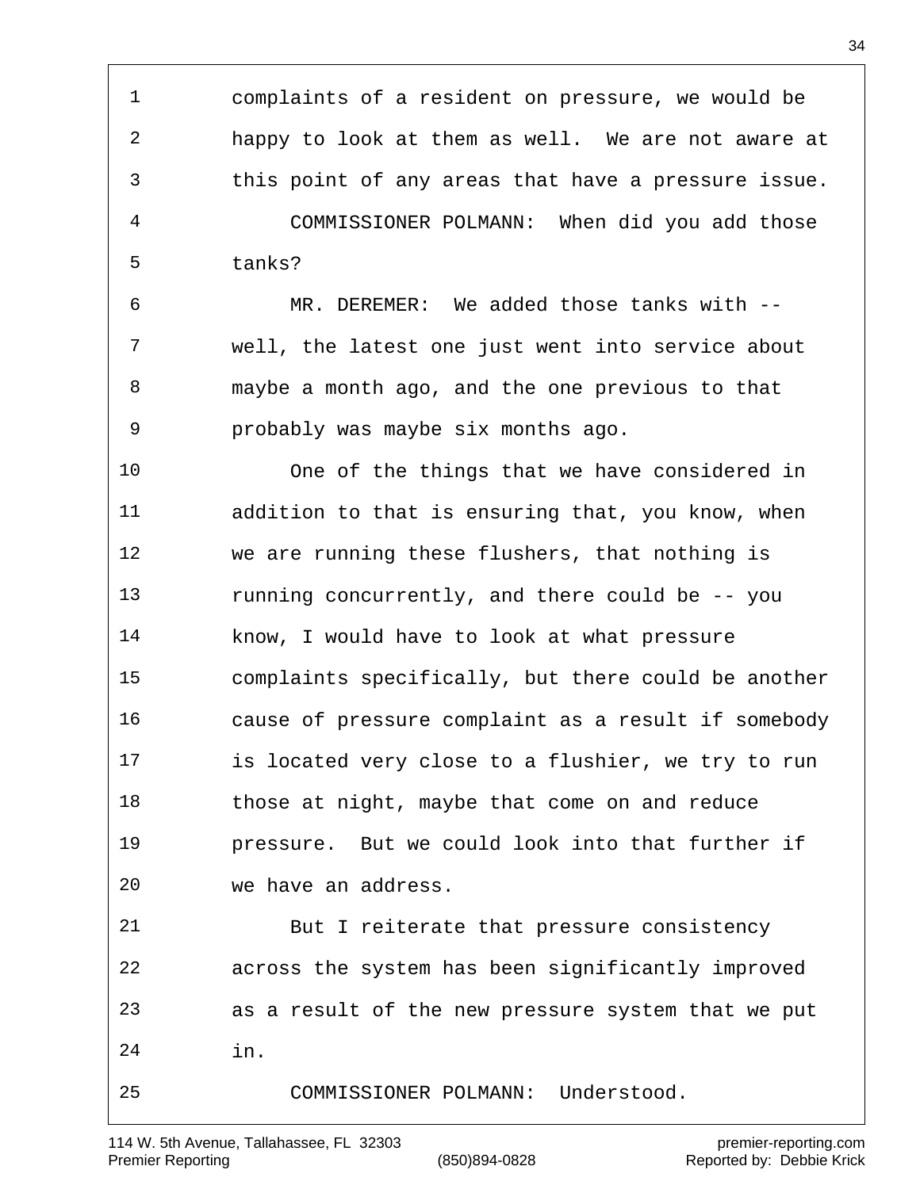complaints of a resident on pressure, we would be happy to look at them as well. We are not aware at this point of any areas that have a pressure issue.

COMMISSIONER POLMANN: When did you add those tanks?

MR. DEREMER: We added those tanks with -- well, the latest one just went into service about maybe a month ago, and the one previous to that probably was maybe six months ago.

One of the things that we have considered in addition to that is ensuring that, you know, when we are running these flushers, that nothing is running concurrently, and there could be -- you know, I would have to look at what pressure complaints specifically, but there could be another cause of pressure complaint as a result if somebody is located very close to a flushier, we try to run those at night, maybe that come on and reduce pressure. But we could look into that further if we have an address.

But I reiterate that pressure consistency across the system has been significantly improved as a result of the new pressure system that we put in.

COMMISSIONER POLMANN: Understood.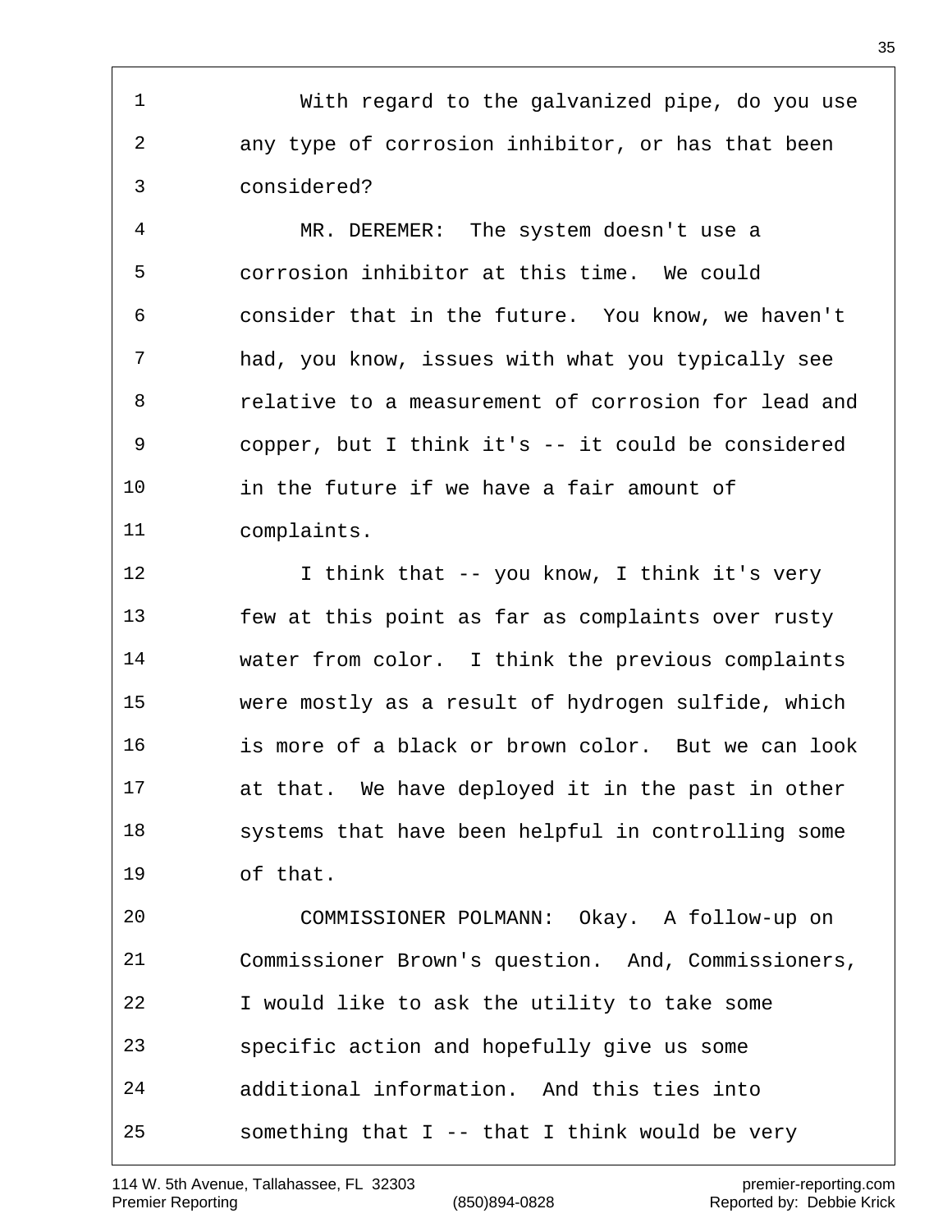With regard to the galvanized pipe, do you use any type of corrosion inhibitor, or has that been considered?

MR. DEREMER: The system doesn't use a corrosion inhibitor at this time. We could consider that in the future. You know, we haven't had, you know, issues with what you typically see relative to a measurement of corrosion for lead and copper, but I think it's -- it could be considered in the future if we have a fair amount of complaints.

I think that -- you know, I think it's very few at this point as far as complaints over rusty water from color. I think the previous complaints were mostly as a result of hydrogen sulfide, which is more of a black or brown color. But we can look at that. We have deployed it in the past in other systems that have been helpful in controlling some of that.

COMMISSIONER POLMANN: Okay. A follow-up on Commissioner Brown's question. And, Commissioners, I would like to ask the utility to take some specific action and hopefully give us some additional information. And this ties into something that I -- that I think would be very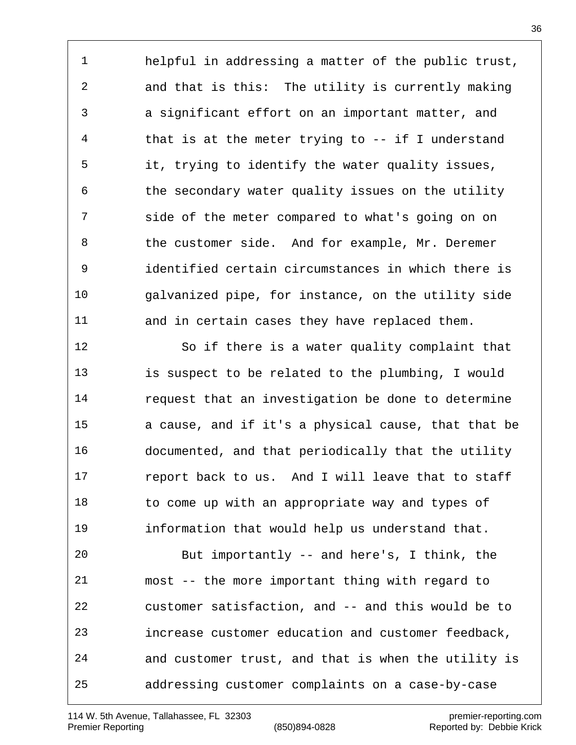helpful in addressing a matter of the public trust, and that is this: The utility is currently making a significant effort on an important matter, and that is at the meter trying to -- if I understand it, trying to identify the water quality issues, the secondary water quality issues on the utility side of the meter compared to what's going on on the customer side. And for example, Mr. Deremer identified certain circumstances in which there is galvanized pipe, for instance, on the utility side and in certain cases they have replaced them.

So if there is a water quality complaint that is suspect to be related to the plumbing, I would request that an investigation be done to determine a cause, and if it's a physical cause, that that be documented, and that periodically that the utility report back to us. And I will leave that to staff to come up with an appropriate way and types of information that would help us understand that.

But importantly -- and here's, I think, the most -- the more important thing with regard to customer satisfaction, and -- and this would be to increase customer education and customer feedback, and customer trust, and that is when the utility is addressing customer complaints on a case-by-case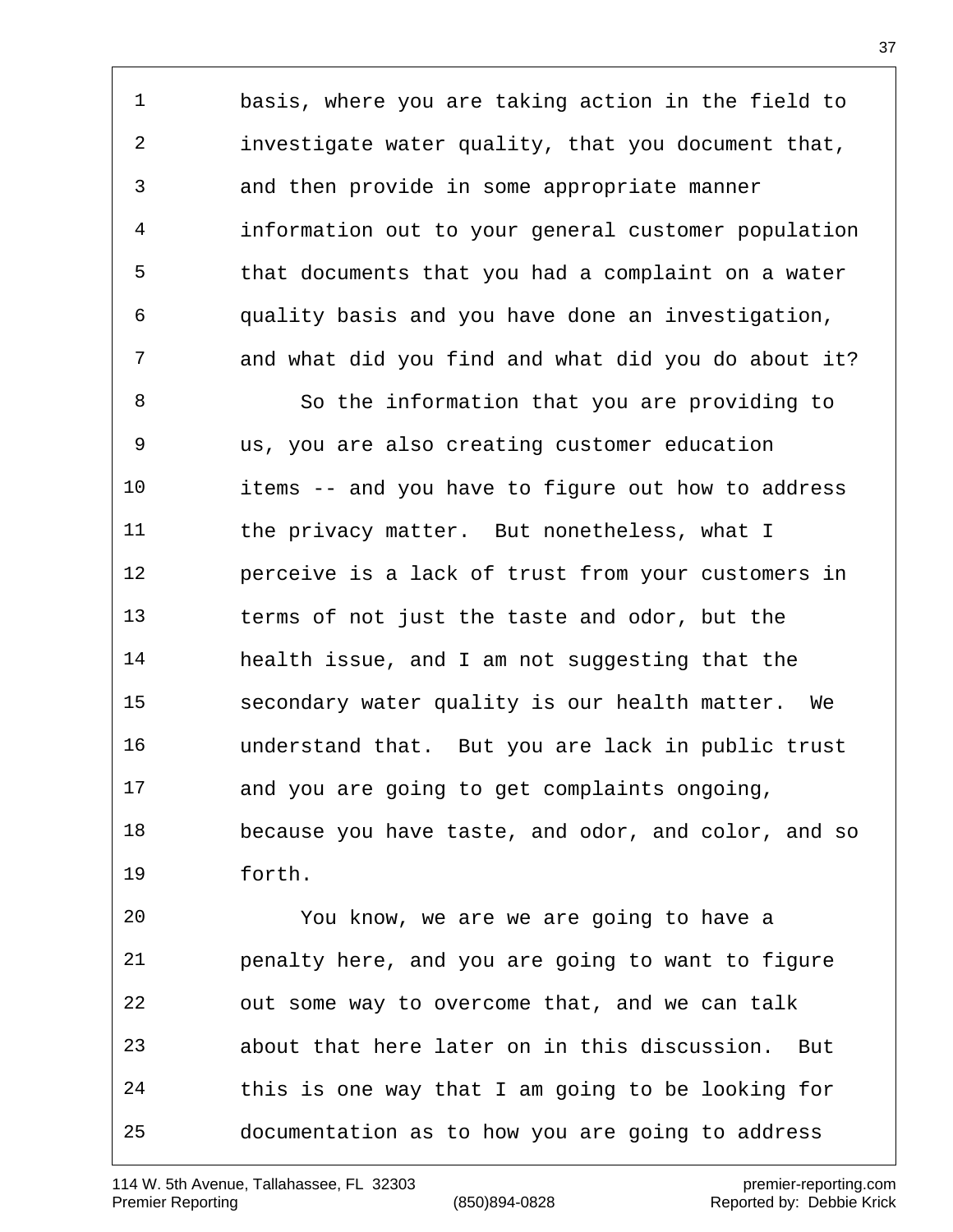basis, where you are taking action in the field to investigate water quality, that you document that, and then provide in some appropriate manner information out to your general customer population that documents that you had a complaint on a water quality basis and you have done an investigation, and what did you find and what did you do about it?

So the information that you are providing to us, you are also creating customer education items -- and you have to figure out how to address the privacy matter. But nonetheless, what I perceive is a lack of trust from your customers in terms of not just the taste and odor, but the health issue, and I am not suggesting that the secondary water quality is our health matter. We understand that. But you are lack in public trust and you are going to get complaints ongoing, because you have taste, and odor, and color, and so forth.

You know, we are we are going to have a penalty here, and you are going to want to figure out some way to overcome that, and we can talk about that here later on in this discussion. But this is one way that I am going to be looking for documentation as to how you are going to address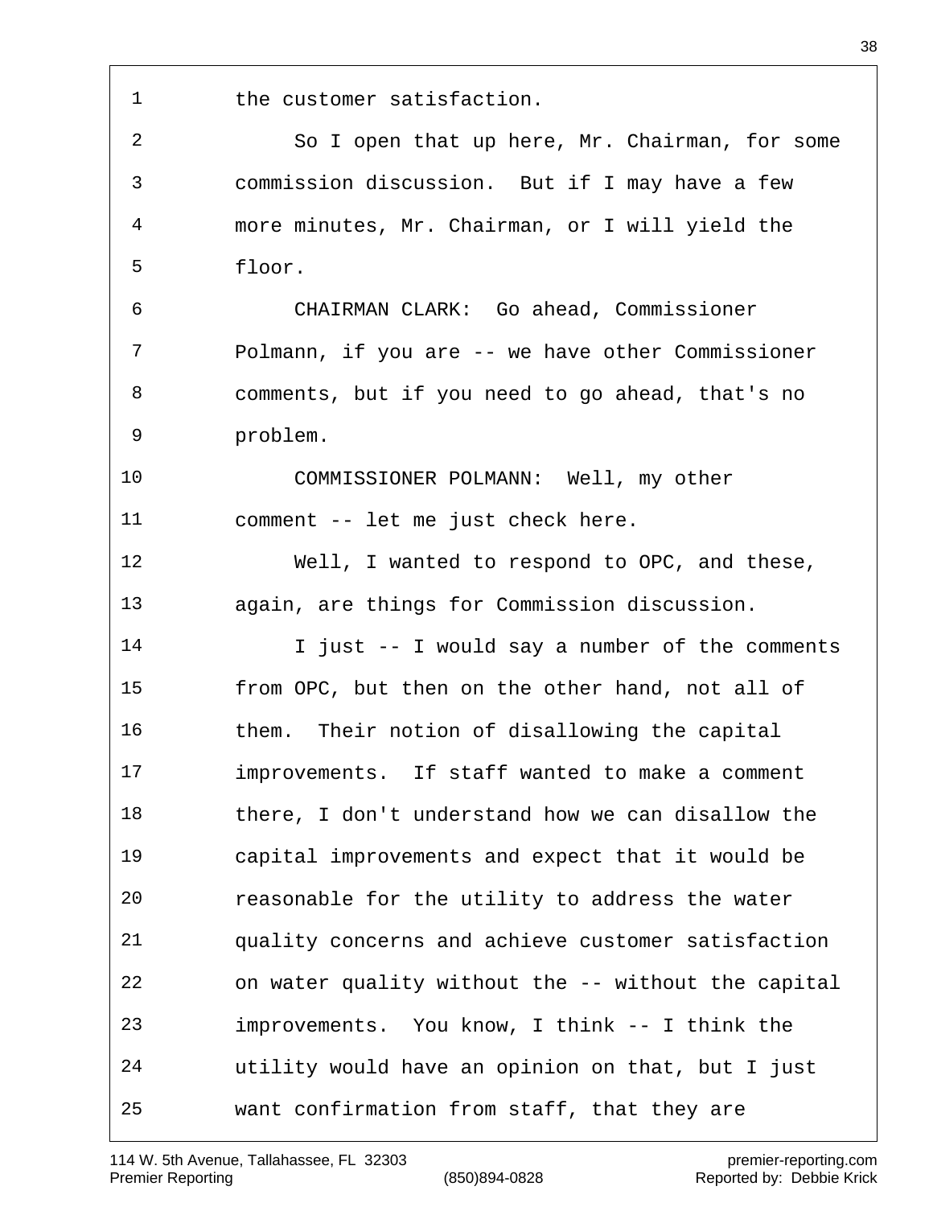the customer satisfaction.

So I open that up here, Mr. Chairman, for some commission discussion. But if I may have a few more minutes, Mr. Chairman, or I will yield the floor.

CHAIRMAN CLARK: Go ahead, Commissioner Polmann, if you are -- we have other Commissioner comments, but if you need to go ahead, that's no problem.

COMMISSIONER POLMANN: Well, my other comment -- let me just check here.

Well, I wanted to respond to OPC, and these, again, are things for Commission discussion.

I just -- I would say a number of the comments from OPC, but then on the other hand, not all of them. Their notion of disallowing the capital improvements. If staff wanted to make a comment there, I don't understand how we can disallow the capital improvements and expect that it would be reasonable for the utility to address the water quality concerns and achieve customer satisfaction on water quality without the -- without the capital improvements. You know, I think -- I think the utility would have an opinion on that, but I just want confirmation from staff, that they are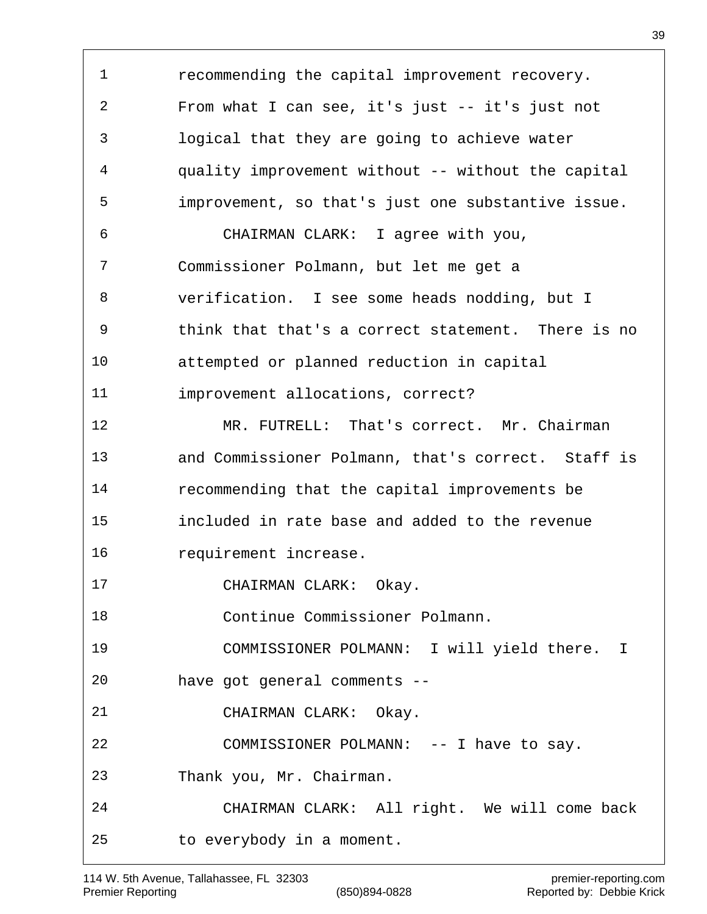recommending the capital improvement recovery. From what I can see, it's just -- it's just not logical that they are going to achieve water quality improvement without -- without the capital improvement, so that's just one substantive issue.

CHAIRMAN CLARK: I agree with you, Commissioner Polmann, but let me get a verification. I see some heads nodding, but I think that that's a correct statement. There is no attempted or planned reduction in capital improvement allocations, correct?

MR. FUTRELL: That's correct. Mr. Chairman and Commissioner Polmann, that's correct. Staff is recommending that the capital improvements be included in rate base and added to the revenue requirement increase.

CHAIRMAN CLARK: Okay.

Continue Commissioner Polmann.

COMMISSIONER POLMANN: I will yield there. I have got general comments --

CHAIRMAN CLARK: Okay.

COMMISSIONER POLMANN: -- I have to say. Thank you, Mr. Chairman.

CHAIRMAN CLARK: All right. We will come back to everybody in a moment.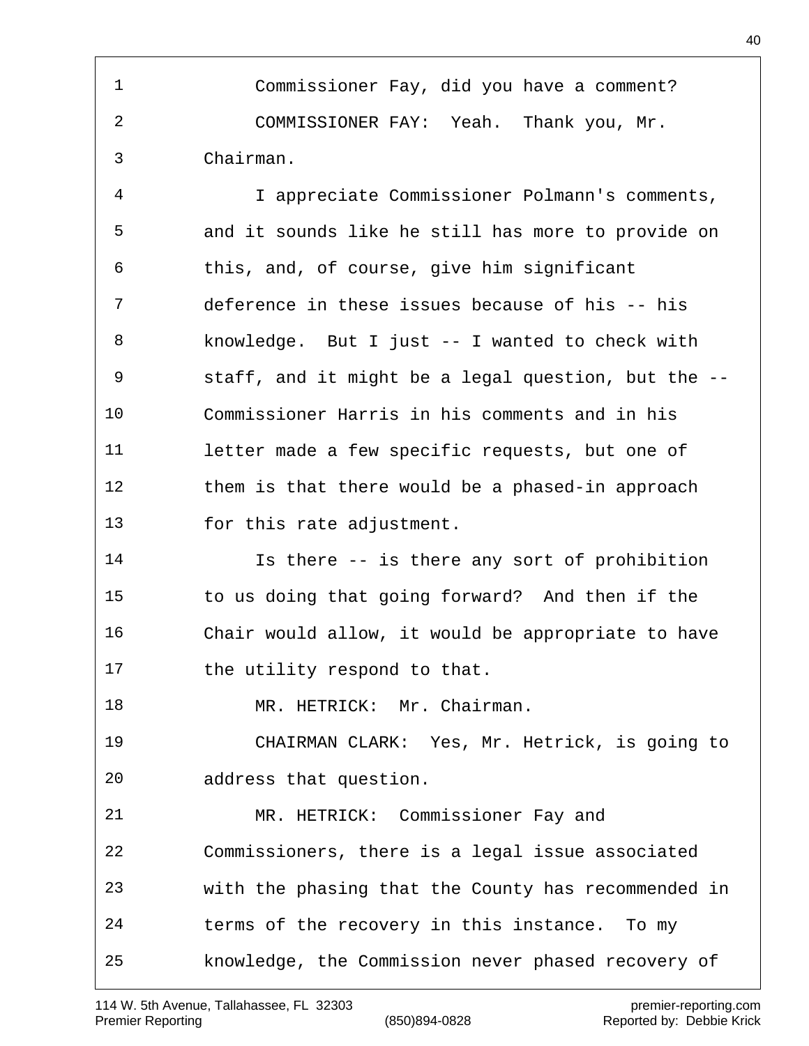Commissioner Fay, did you have a comment?

COMMISSIONER FAY: Yeah. Thank you, Mr. Chairman.

I appreciate Commissioner Polmann's comments, and it sounds like he still has more to provide on this, and, of course, give him significant deference in these issues because of his -- his knowledge. But I just -- I wanted to check with staff, and it might be a legal question, but the -- Commissioner Harris in his comments and in his letter made a few specific requests, but one of them is that there would be a phased-in approach for this rate adjustment.

Is there -- is there any sort of prohibition to us doing that going forward? And then if the Chair would allow, it would be appropriate to have the utility respond to that.

MR. HETRICK: Mr. Chairman.

CHAIRMAN CLARK: Yes, Mr. Hetrick, is going to address that question.

MR. HETRICK: Commissioner Fay and Commissioners, there is a legal issue associated with the phasing that the County has recommended in terms of the recovery in this instance. To my knowledge, the Commission never phased recovery of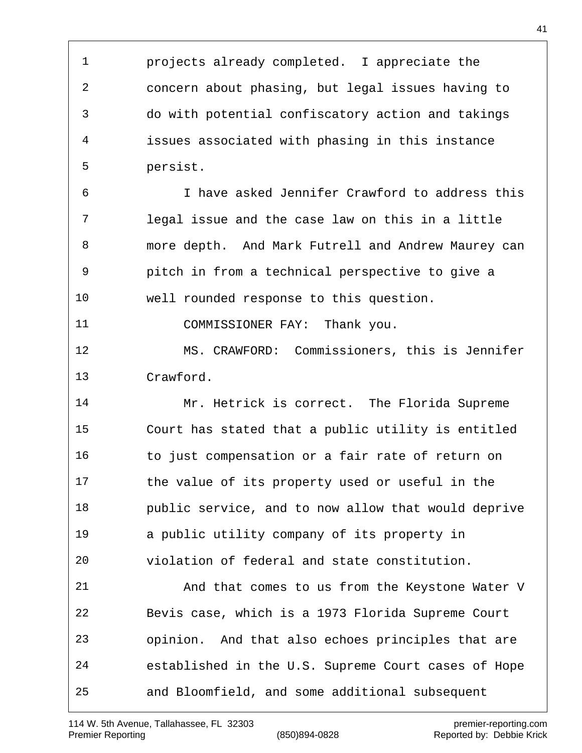projects already completed. I appreciate the concern about phasing, but legal issues having to do with potential confiscatory action and takings issues associated with phasing in this instance persist.

I have asked Jennifer Crawford to address this legal issue and the case law on this in a little more depth. And Mark Futrell and Andrew Maurey can pitch in from a technical perspective to give a well rounded response to this question.

COMMISSIONER FAY: Thank you.

MS. CRAWFORD: Commissioners, this is Jennifer Crawford.

Mr. Hetrick is correct. The Florida Supreme Court has stated that a public utility is entitled to just compensation or a fair rate of return on the value of its property used or useful in the public service, and to now allow that would deprive a public utility company of its property in violation of federal and state constitution.

And that comes to us from the Keystone Water V Bevis case, which is a 1973 Florida Supreme Court opinion. And that also echoes principles that are established in the U.S. Supreme Court cases of Hope and Bloomfield, and some additional subsequent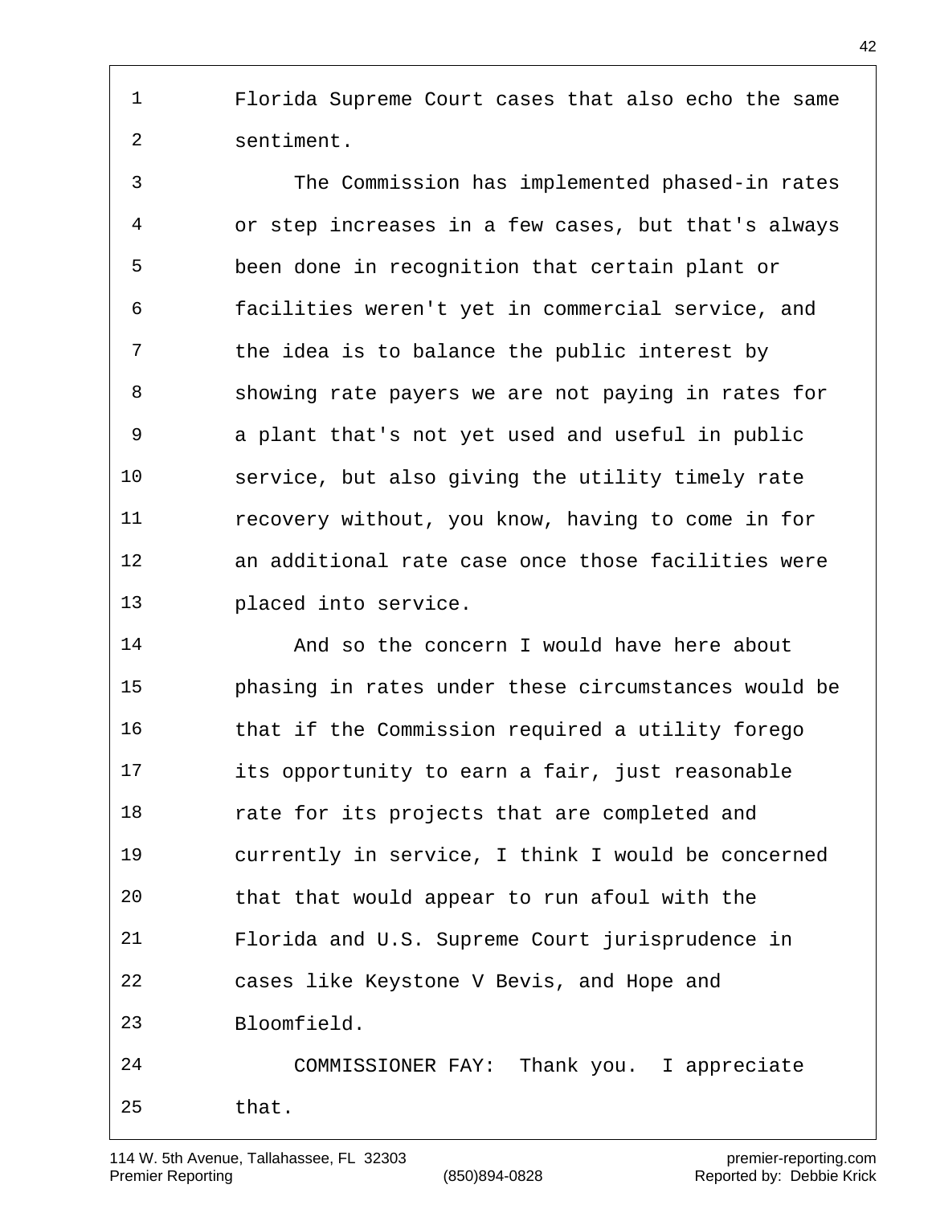Florida Supreme Court cases that also echo the same sentiment.

The Commission has implemented phased-in rates or step increases in a few cases, but that's always been done in recognition that certain plant or facilities weren't yet in commercial service, and the idea is to balance the public interest by showing rate payers we are not paying in rates for a plant that's not yet used and useful in public service, but also giving the utility timely rate recovery without, you know, having to come in for an additional rate case once those facilities were placed into service.

And so the concern I would have here about phasing in rates under these circumstances would be that if the Commission required a utility forego its opportunity to earn a fair, just reasonable rate for its projects that are completed and currently in service, I think I would be concerned that that would appear to run afoul with the Florida and U.S. Supreme Court jurisprudence in cases like Keystone V Bevis, and Hope and Bloomfield.

COMMISSIONER FAY: Thank you. I appreciate that.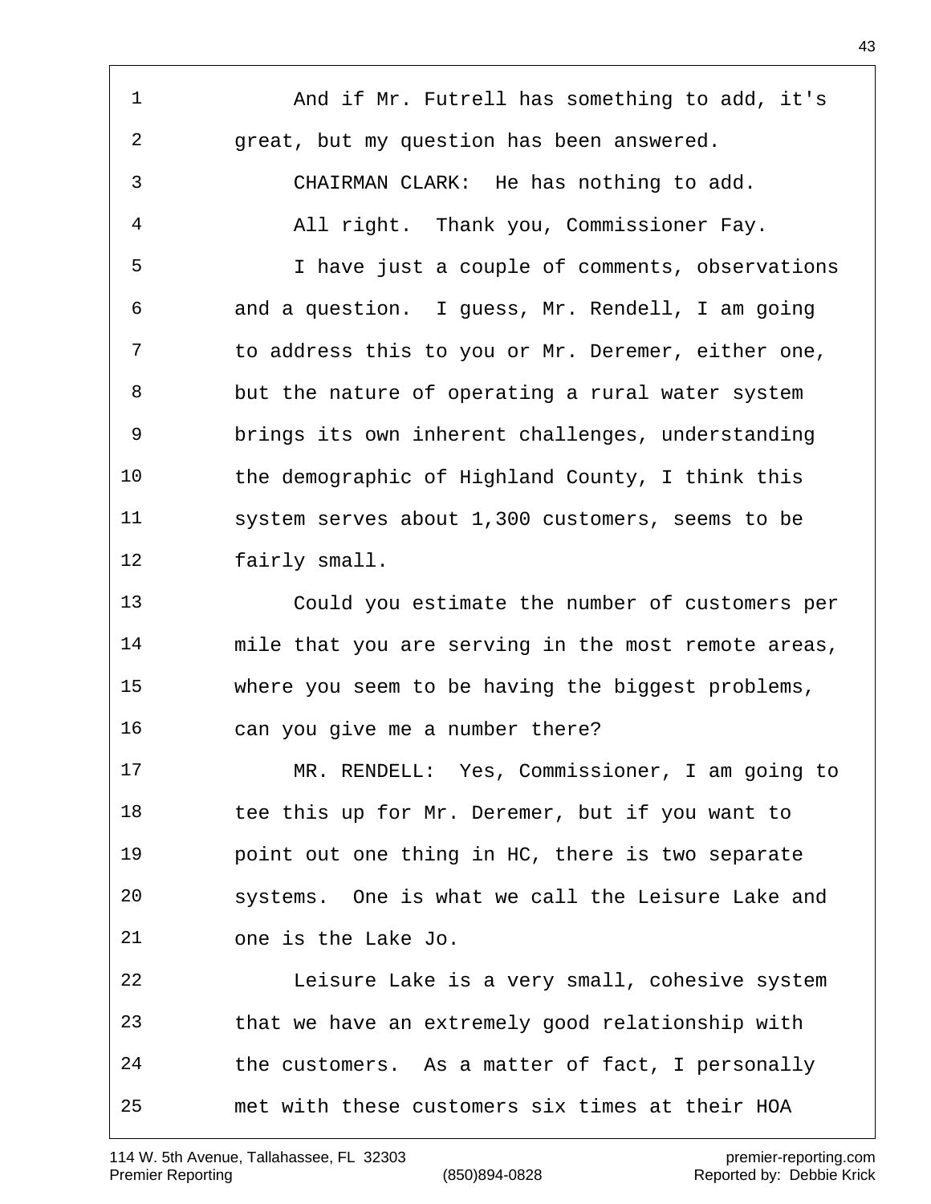And if Mr. Futrell has something to add, it's great, but my question has been answered.

CHAIRMAN CLARK: He has nothing to add.

All right. Thank you, Commissioner Fay.

I have just a couple of comments, observations and a question. I guess, Mr. Rendell, I am going to address this to you or Mr. Deremer, either one, but the nature of operating a rural water system brings its own inherent challenges, understanding the demographic of Highland County, I think this system serves about 1,300 customers, seems to be fairly small.

Could you estimate the number of customers per mile that you are serving in the most remote areas, where you seem to be having the biggest problems, can you give me a number there?

MR. RENDELL: Yes, Commissioner, I am going to tee this up for Mr. Deremer, but if you want to point out one thing in HC, there is two separate systems. One is what we call the Leisure Lake and one is the Lake Jo.

Leisure Lake is a very small, cohesive system that we have an extremely good relationship with the customers. As a matter of fact, I personally met with these customers six times at their HOA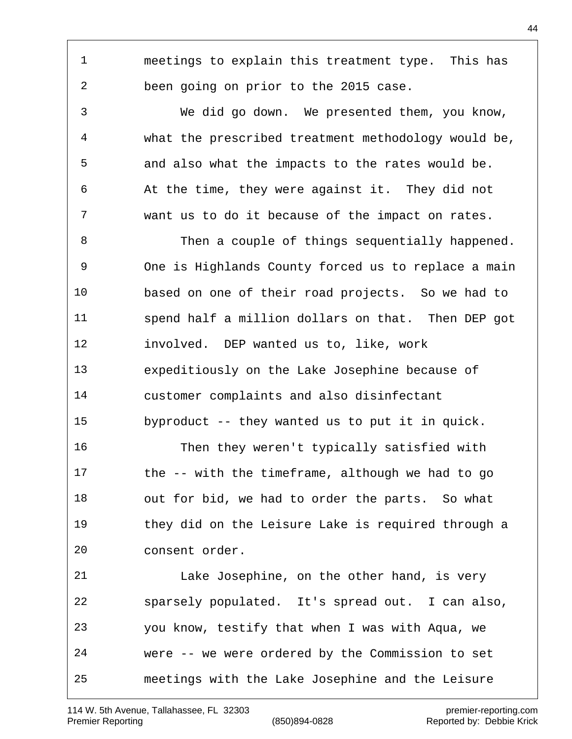meetings to explain this treatment type. This has been going on prior to the 2015 case.

We did go down. We presented them, you know, what the prescribed treatment methodology would be, and also what the impacts to the rates would be. At the time, they were against it. They did not want us to do it because of the impact on rates.

Then a couple of things sequentially happened. One is Highlands County forced us to replace a main based on one of their road projects. So we had to spend half a million dollars on that. Then DEP got involved. DEP wanted us to, like, work expeditiously on the Lake Josephine because of customer complaints and also disinfectant byproduct -- they wanted us to put it in quick.

Then they weren't typically satisfied with the -- with the timeframe, although we had to go out for bid, we had to order the parts. So what they did on the Leisure Lake is required through a consent order.

Lake Josephine, on the other hand, is very sparsely populated. It's spread out. I can also, you know, testify that when I was with Aqua, we were -- we were ordered by the Commission to set meetings with the Lake Josephine and the Leisure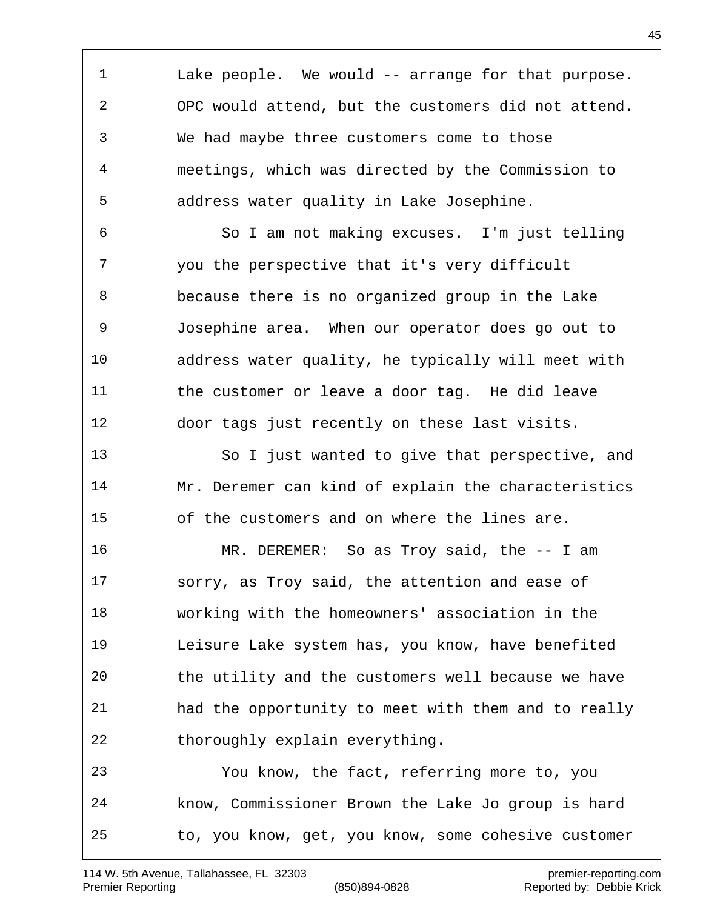Lake people. We would -- arrange for that purpose. OPC would attend, but the customers did not attend. We had maybe three customers come to those meetings, which was directed by the Commission to address water quality in Lake Josephine.

So I am not making excuses. I'm just telling you the perspective that it's very difficult because there is no organized group in the Lake Josephine area. When our operator does go out to address water quality, he typically will meet with the customer or leave a door tag. He did leave door tags just recently on these last visits.

So I just wanted to give that perspective, and Mr. Deremer can kind of explain the characteristics of the customers and on where the lines are.

MR. DEREMER: So as Troy said, the -- I am sorry, as Troy said, the attention and ease of working with the homeowners' association in the Leisure Lake system has, you know, have benefited the utility and the customers well because we have had the opportunity to meet with them and to really thoroughly explain everything.

You know, the fact, referring more to, you know, Commissioner Brown the Lake Jo group is hard to, you know, get, you know, some cohesive customer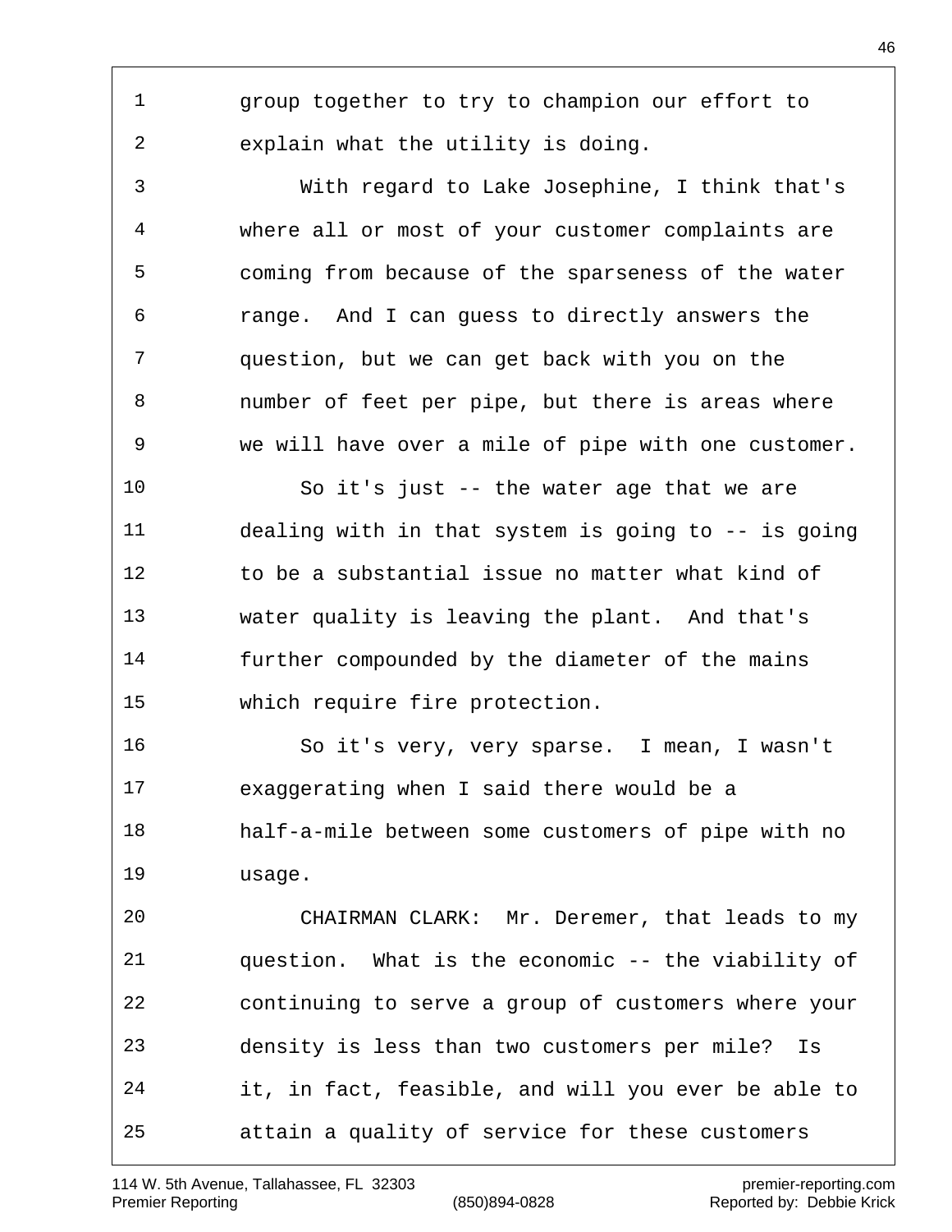group together to try to champion our effort to explain what the utility is doing.

With regard to Lake Josephine, I think that's where all or most of your customer complaints are coming from because of the sparseness of the water range. And I can guess to directly answers the question, but we can get back with you on the number of feet per pipe, but there is areas where we will have over a mile of pipe with one customer.

So it's just -- the water age that we are dealing with in that system is going to -- is going to be a substantial issue no matter what kind of water quality is leaving the plant. And that's further compounded by the diameter of the mains which require fire protection.

So it's very, very sparse. I mean, I wasn't exaggerating when I said there would be a half-a-mile between some customers of pipe with no usage.

CHAIRMAN CLARK: Mr. Deremer, that leads to my question. What is the economic -- the viability of continuing to serve a group of customers where your density is less than two customers per mile? Is it, in fact, feasible, and will you ever be able to attain a quality of service for these customers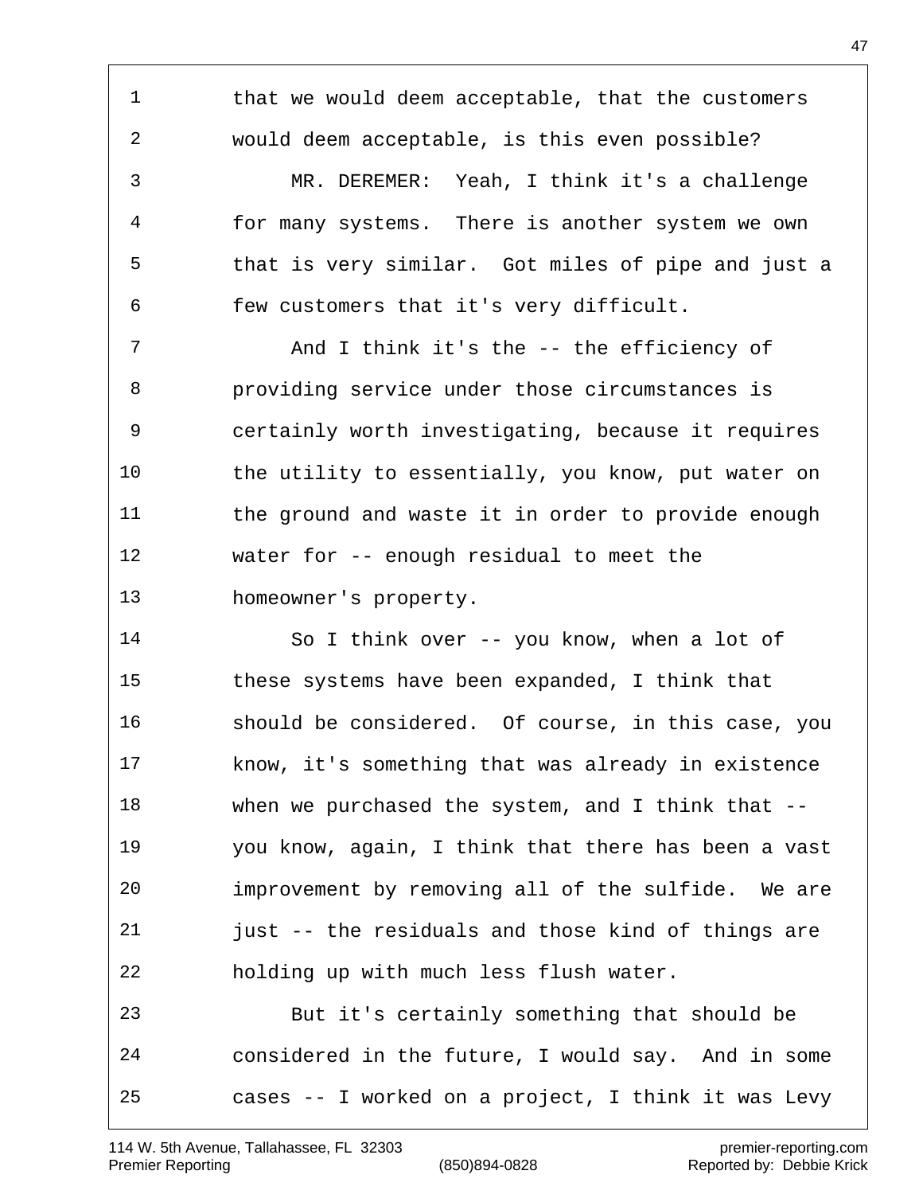that we would deem acceptable, that the customers would deem acceptable, is this even possible?

MR. DEREMER: Yeah, I think it's a challenge for many systems. There is another system we own that is very similar. Got miles of pipe and just a few customers that it's very difficult.

And I think it's the -- the efficiency of providing service under those circumstances is certainly worth investigating, because it requires the utility to essentially, you know, put water on the ground and waste it in order to provide enough water for -- enough residual to meet the homeowner's property.

So I think over -- you know, when a lot of these systems have been expanded, I think that should be considered. Of course, in this case, you know, it's something that was already in existence when we purchased the system, and I think that -- you know, again, I think that there has been a vast improvement by removing all of the sulfide. We are just -- the residuals and those kind of things are holding up with much less flush water.

But it's certainly something that should be considered in the future, I would say. And in some cases -- I worked on a project, I think it was Levy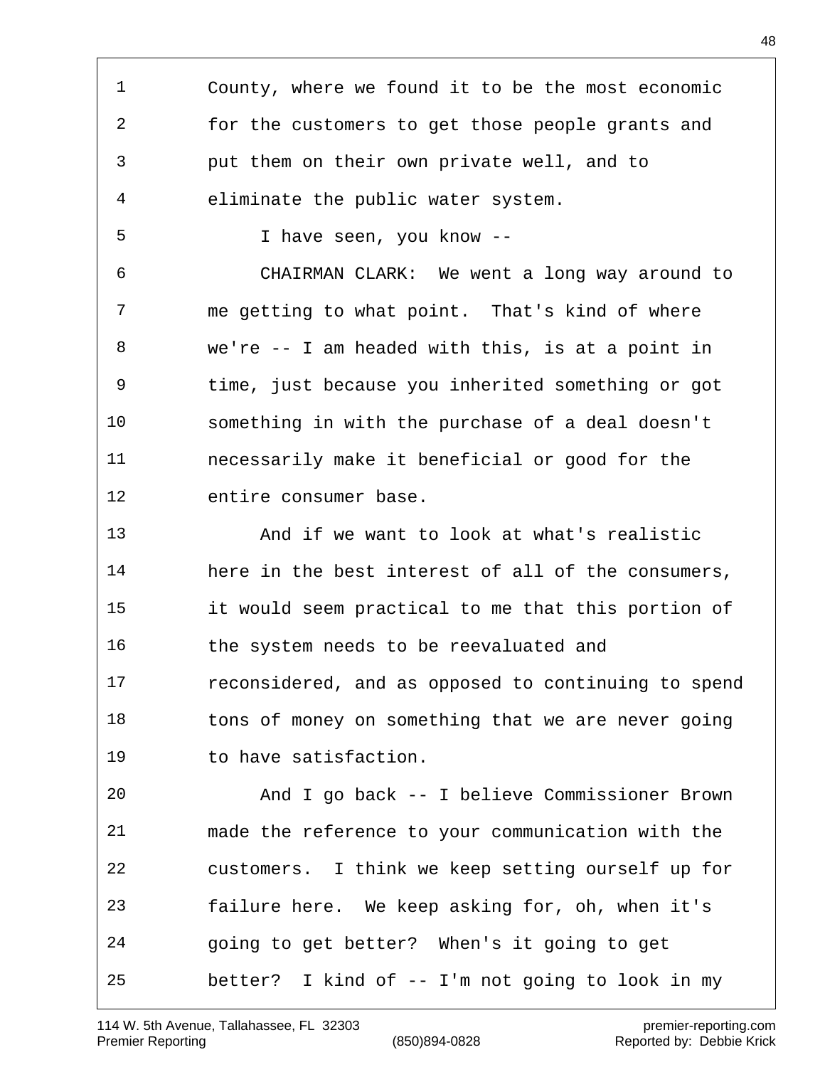County, where we found it to be the most economic for the customers to get those people grants and put them on their own private well, and to eliminate the public water system.

I have seen, you know --

CHAIRMAN CLARK: We went a long way around to me getting to what point. That's kind of where we're -- I am headed with this, is at a point in time, just because you inherited something or got something in with the purchase of a deal doesn't necessarily make it beneficial or good for the entire consumer base.

And if we want to look at what's realistic here in the best interest of all of the consumers, it would seem practical to me that this portion of the system needs to be reevaluated and reconsidered, and as opposed to continuing to spend tons of money on something that we are never going to have satisfaction.

And I go back -- I believe Commissioner Brown made the reference to your communication with the customers. I think we keep setting ourself up for failure here. We keep asking for, oh, when it's going to get better? When's it going to get better? I kind of -- I'm not going to look in my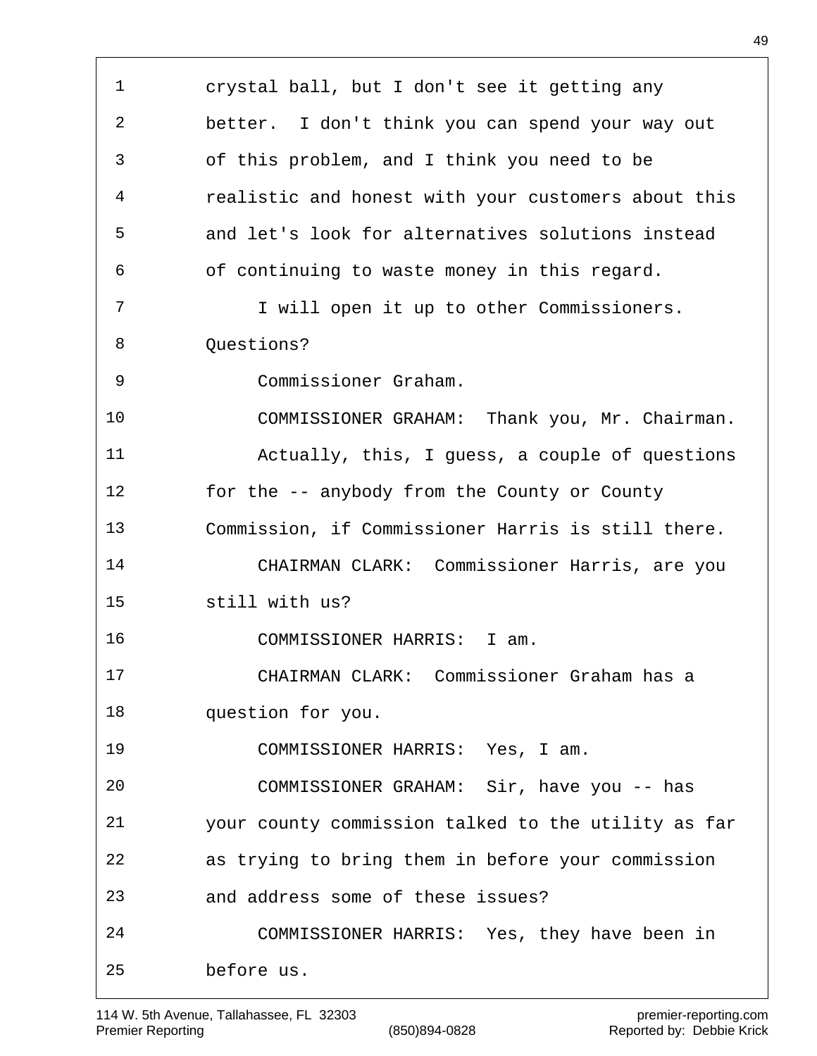crystal ball, but I don't see it getting any better. I don't think you can spend your way out of this problem, and I think you need to be realistic and honest with your customers about this and let's look for alternatives solutions instead of continuing to waste money in this regard.

I will open it up to other Commissioners. Questions?

Commissioner Graham.

COMMISSIONER GRAHAM: Thank you, Mr. Chairman.

Actually, this, I guess, a couple of questions for the -- anybody from the County or County Commission, if Commissioner Harris is still there.

CHAIRMAN CLARK: Commissioner Harris, are you still with us?

COMMISSIONER HARRIS: I am.

CHAIRMAN CLARK: Commissioner Graham has a question for you.

COMMISSIONER HARRIS: Yes, I am.

COMMISSIONER GRAHAM: Sir, have you -- has your county commission talked to the utility as far as trying to bring them in before your commission and address some of these issues?

COMMISSIONER HARRIS: Yes, they have been in before us.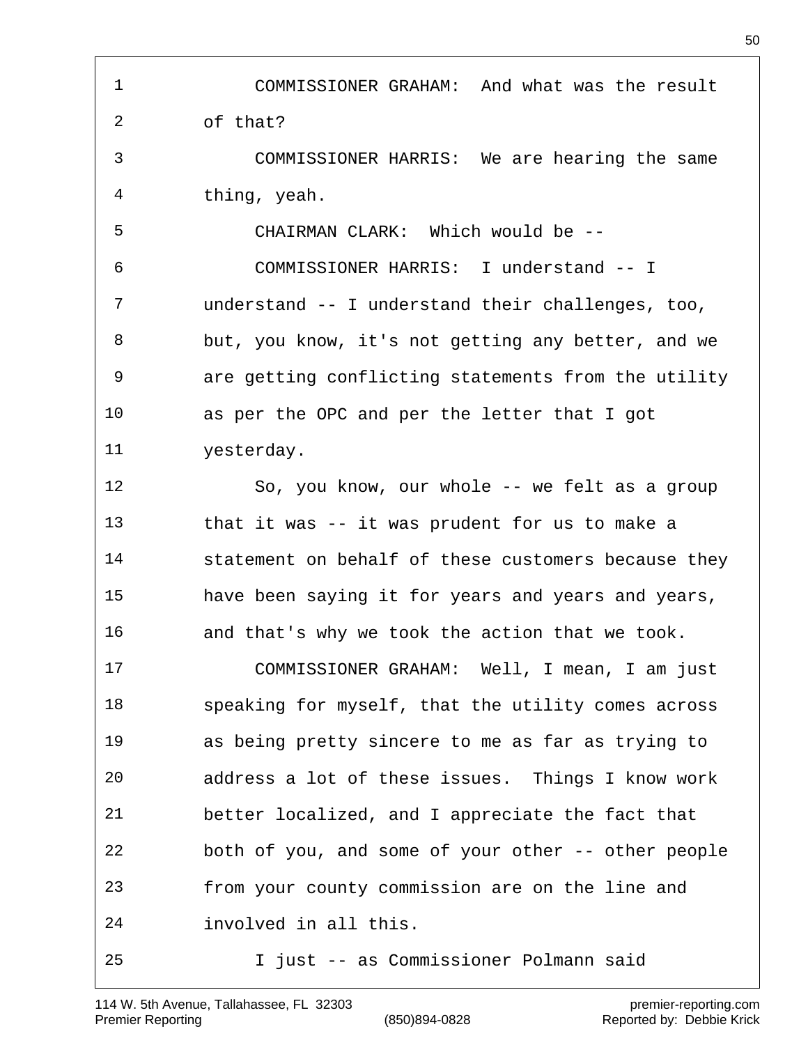1 COMMISSIONER GRAHAM: And what was the result
2 of that?
3 COMMISSIONER HARRIS: We are hearing the same
4 thing, yeah.
5 CHAIRMAN CLARK: Which would be --
6 COMMISSIONER HARRIS: I understand -- I
7 understand -- I understand their challenges, too,
8 but, you know, it's not getting any better, and we
9 are getting conflicting statements from the utility
10 as per the OPC and per the letter that I got
11 yesterday.
12 So, you know, our whole -- we felt as a group
13 that it was -- it was prudent for us to make a
14 statement on behalf of these customers because they
15 have been saying it for years and years and years,
16 and that's why we took the action that we took.
17 COMMISSIONER GRAHAM: Well, I mean, I am just
18 speaking for myself, that the utility comes across
19 as being pretty sincere to me as far as trying to
20 address a lot of these issues. Things I know work
21 better localized, and I appreciate the fact that
22 both of you, and some of your other -- other people
23 from your county commission are on the line and
24 involved in all this.
25 I just -- as Commissioner Polmann said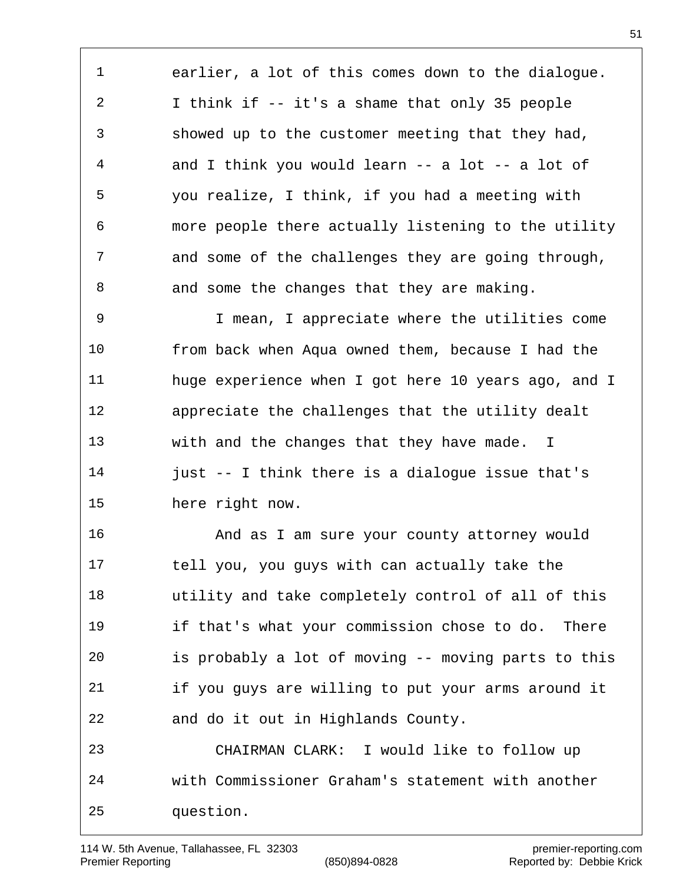earlier, a lot of this comes down to the dialogue. I think if -- it's a shame that only 35 people showed up to the customer meeting that they had, and I think you would learn -- a lot -- a lot of you realize, I think, if you had a meeting with more people there actually listening to the utility and some of the challenges they are going through, and some the changes that they are making.

I mean, I appreciate where the utilities come from back when Aqua owned them, because I had the huge experience when I got here 10 years ago, and I appreciate the challenges that the utility dealt with and the changes that they have made. I just -- I think there is a dialogue issue that's here right now.

And as I am sure your county attorney would tell you, you guys with can actually take the utility and take completely control of all of this if that's what your commission chose to do. There is probably a lot of moving -- moving parts to this if you guys are willing to put your arms around it and do it out in Highlands County.

CHAIRMAN CLARK: I would like to follow up with Commissioner Graham's statement with another question.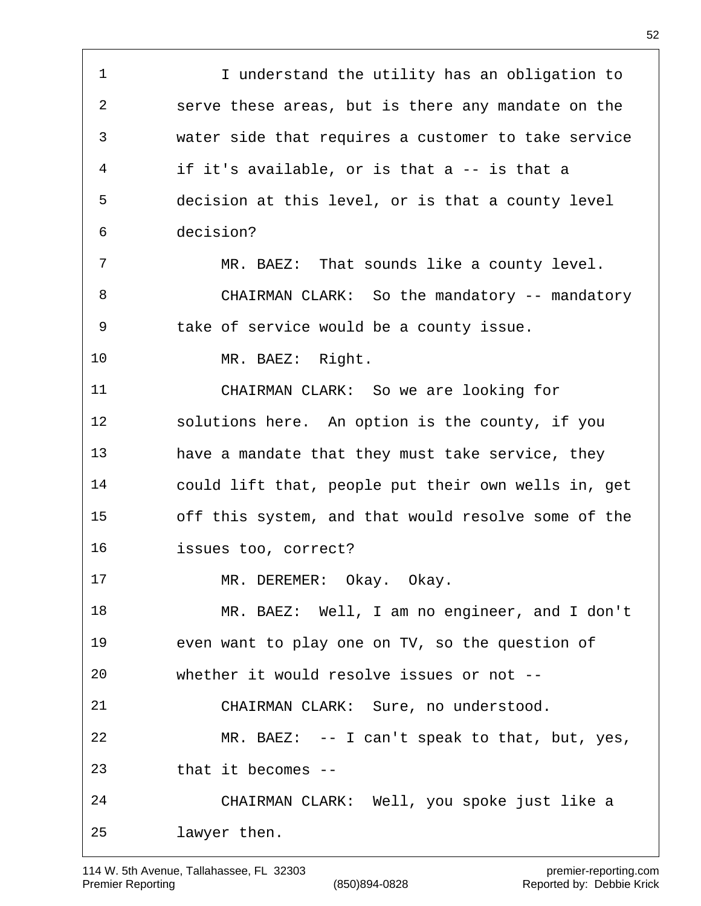I understand the utility has an obligation to serve these areas, but is there any mandate on the water side that requires a customer to take service if it's available, or is that a -- is that a decision at this level, or is that a county level decision?

MR. BAEZ: That sounds like a county level.

CHAIRMAN CLARK: So the mandatory -- mandatory take of service would be a county issue.

MR. BAEZ: Right.

CHAIRMAN CLARK: So we are looking for solutions here. An option is the county, if you have a mandate that they must take service, they could lift that, people put their own wells in, get off this system, and that would resolve some of the issues too, correct?

MR. DEREMER: Okay. Okay.

MR. BAEZ: Well, I am no engineer, and I don't even want to play one on TV, so the question of whether it would resolve issues or not --

CHAIRMAN CLARK: Sure, no understood.

MR. BAEZ: -- I can't speak to that, but, yes, that it becomes --

CHAIRMAN CLARK: Well, you spoke just like a lawyer then.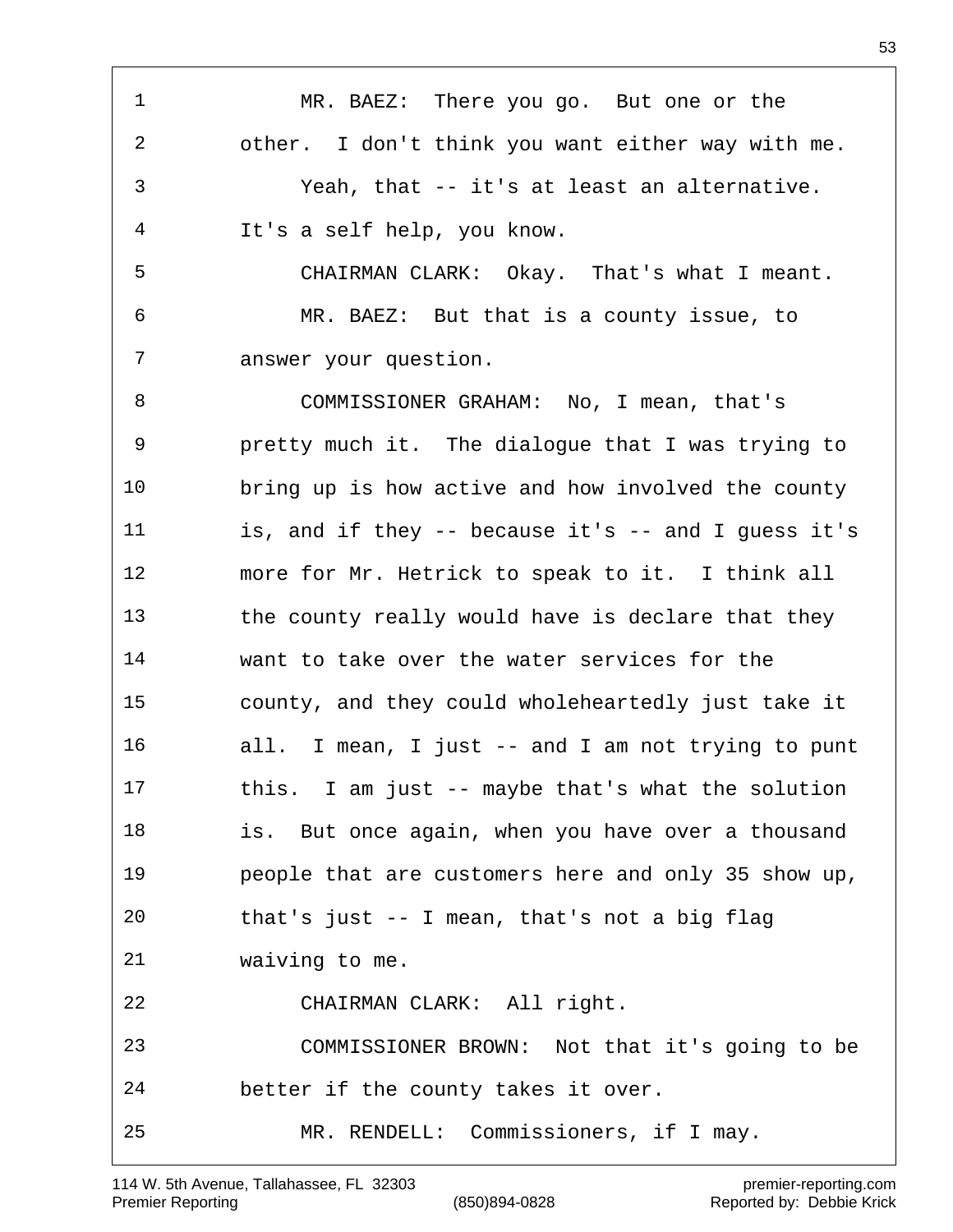MR. BAEZ: There you go. But one or the other. I don't think you want either way with me.

Yeah, that -- it's at least an alternative. It's a self help, you know.

CHAIRMAN CLARK: Okay. That's what I meant.

MR. BAEZ: But that is a county issue, to answer your question.

COMMISSIONER GRAHAM: No, I mean, that's pretty much it. The dialogue that I was trying to bring up is how active and how involved the county is, and if they -- because it's -- and I guess it's more for Mr. Hetrick to speak to it. I think all the county really would have is declare that they want to take over the water services for the county, and they could wholeheartedly just take it all. I mean, I just -- and I am not trying to punt this. I am just -- maybe that's what the solution is. But once again, when you have over a thousand people that are customers here and only 35 show up, that's just -- I mean, that's not a big flag waiving to me.

CHAIRMAN CLARK: All right.

COMMISSIONER BROWN: Not that it's going to be better if the county takes it over.

MR. RENDELL: Commissioners, if I may.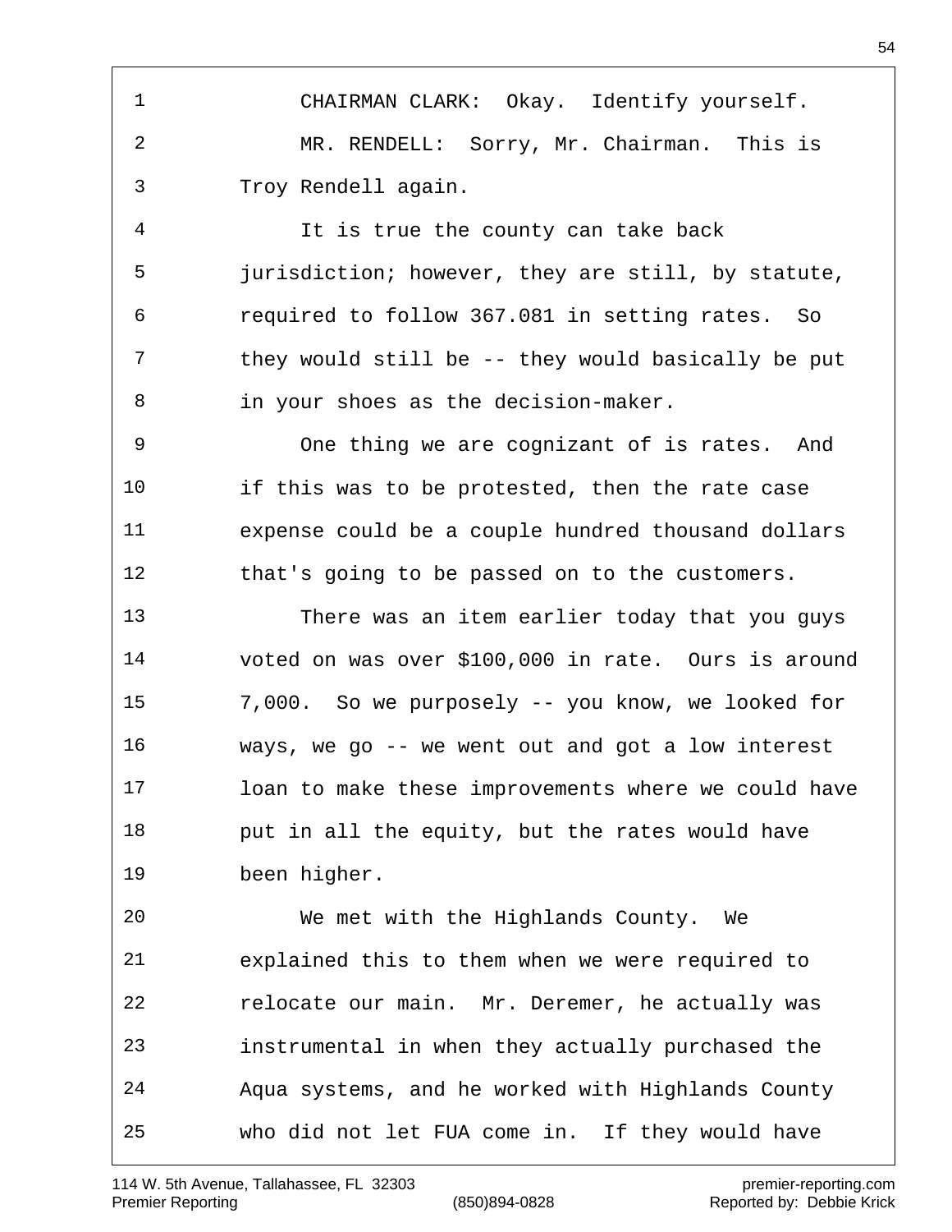CHAIRMAN CLARK: Okay. Identify yourself.

MR. RENDELL: Sorry, Mr. Chairman. This is Troy Rendell again.

It is true the county can take back jurisdiction; however, they are still, by statute, required to follow 367.081 in setting rates. So they would still be -- they would basically be put in your shoes as the decision-maker.

One thing we are cognizant of is rates. And if this was to be protested, then the rate case expense could be a couple hundred thousand dollars that's going to be passed on to the customers.

There was an item earlier today that you guys voted on was over $100,000 in rate. Ours is around 7,000. So we purposely -- you know, we looked for ways, we go -- we went out and got a low interest loan to make these improvements where we could have put in all the equity, but the rates would have been higher.

We met with the Highlands County. We explained this to them when we were required to relocate our main. Mr. Deremer, he actually was instrumental in when they actually purchased the Aqua systems, and he worked with Highlands County who did not let FUA come in. If they would have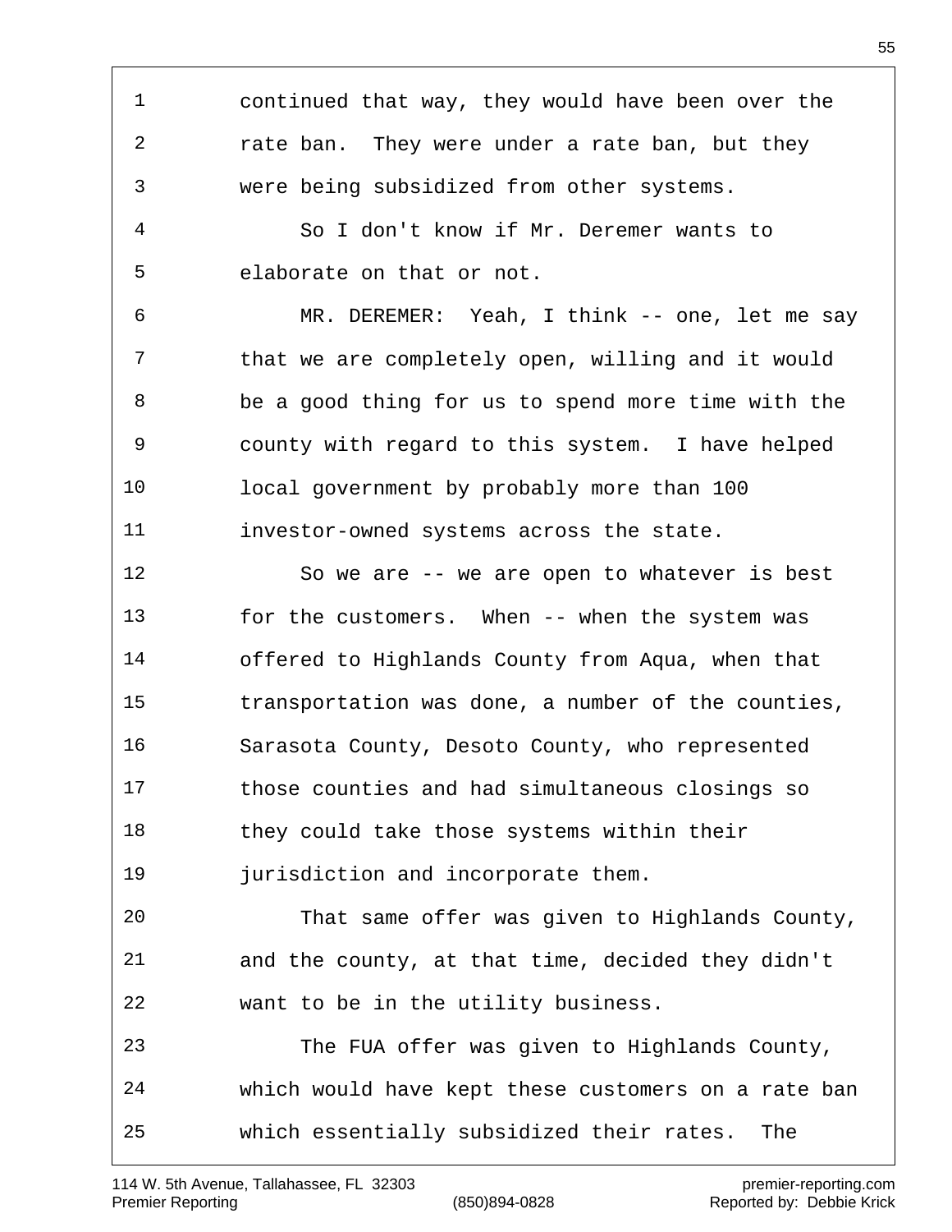continued that way, they would have been over the rate ban. They were under a rate ban, but they were being subsidized from other systems.

So I don't know if Mr. Deremer wants to elaborate on that or not.

MR. DEREMER: Yeah, I think -- one, let me say that we are completely open, willing and it would be a good thing for us to spend more time with the county with regard to this system. I have helped local government by probably more than 100 investor-owned systems across the state.

So we are -- we are open to whatever is best for the customers. When -- when the system was offered to Highlands County from Aqua, when that transportation was done, a number of the counties, Sarasota County, Desoto County, who represented those counties and had simultaneous closings so they could take those systems within their jurisdiction and incorporate them.

That same offer was given to Highlands County, and the county, at that time, decided they didn't want to be in the utility business.

The FUA offer was given to Highlands County, which would have kept these customers on a rate ban which essentially subsidized their rates. The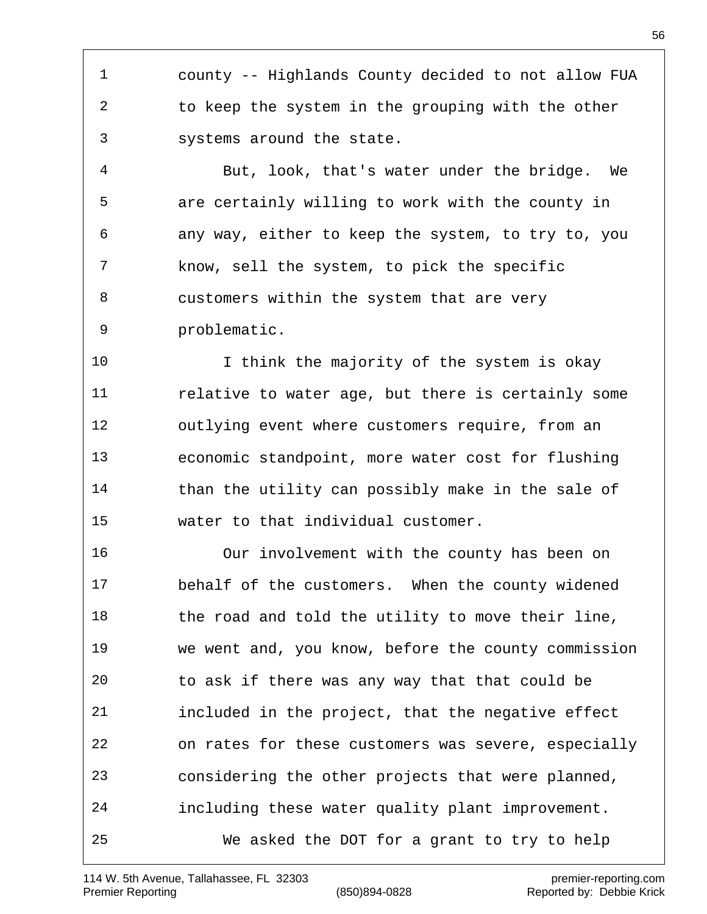county -- Highlands County decided to not allow FUA to keep the system in the grouping with the other systems around the state.

But, look, that's water under the bridge. We are certainly willing to work with the county in any way, either to keep the system, to try to, you know, sell the system, to pick the specific customers within the system that are very problematic.

I think the majority of the system is okay relative to water age, but there is certainly some outlying event where customers require, from an economic standpoint, more water cost for flushing than the utility can possibly make in the sale of water to that individual customer.

Our involvement with the county has been on behalf of the customers. When the county widened the road and told the utility to move their line, we went and, you know, before the county commission to ask if there was any way that that could be included in the project, that the negative effect on rates for these customers was severe, especially considering the other projects that were planned, including these water quality plant improvement.

We asked the DOT for a grant to try to help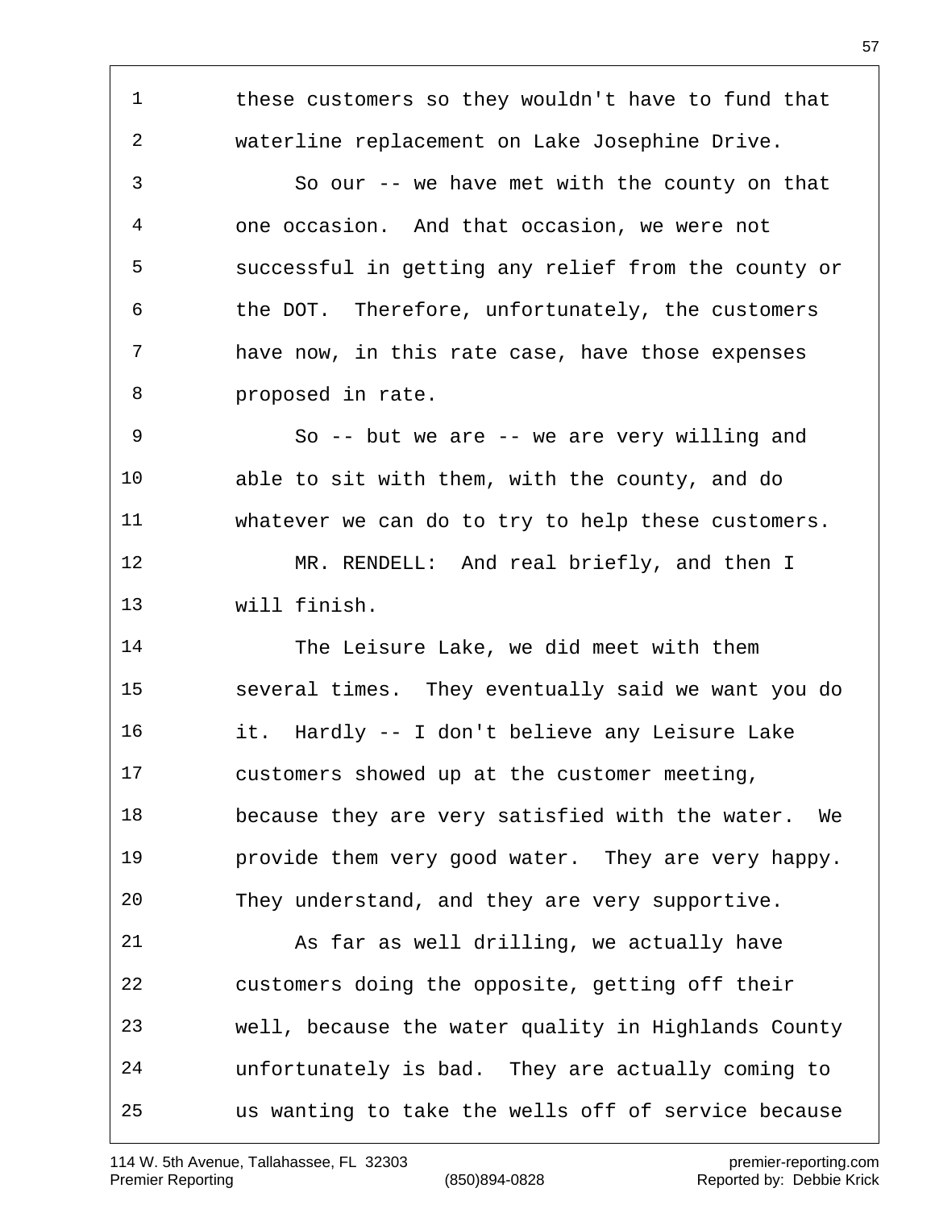these customers so they wouldn't have to fund that waterline replacement on Lake Josephine Drive.

So our -- we have met with the county on that one occasion. And that occasion, we were not successful in getting any relief from the county or the DOT. Therefore, unfortunately, the customers have now, in this rate case, have those expenses proposed in rate.

So -- but we are -- we are very willing and able to sit with them, with the county, and do whatever we can do to try to help these customers.

MR. RENDELL: And real briefly, and then I will finish.

The Leisure Lake, we did meet with them several times. They eventually said we want you do it. Hardly -- I don't believe any Leisure Lake customers showed up at the customer meeting, because they are very satisfied with the water. We provide them very good water. They are very happy. They understand, and they are very supportive.

As far as well drilling, we actually have customers doing the opposite, getting off their well, because the water quality in Highlands County unfortunately is bad. They are actually coming to us wanting to take the wells off of service because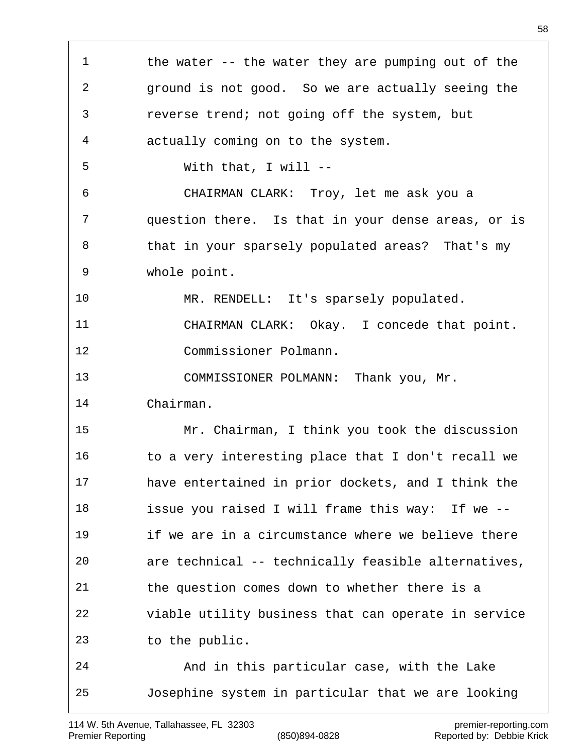the water -- the water they are pumping out of the ground is not good. So we are actually seeing the reverse trend; not going off the system, but actually coming on to the system.

With that, I will --

CHAIRMAN CLARK: Troy, let me ask you a question there. Is that in your dense areas, or is that in your sparsely populated areas? That's my whole point.

MR. RENDELL: It's sparsely populated.

CHAIRMAN CLARK: Okay. I concede that point.

Commissioner Polmann.

COMMISSIONER POLMANN: Thank you, Mr. Chairman.

Mr. Chairman, I think you took the discussion to a very interesting place that I don't recall we have entertained in prior dockets, and I think the issue you raised I will frame this way: If we -- if we are in a circumstance where we believe there are technical -- technically feasible alternatives, the question comes down to whether there is a viable utility business that can operate in service to the public.

And in this particular case, with the Lake Josephine system in particular that we are looking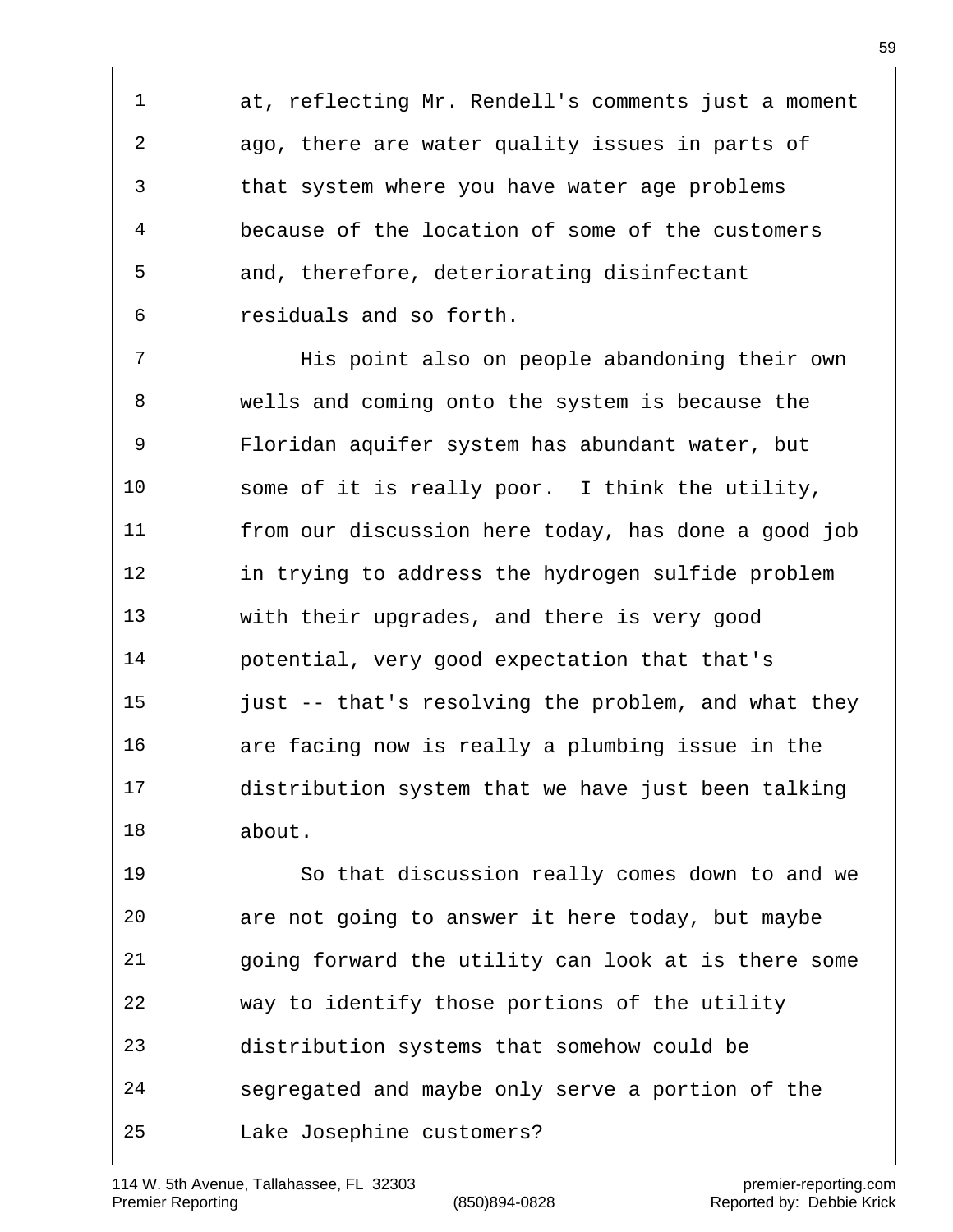at, reflecting Mr. Rendell's comments just a moment ago, there are water quality issues in parts of that system where you have water age problems because of the location of some of the customers and, therefore, deteriorating disinfectant residuals and so forth.

His point also on people abandoning their own wells and coming onto the system is because the Floridan aquifer system has abundant water, but some of it is really poor. I think the utility, from our discussion here today, has done a good job in trying to address the hydrogen sulfide problem with their upgrades, and there is very good potential, very good expectation that that's just -- that's resolving the problem, and what they are facing now is really a plumbing issue in the distribution system that we have just been talking about.

So that discussion really comes down to and we are not going to answer it here today, but maybe going forward the utility can look at is there some way to identify those portions of the utility distribution systems that somehow could be segregated and maybe only serve a portion of the Lake Josephine customers?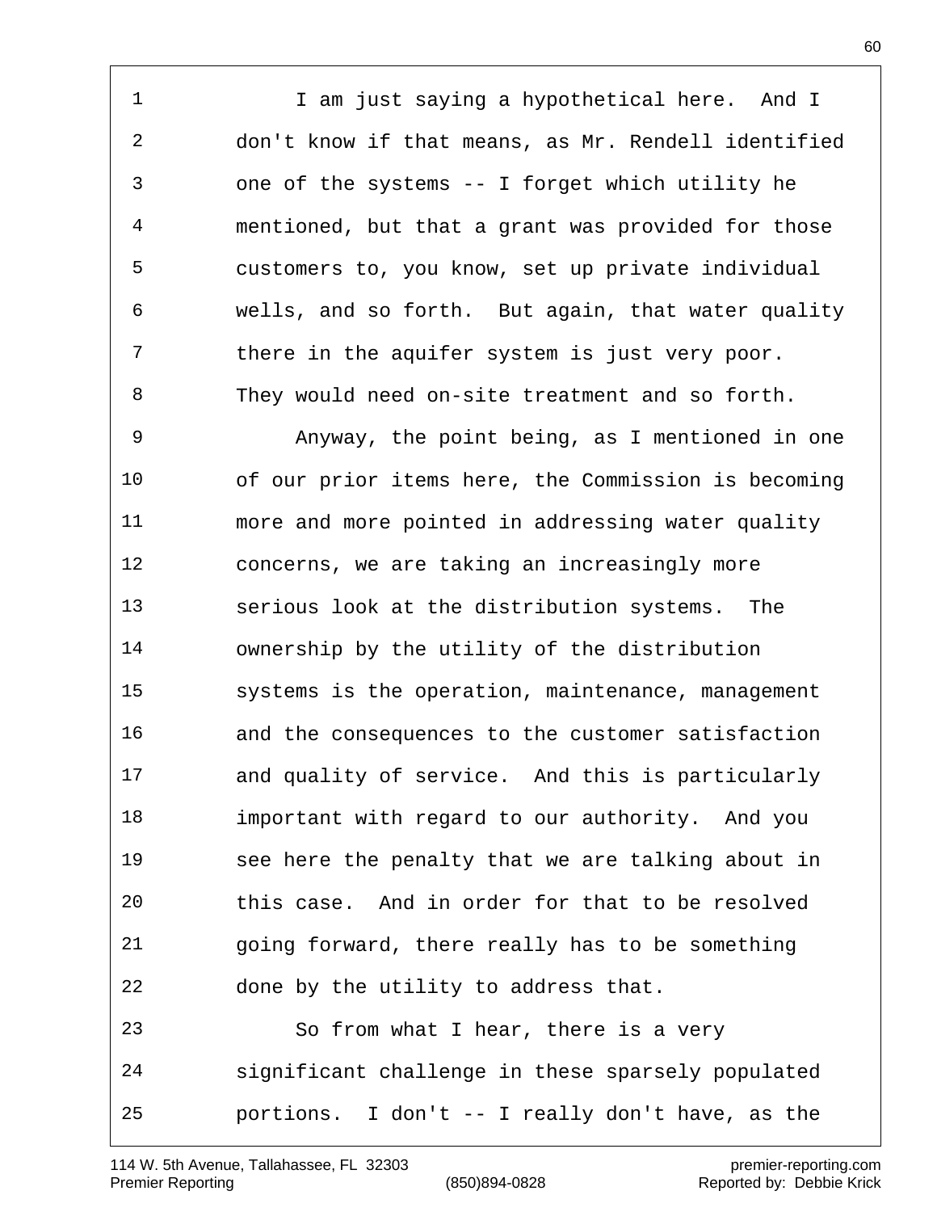I am just saying a hypothetical here. And I don't know if that means, as Mr. Rendell identified one of the systems -- I forget which utility he mentioned, but that a grant was provided for those customers to, you know, set up private individual wells, and so forth. But again, that water quality there in the aquifer system is just very poor. They would need on-site treatment and so forth.

Anyway, the point being, as I mentioned in one of our prior items here, the Commission is becoming more and more pointed in addressing water quality concerns, we are taking an increasingly more serious look at the distribution systems. The ownership by the utility of the distribution systems is the operation, maintenance, management and the consequences to the customer satisfaction and quality of service. And this is particularly important with regard to our authority. And you see here the penalty that we are talking about in this case. And in order for that to be resolved going forward, there really has to be something done by the utility to address that.

So from what I hear, there is a very significant challenge in these sparsely populated portions. I don't -- I really don't have, as the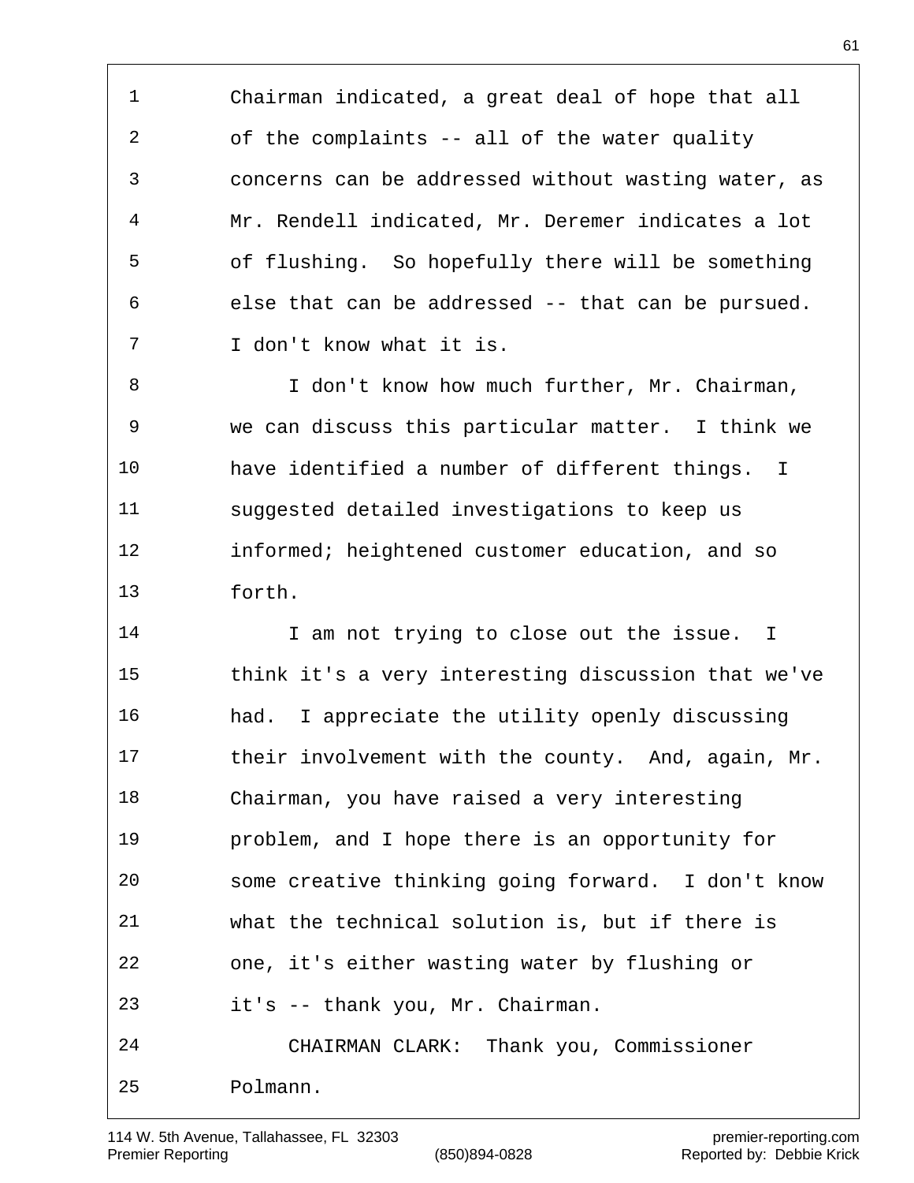Chairman indicated, a great deal of hope that all of the complaints -- all of the water quality concerns can be addressed without wasting water, as Mr. Rendell indicated, Mr. Deremer indicates a lot of flushing. So hopefully there will be something else that can be addressed -- that can be pursued. I don't know what it is.

I don't know how much further, Mr. Chairman, we can discuss this particular matter. I think we have identified a number of different things. I suggested detailed investigations to keep us informed; heightened customer education, and so forth.

I am not trying to close out the issue. I think it's a very interesting discussion that we've had. I appreciate the utility openly discussing their involvement with the county. And, again, Mr. Chairman, you have raised a very interesting problem, and I hope there is an opportunity for some creative thinking going forward. I don't know what the technical solution is, but if there is one, it's either wasting water by flushing or it's -- thank you, Mr. Chairman.

CHAIRMAN CLARK: Thank you, Commissioner Polmann.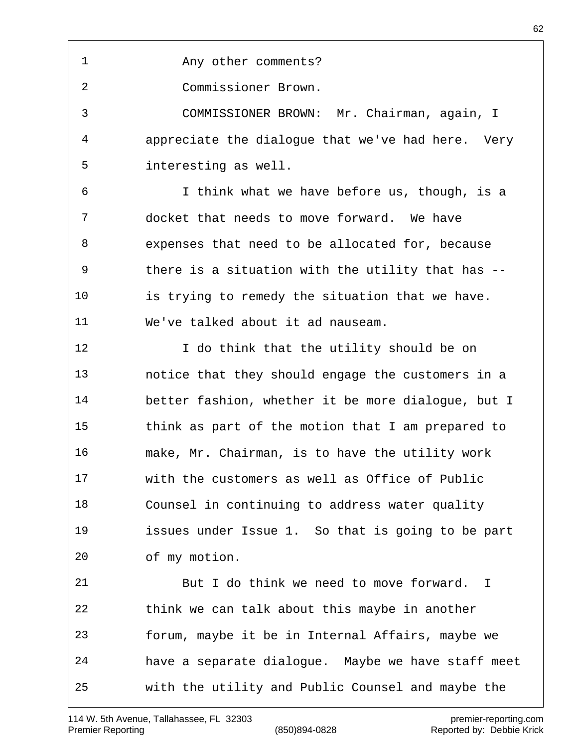Any other comments?

Commissioner Brown.

COMMISSIONER BROWN: Mr. Chairman, again, I appreciate the dialogue that we've had here. Very interesting as well.

I think what we have before us, though, is a docket that needs to move forward. We have expenses that need to be allocated for, because there is a situation with the utility that has -- is trying to remedy the situation that we have. We've talked about it ad nauseam.

I do think that the utility should be on notice that they should engage the customers in a better fashion, whether it be more dialogue, but I think as part of the motion that I am prepared to make, Mr. Chairman, is to have the utility work with the customers as well as Office of Public Counsel in continuing to address water quality issues under Issue 1. So that is going to be part of my motion.

But I do think we need to move forward. I think we can talk about this maybe in another forum, maybe it be in Internal Affairs, maybe we have a separate dialogue. Maybe we have staff meet with the utility and Public Counsel and maybe the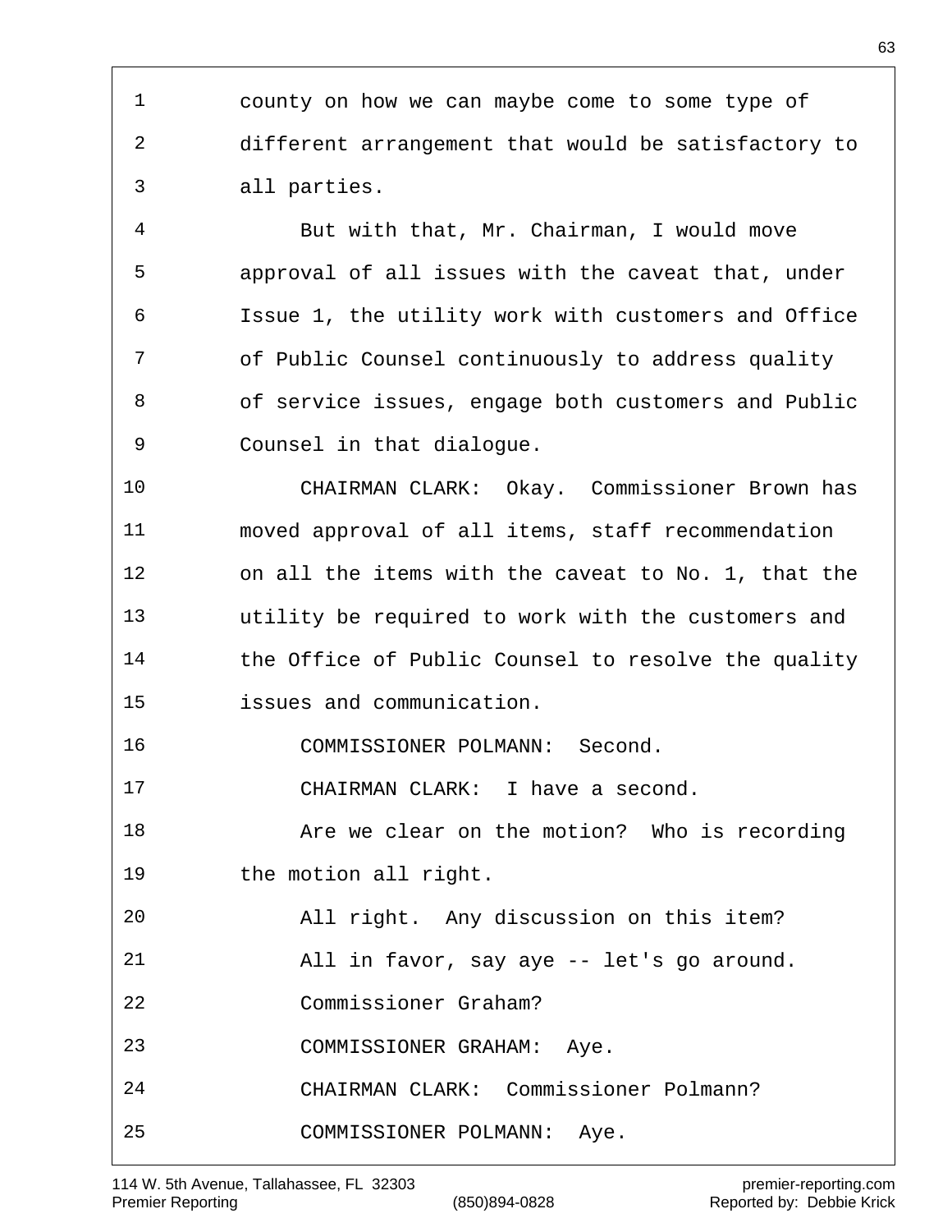county on how we can maybe come to some type of different arrangement that would be satisfactory to all parties.

But with that, Mr. Chairman, I would move approval of all issues with the caveat that, under Issue 1, the utility work with customers and Office of Public Counsel continuously to address quality of service issues, engage both customers and Public Counsel in that dialogue.

CHAIRMAN CLARK: Okay. Commissioner Brown has moved approval of all items, staff recommendation on all the items with the caveat to No. 1, that the utility be required to work with the customers and the Office of Public Counsel to resolve the quality issues and communication.

COMMISSIONER POLMANN: Second.

CHAIRMAN CLARK: I have a second.

Are we clear on the motion? Who is recording the motion all right.

All right. Any discussion on this item?

All in favor, say aye -- let's go around.

Commissioner Graham?

COMMISSIONER GRAHAM: Aye.

CHAIRMAN CLARK: Commissioner Polmann?

COMMISSIONER POLMANN: Aye.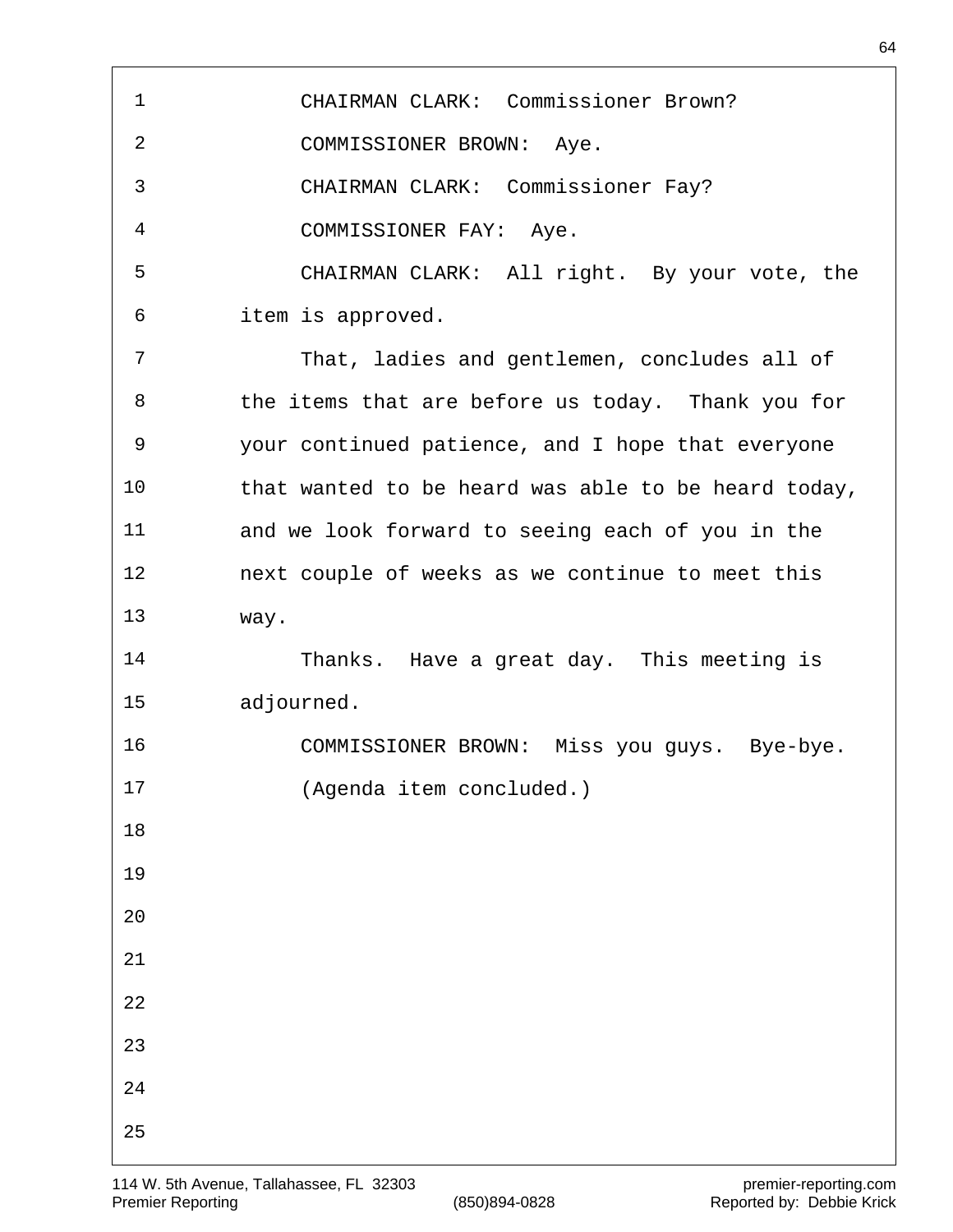CHAIRMAN CLARK: Commissioner Brown?

COMMISSIONER BROWN: Aye.

CHAIRMAN CLARK: Commissioner Fay?

COMMISSIONER FAY: Aye.

CHAIRMAN CLARK: All right. By your vote, the item is approved.

That, ladies and gentlemen, concludes all of the items that are before us today. Thank you for your continued patience, and I hope that everyone that wanted to be heard was able to be heard today, and we look forward to seeing each of you in the next couple of weeks as we continue to meet this way.

Thanks. Have a great day. This meeting is adjourned.

COMMISSIONER BROWN: Miss you guys. Bye-bye.

(Agenda item concluded.)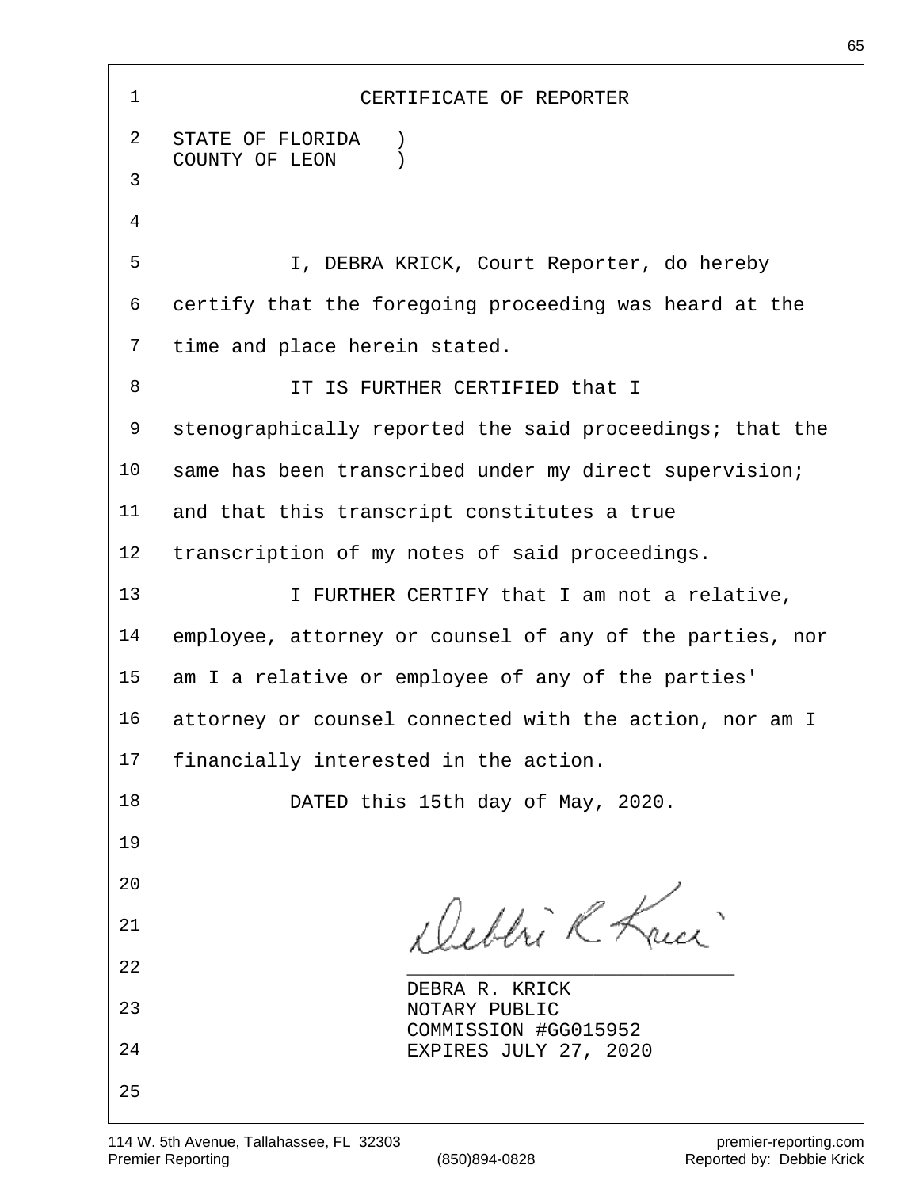# CERTIFICATE OF REPORTER

STATE OF FLORIDA )
COUNTY OF LEON )

I, DEBRA KRICK, Court Reporter, do hereby certify that the foregoing proceeding was heard at the time and place herein stated.

IT IS FURTHER CERTIFIED that I stenographically reported the said proceedings; that the same has been transcribed under my direct supervision; and that this transcript constitutes a true transcription of my notes of said proceedings.

I FURTHER CERTIFY that I am not a relative, employee, attorney or counsel of any of the parties, nor am I a relative or employee of any of the parties' attorney or counsel connected with the action, nor am I financially interested in the action.

DATED this 15th day of May, 2020.

Debbie R Krick

DEBRA R. KRICK
NOTARY PUBLIC
COMMISSION #GG015952
EXPIRES JULY 27, 2020

114 W. 5th Avenue, Tallahassee, FL 32303
Premier Reporting (850)894-0828
premier-reporting.com
Reported by: Debbie Krick